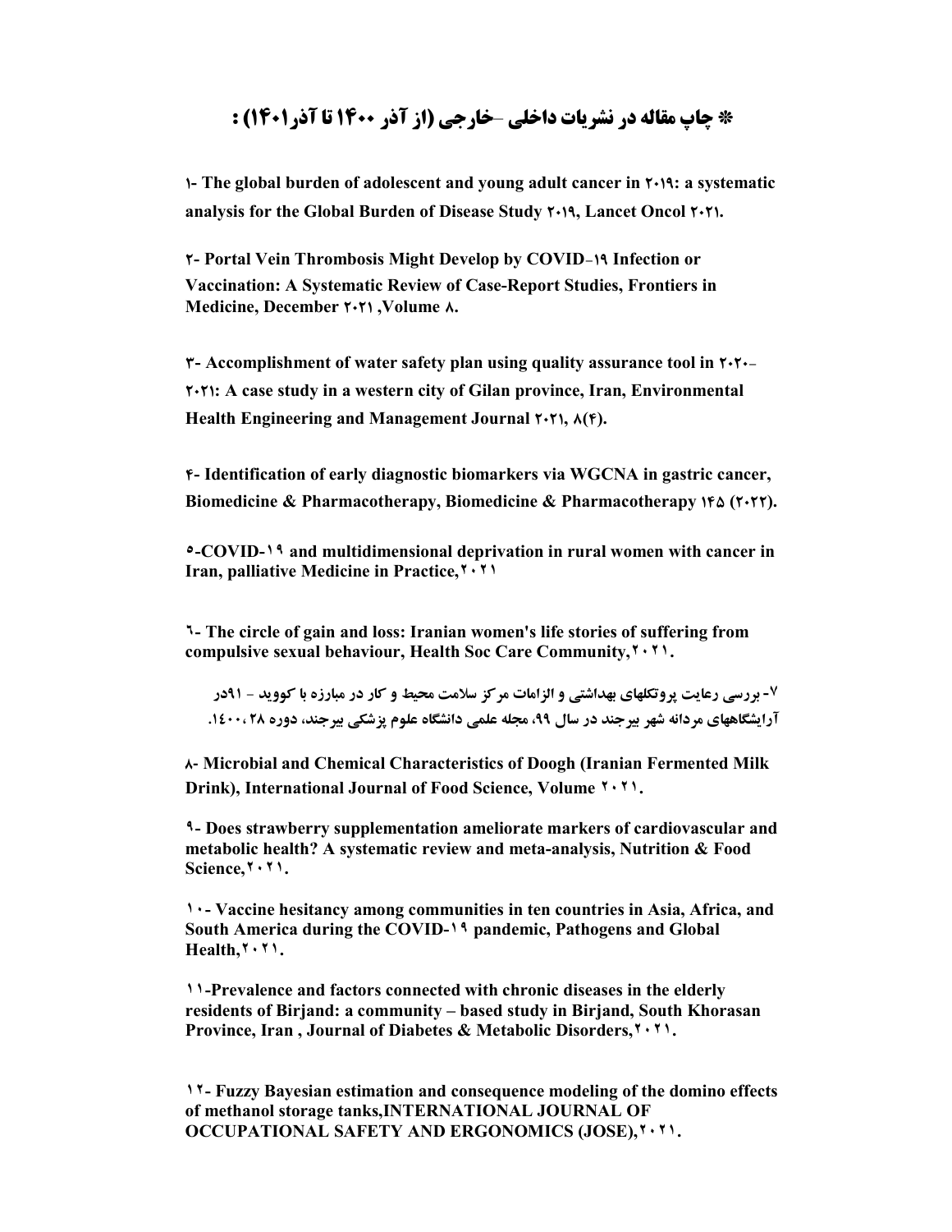# * چاپ مقاله در نشریات داخلی -خارجی (از آذر ۱۴۰۰ تا آذر۱۴۰۱) :

**۱- The global burden of adolescent and young adult cancer in ۲۰۱۹: a systematic analysis for the Global Burden of Disease Study ۲۰۱۹, Lancet Oncol ۲۰۲۱.**

**۲- Portal Vein Thrombosis Might Develop by COVID-۱۹ Infection or Vaccination: A Systematic Review of Case-Report Studies, Frontiers in Medicine, December ۲۰۲۱ ,Volume ۸.**

**۳- Accomplishment of water safety plan using quality assurance tool in ۲۰۲۰-۲۰۲۱: A case study in a western city of Gilan province, Iran, Environmental Health Engineering and Management Journal ۲۰۲۱, ۸(۴).**

**۴- Identification of early diagnostic biomarkers via WGCNA in gastric cancer, Biomedicine & Pharmacotherapy, Biomedicine & Pharmacotherapy ۱۴۵ (۲۰۲۲).**

**۵-COVID-۱۹ and multidimensional deprivation in rural women with cancer in Iran, palliative Medicine in Practice,۲۰۲۱**

**۶- The circle of gain and loss: Iranian women's life stories of suffering from compulsive sexual behaviour, Health Soc Care Community,۲۰۲۱.**

**۷- بررسی رعایت پروتکلهای بهداشتی و الزامات مرکز سلامت محیط و کار در مبارزه با کووید - ۱۹در آرایشگاههای مردانه شهر بیرجند در سال ۹۹، مجله علمی دانشگاه علوم پزشکی بیرجند، دوره ۲۸ ،۱۴۰۰.**

**۸- Microbial and Chemical Characteristics of Doogh (Iranian Fermented Milk Drink), International Journal of Food Science, Volume ۲۰۲۱.**

**۹- Does strawberry supplementation ameliorate markers of cardiovascular and metabolic health? A systematic review and meta-analysis, Nutrition & Food Science,۲۰۲۱.**

**۱۰- Vaccine hesitancy among communities in ten countries in Asia, Africa, and South America during the COVID-۱۹ pandemic, Pathogens and Global Health,۲۰۲۱.**

**۱۱-Prevalence and factors connected with chronic diseases in the elderly residents of Birjand: a community – based study in Birjand, South Khorasan Province, Iran , Journal of Diabetes & Metabolic Disorders,۲۰۲۱.**

**۱۲- Fuzzy Bayesian estimation and consequence modeling of the domino effects of methanol storage tanks,INTERNATIONAL JOURNAL OF OCCUPATIONAL SAFETY AND ERGONOMICS (JOSE),۲۰۲۱.**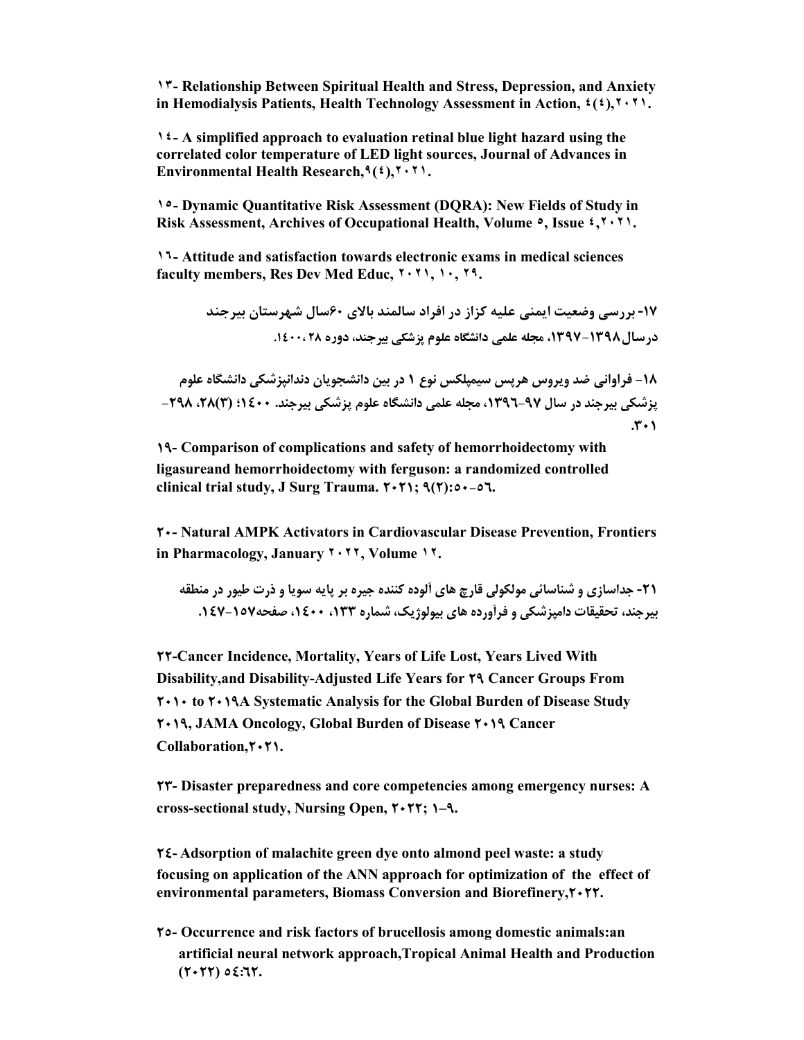**۱۳- Relationship Between Spiritual Health and Stress, Depression, and Anxiety in Hemodialysis Patients, Health Technology Assessment in Action, ٤(٤),٢٠٢١.**

**١٤- A simplified approach to evaluation retinal blue light hazard using the correlated color temperature of LED light sources, Journal of Advances in Environmental Health Research,٩(٤),٢٠٢١.**

**١٥- Dynamic Quantitative Risk Assessment (DQRA): New Fields of Study in Risk Assessment, Archives of Occupational Health, Volume ٥, Issue ٤,٢٠٢١.**

**١٦- Attitude and satisfaction towards electronic exams in medical sciences faculty members, Res Dev Med Educ, ٢٠٢١, ١٠, ٢٩.**

**۱۷- بررسی وضعیت ایمنی علیه کزاز در افراد سالمند بالای ۶۰سال شهرستان بیرجند درسال۱۳۹۸-۱۳۹۷، مجله علمی دانشگاه علوم پزشکی بیرجند، دوره ۲۸ ،١٤٠٠.**

**۱۸- فراوانی ضد ویروس هرپس سیمپلکس نوع ۱ در بین دانشجویان دندانپزشکی دانشگاه علوم پزشکی بیرجند در سال ۹۷-١٣٩٦، مجله علمی دانشگاه علوم پزشکی بیرجند. ١٤٠٠؛ (۳)۲۸، ۲۹۸-۳۰۱.**

**۱۹- Comparison of complications and safety of hemorrhoidectomy with ligasureand hemorrhoidectomy with ferguson: a randomized controlled clinical trial study, J Surg Trauma. ۲۰۲۱; ۹(۲):٥٠-٥٦.**

**۲۰- Natural AMPK Activators in Cardiovascular Disease Prevention, Frontiers in Pharmacology, January ٢٠٢٢, Volume ١٢.**

**۲۱- جداسازی و شناسائی مولکولی قارچ های آلوده کننده جیره بر پایه سویا و ذرت طیور در منطقه بیرجند، تحقیقات دامپزشکی و فرآورده های بیولوژیک، شماره ۱۳۳، ١٤٠٠، صفحه۱۵۷-١٤٧.**

**۲۲-Cancer Incidence, Mortality, Years of Life Lost, Years Lived With Disability,and Disability-Adjusted Life Years for ۲۹ Cancer Groups From ۲۰۱۰ to ۲۰۱۹A Systematic Analysis for the Global Burden of Disease Study ۲۰۱۹, JAMA Oncology, Global Burden of Disease ۲۰۱۹ Cancer Collaboration,۲۰۲۱.**

**۲۳- Disaster preparedness and core competencies among emergency nurses: A cross-sectional study, Nursing Open, ۲۰۲۲; ۱–۹.**

**٢٤- Adsorption of malachite green dye onto almond peel waste: a study focusing on application of the ANN approach for optimization of the effect of environmental parameters, Biomass Conversion and Biorefinery,۲۰۲۲.**

**٢٥- Occurrence and risk factors of brucellosis among domestic animals:an artificial neural network approach,Tropical Animal Health and Production (۲۰۲۲) ٥٤:٦٢.**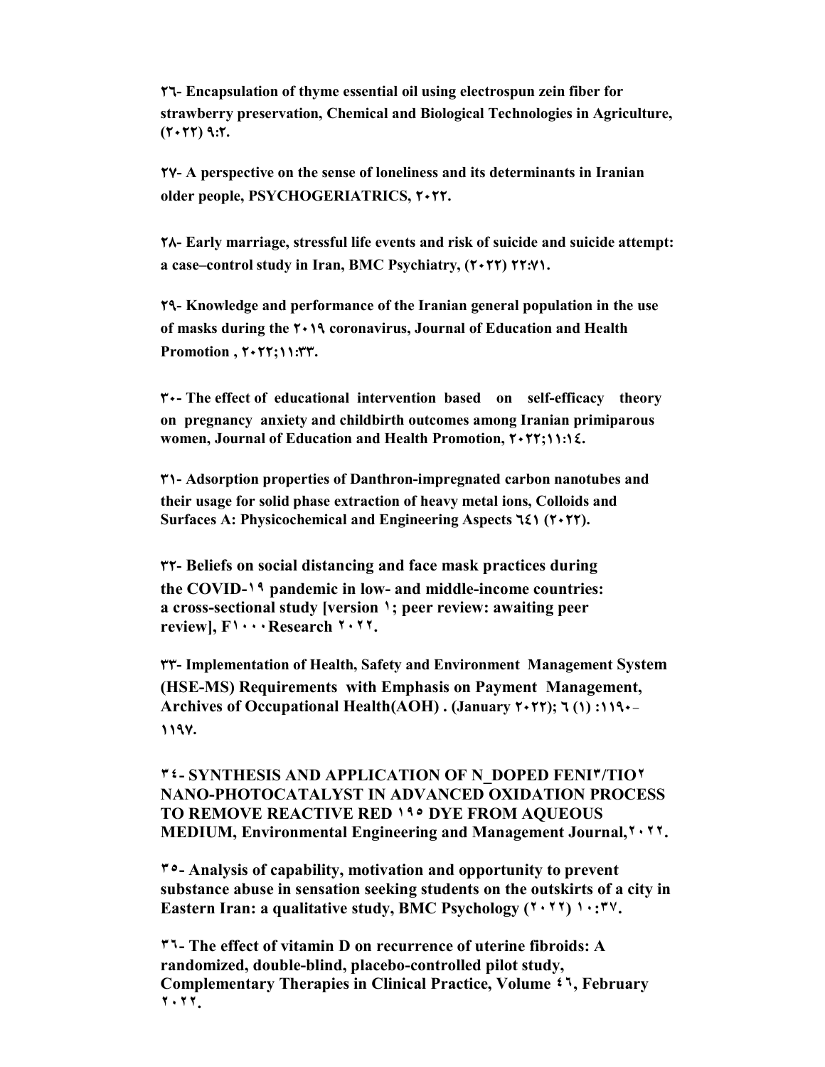**٢٦- Encapsulation of thyme essential oil using electrospun zein fiber for strawberry preservation, Chemical and Biological Technologies in Agriculture, (٢٠٢٢) ٩:٢.**

**٢٧- A perspective on the sense of loneliness and its determinants in Iranian older people, PSYCHOGERIATRICS, ٢٠٢٢.**

**٢٨- Early marriage, stressful life events and risk of suicide and suicide attempt: a case–control study in Iran, BMC Psychiatry, (٢٠٢٢) ٢٢:٧١.**

**٢٩- Knowledge and performance of the Iranian general population in the use of masks during the ٢٠١٩ coronavirus, Journal of Education and Health Promotion , ٢٠٢٢;١١:٣٣.**

**٣٠- The effect of educational intervention based on self-efficacy theory on pregnancy anxiety and childbirth outcomes among Iranian primiparous women, Journal of Education and Health Promotion, ٢٠٢٢;١١:١٤.**

**٣١- Adsorption properties of Danthron-impregnated carbon nanotubes and their usage for solid phase extraction of heavy metal ions, Colloids and Surfaces A: Physicochemical and Engineering Aspects ٦٤١ (٢٠٢٢).**

**٣٢- Beliefs on social distancing and face mask practices during the COVID-١٩ pandemic in low- and middle-income countries: a cross-sectional study [version ١; peer review: awaiting peer review], F١٠٠٠Research ٢٠٢٢.**

**٣٣- Implementation of Health, Safety and Environment Management System (HSE-MS) Requirements with Emphasis on Payment Management, Archives of Occupational Health(AOH) . (January ٢٠٢٢); ٦ (١) :١١٩٠-١١٩٧.**

**٣٤- SYNTHESIS AND APPLICATION OF N_DOPED FENI٣/TIO٢ NANO-PHOTOCATALYST IN ADVANCED OXIDATION PROCESS TO REMOVE REACTIVE RED ١٩٥ DYE FROM AQUEOUS MEDIUM, Environmental Engineering and Management Journal,٢٠٢٢.**

**٣٥- Analysis of capability, motivation and opportunity to prevent substance abuse in sensation seeking students on the outskirts of a city in Eastern Iran: a qualitative study, BMC Psychology (٢٠٢٢) ١٠:٣٧.**

**٣٦- The effect of vitamin D on recurrence of uterine fibroids: A randomized, double-blind, placebo-controlled pilot study, Complementary Therapies in Clinical Practice, Volume ٤٦, February ٢٠٢٢.**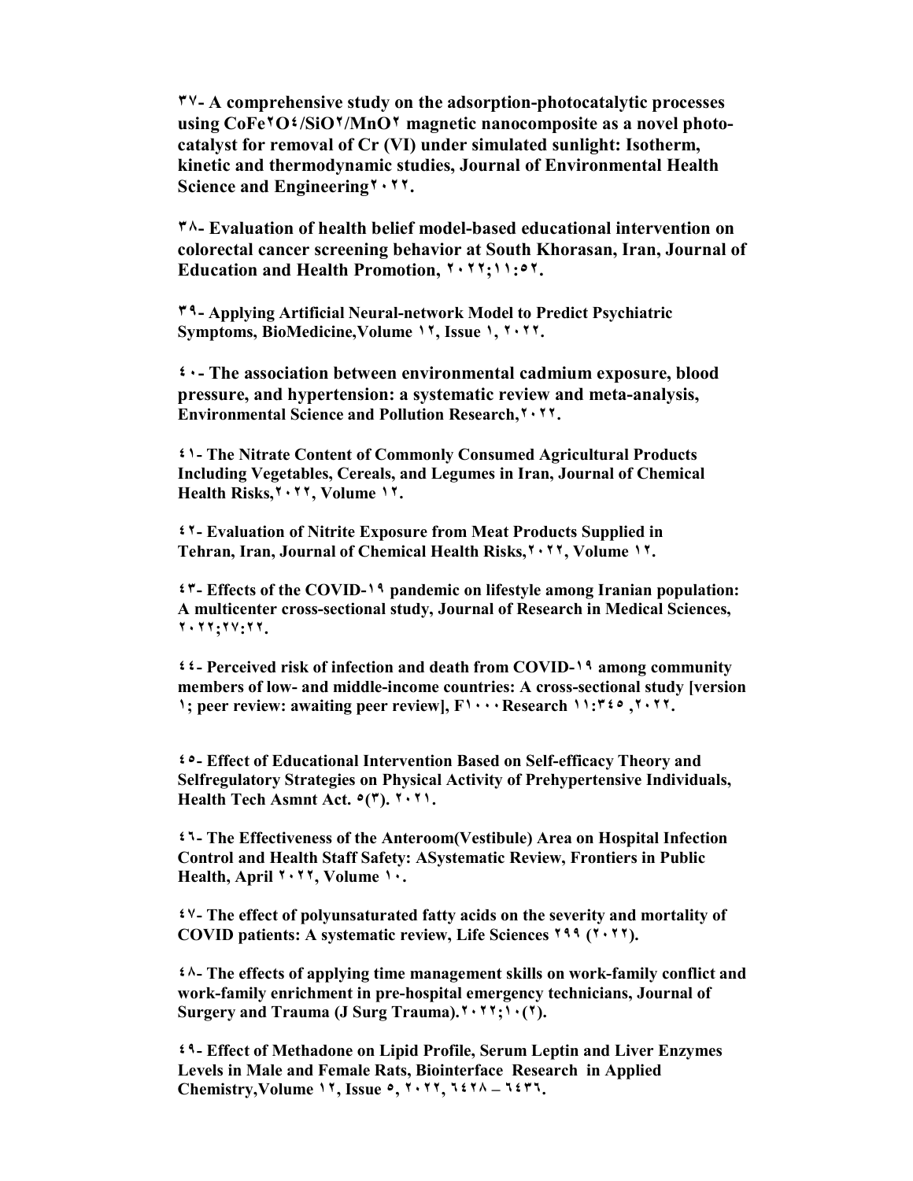**۳۷- A comprehensive study on the adsorption-photocatalytic processes using $CoFe_2O_4/SiO_2/MnO_2$ magnetic nanocomposite as a novel photo-catalyst for removal of Cr (VI) under simulated sunlight: Isotherm, kinetic and thermodynamic studies, Journal of Environmental Health Science and Engineering۲۰۲۲.**

**۳۸- Evaluation of health belief model-based educational intervention on colorectal cancer screening behavior at South Khorasan, Iran, Journal of Education and Health Promotion, ۲۰۲۲;۱۱:۵۲.**

**۳۹- Applying Artificial Neural-network Model to Predict Psychiatric Symptoms, BioMedicine,Volume ۱۲, Issue ۱, ۲۰۲۲.**

**۴۰- The association between environmental cadmium exposure, blood pressure, and hypertension: a systematic review and meta-analysis, Environmental Science and Pollution Research,۲۰۲۲.**

**۴۱- The Nitrate Content of Commonly Consumed Agricultural Products Including Vegetables, Cereals, and Legumes in Iran, Journal of Chemical Health Risks,۲۰۲۲, Volume ۱۲.**

**۴۲- Evaluation of Nitrite Exposure from Meat Products Supplied in Tehran, Iran, Journal of Chemical Health Risks,۲۰۲۲, Volume ۱۲.**

**۴۳- Effects of the COVID-۱۹ pandemic on lifestyle among Iranian population: A multicenter cross-sectional study, Journal of Research in Medical Sciences, ۲۰۲۲;۲۷:۲۲.**

**۴۴- Perceived risk of infection and death from COVID-۱۹ among community members of low- and middle-income countries: A cross-sectional study [version ۱; peer review: awaiting peer review], F۱۰۰۰Research ۱۱:۳۴۵ ,۲۰۲۲.**

**۴۵- Effect of Educational Intervention Based on Self-efficacy Theory and Selfregulatory Strategies on Physical Activity of Prehypertensive Individuals, Health Tech Asmnt Act. ۵(۳). ۲۰۲۱.**

**۴۶- The Effectiveness of the Anteroom(Vestibule) Area on Hospital Infection Control and Health Staff Safety: ASystematic Review, Frontiers in Public Health, April ۲۰۲۲, Volume ۱۰.**

**۴۷- The effect of polyunsaturated fatty acids on the severity and mortality of COVID patients: A systematic review, Life Sciences ۲۹۹ (۲۰۲۲).**

**۴۸- The effects of applying time management skills on work-family conflict and work-family enrichment in pre-hospital emergency technicians, Journal of Surgery and Trauma (J Surg Trauma).۲۰۲۲;۱۰(۲).**

**۴۹- Effect of Methadone on Lipid Profile, Serum Leptin and Liver Enzymes Levels in Male and Female Rats, Biointerface Research in Applied Chemistry,Volume ۱۲, Issue ۵, ۲۰۲۲, ٦٤۲۸ – ٦٤۳٦.**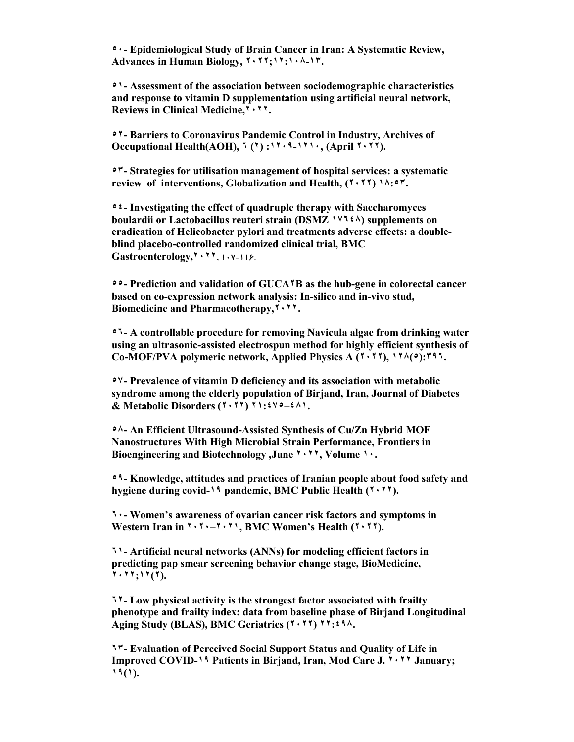**۵۰- Epidemiological Study of Brain Cancer in Iran: A Systematic Review, Advances in Human Biology, ۲۰۲۲;۱۲:۱۰۸-۱۳.**

**۵۱- Assessment of the association between sociodemographic characteristics and response to vitamin D supplementation using artificial neural network, Reviews in Clinical Medicine,۲۰۲۲.**

**۵۲- Barriers to Coronavirus Pandemic Control in Industry, Archives of Occupational Health(AOH), ٦ (۲) :۱۲۰۹-۱۲۱۰, (April ۲۰۲۲).**

**۵۳- Strategies for utilisation management of hospital services: a systematic review of interventions, Globalization and Health, (۲۰۲۲) ۱۸:۵۳.**

**۵٤- Investigating the effect of quadruple therapy with Saccharomyces boulardii or Lactobacillus reuteri strain (DSMZ ۱۷٦٤۸) supplements on eradication of Helicobacter pylori and treatments adverse effects: a double-blind placebo-controlled randomized clinical trial, BMC Gastroenterology,۲۰۲۲, ۱۰۷-۱۱۶.**

**۵۵- Prediction and validation of GUCA۲B as the hub-gene in colorectal cancer based on co-expression network analysis: In-silico and in-vivo stud, Biomedicine and Pharmacotherapy,۲۰۲۲.**

**۵٦- A controllable procedure for removing Navicula algae from drinking water using an ultrasonic-assisted electrospun method for highly efficient synthesis of Co-MOF/PVA polymeric network, Applied Physics A (۲۰۲۲), ۱۲۸(۵):۳۹٦.**

**۵۷- Prevalence of vitamin D deficiency and its association with metabolic syndrome among the elderly population of Birjand, Iran, Journal of Diabetes & Metabolic Disorders (۲۰۲۲) ۲۱:٤۷۵–٤۸۱.**

**۵۸- An Efficient Ultrasound-Assisted Synthesis of Cu/Zn Hybrid MOF Nanostructures With High Microbial Strain Performance, Frontiers in Bioengineering and Biotechnology ,June ۲۰۲۲, Volume ۱۰.**

**۵۹- Knowledge, attitudes and practices of Iranian people about food safety and hygiene during covid-۱۹ pandemic, BMC Public Health (۲۰۲۲).**

**٦۰- Women's awareness of ovarian cancer risk factors and symptoms in Western Iran in ۲۰۲۰–۲۰۲۱, BMC Women's Health (۲۰۲۲).**

**٦۱- Artificial neural networks (ANNs) for modeling efficient factors in predicting pap smear screening behavior change stage, BioMedicine, ۲۰۲۲;۱۲(۲).**

**٦۲- Low physical activity is the strongest factor associated with frailty phenotype and frailty index: data from baseline phase of Birjand Longitudinal Aging Study (BLAS), BMC Geriatrics (۲۰۲۲) ۲۲:٤۹۸.**

**٦۳- Evaluation of Perceived Social Support Status and Quality of Life in Improved COVID-۱۹ Patients in Birjand, Iran, Mod Care J. ۲۰۲۲ January; ۱۹(۱).**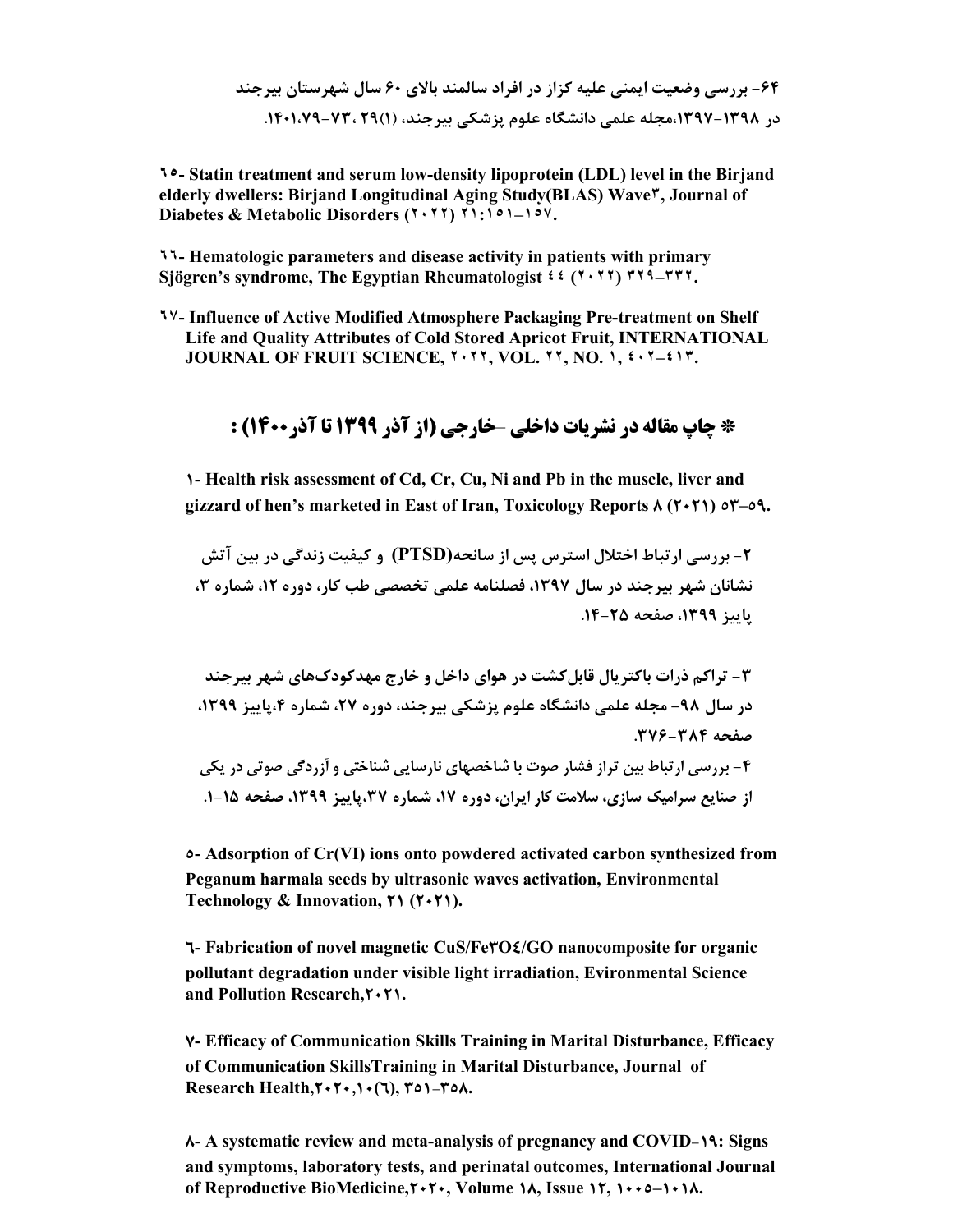۶۴- بررسی وضعیت ایمنی علیه کزاز در افراد سالمند بالای ۶۰ سال شهرستان بیرجند در ۱۳۹۸-۱۳۹۷،مجله علمی دانشگاه علوم پزشکی بیرجند، ۲۹(۱) ،۷۳-۷۹، ۱۴۰۱.

٦٥- Statin treatment and serum low-density lipoprotein (LDL) level in the Birjand elderly dwellers: Birjand Longitudinal Aging Study(BLAS) Wave٣, Journal of Diabetes & Metabolic Disorders (٢٠٢٢) ٢١:١٥١–١٥٧.

٦٦- Hematologic parameters and disease activity in patients with primary Sjögren's syndrome, The Egyptian Rheumatologist ٤٤ (٢٠٢٢) ٣٢٩–٣٣٢.

٦٧- Influence of Active Modified Atmosphere Packaging Pre-treatment on Shelf Life and Quality Attributes of Cold Stored Apricot Fruit, INTERNATIONAL JOURNAL OF FRUIT SCIENCE, ٢٠٢٢, VOL. ٢٢, NO. ١, ٤٠٢–٤١٣.

## * چاپ مقاله در نشریات داخلی -خارجی (از آذر ۱۳۹۹ تا آذر ۱۴۰۰) :

۱- Health risk assessment of Cd, Cr, Cu, Ni and Pb in the muscle, liver and gizzard of hen's marketed in East of Iran, Toxicology Reports ۸ (۲۰۲۱) ۵۳–۵۹.

۲- بررسی ارتباط اختلال استرس پس از سانحه(PTSD) و کیفیت زندگی در بین آتش نشانان شهر بیرجند در سال ۱۳۹۷، فصلنامه علمی تخصصی طب کار، دوره ۱۲، شماره ۳، پاییز ۱۳۹۹، صفحه ۲۵-۱۴.

۳- تراکم ذرات باکتریال قابل‌کشت در هوای داخل و خارج مهدکودک‌های شهر بیرجند در سال ۹۸- مجله علمی دانشگاه علوم پزشکی بیرجند، دوره ۲۷، شماره ۴،پاییز ۱۳۹۹، صفحه ۳۸۴-۳۷۶.

۴- بررسی ارتباط بین تراز فشار صوت با شاخصهای نارسایی شناختی و آزردگی صوتی در یکی از صنایع سرامیک سازی، سلامت کار ایران، دوره ۱۷، شماره ۳۷،پاییز ۱۳۹۹، صفحه ۱۵-۱.

۵- Adsorption of Cr(VI) ions onto powdered activated carbon synthesized from Peganum harmala seeds by ultrasonic waves activation, Environmental Technology & Innovation, ۲۱ (۲۰۲۱).

٦- Fabrication of novel magnetic CuS/Fe٣O٤/GO nanocomposite for organic pollutant degradation under visible light irradiation, Evironmental Science and Pollution Research,٢٠٢١.

۷- Efficacy of Communication Skills Training in Marital Disturbance, Efficacy of Communication SkillsTraining in Marital Disturbance, Journal of Research Health,۲۰۲۰,۱۰(٦), ۳۵۱-۳۵۸.

۸- A systematic review and meta-analysis of pregnancy and COVID-۱۹: Signs and symptoms, laboratory tests, and perinatal outcomes, International Journal of Reproductive BioMedicine,۲۰۲۰, Volume ۱۸, Issue ۱۲, ۱۰۰۵–۱۰۱۸.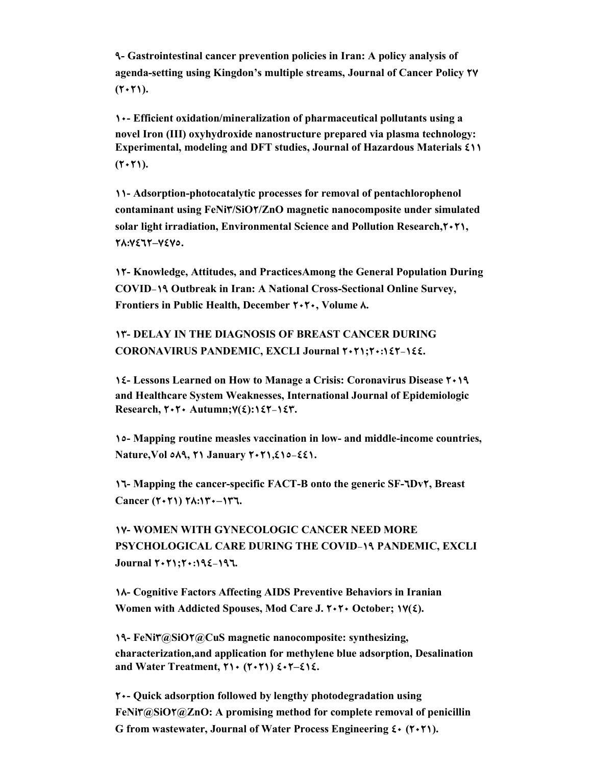**۹- Gastrointestinal cancer prevention policies in Iran: A policy analysis of agenda-setting using Kingdon's multiple streams, Journal of Cancer Policy ۲۷ (۲۰۲۱).**

**۱۰- Efficient oxidation/mineralization of pharmaceutical pollutants using a novel Iron (III) oxyhydroxide nanostructure prepared via plasma technology: Experimental, modeling and DFT studies, Journal of Hazardous Materials ٤۱۱ (۲۰۲۱).**

**۱۱- Adsorption-photocatalytic processes for removal of pentachlorophenol contaminant using FeNi۳/SiO۲/ZnO magnetic nanocomposite under simulated solar light irradiation, Environmental Science and Pollution Research,۲۰۲۱, ۲۸:۷٤٦۲–۷٤۷٥.**

**۱۲- Knowledge, Attitudes, and PracticesAmong the General Population During COVID-۱۹ Outbreak in Iran: A National Cross-Sectional Online Survey, Frontiers in Public Health, December ۲۰۲۰, Volume ۸.**

**۱۳- DELAY IN THE DIAGNOSIS OF BREAST CANCER DURING CORONAVIRUS PANDEMIC, EXCLI Journal ۲۰۲۱;۲۰:۱٤۲-۱٤٤.**

**۱٤- Lessons Learned on How to Manage a Crisis: Coronavirus Disease ۲۰۱۹ and Healthcare System Weaknesses, International Journal of Epidemiologic Research, ۲۰۲۰ Autumn;۷(٤):۱٤۲-۱٤۳.**

**۱٥- Mapping routine measles vaccination in low- and middle-income countries, Nature,Vol ٥۸۹, ۲۱ January ۲۰۲۱,٤۱٥-٤٤۱.**

**۱٦- Mapping the cancer-specific FACT-B onto the generic SF-٦Dv۲, Breast Cancer (۲۰۲۱) ۲۸:۱۳۰–۱۳٦.**

**۱۷- WOMEN WITH GYNECOLOGIC CANCER NEED MORE PSYCHOLOGICAL CARE DURING THE COVID-۱۹ PANDEMIC, EXCLI Journal ۲۰۲۱;۲۰:۱۹٤-۱۹٦.**

**۱۸- Cognitive Factors Affecting AIDS Preventive Behaviors in Iranian Women with Addicted Spouses, Mod Care J. ۲۰۲۰ October; ۱۷(٤).**

**۱۹- FeNi۳@SiO۲@CuS magnetic nanocomposite: synthesizing, characterization,and application for methylene blue adsorption, Desalination and Water Treatment, ۲۱۰ (۲۰۲۱) ٤۰۲–٤۱٤.**

**۲۰- Quick adsorption followed by lengthy photodegradation using FeNi۳@SiO۲@ZnO: A promising method for complete removal of penicillin G from wastewater, Journal of Water Process Engineering ٤۰ (۲۰۲۱).**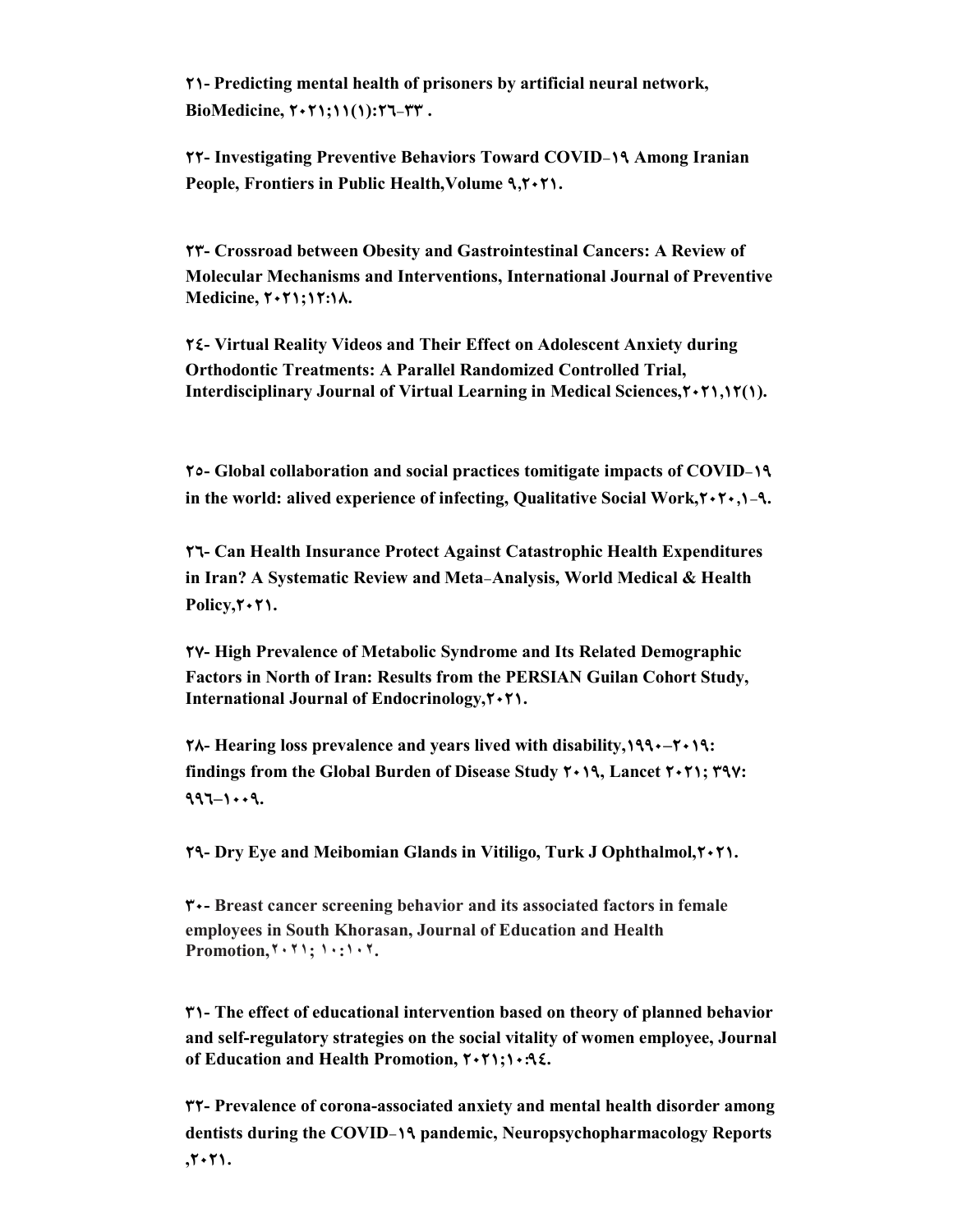**۲۱- Predicting mental health of prisoners by artificial neural network, BioMedicine, ۲۰۲۱;۱۱(۱):۲٦-۳۳ .**

**۲۲- Investigating Preventive Behaviors Toward COVID-۱۹ Among Iranian People, Frontiers in Public Health,Volume ۹,۲۰۲۱.**

**۲۳- Crossroad between Obesity and Gastrointestinal Cancers: A Review of Molecular Mechanisms and Interventions, International Journal of Preventive Medicine, ۲۰۲۱;۱۲:۱۸.**

**۲٤- Virtual Reality Videos and Their Effect on Adolescent Anxiety during Orthodontic Treatments: A Parallel Randomized Controlled Trial, Interdisciplinary Journal of Virtual Learning in Medical Sciences,۲۰۲۱,۱۲(۱).**

**۲٥- Global collaboration and social practices tomitigate impacts of COVID-۱۹ in the world: alived experience of infecting, Qualitative Social Work,۲۰۲۰,۱-۹.**

**۲٦- Can Health Insurance Protect Against Catastrophic Health Expenditures in Iran? A Systematic Review and Meta-Analysis, World Medical & Health Policy,۲۰۲۱.**

**۲۷- High Prevalence of Metabolic Syndrome and Its Related Demographic Factors in North of Iran: Results from the PERSIAN Guilan Cohort Study, International Journal of Endocrinology,۲۰۲۱.**

**۲۸- Hearing loss prevalence and years lived with disability,۱۹۹۰–۲۰۱۹: findings from the Global Burden of Disease Study ۲۰۱۹, Lancet ۲۰۲۱; ۳۹۷: ۹۹٦–۱۰۰۹.**

**۲۹- Dry Eye and Meibomian Glands in Vitiligo, Turk J Ophthalmol,۲۰۲۱.**

**۳۰- Breast cancer screening behavior and its associated factors in female employees in South Khorasan, Journal of Education and Health Promotion,۲۰۲۱; ۱۰:۱۰۲.**

**۳۱- The effect of educational intervention based on theory of planned behavior and self-regulatory strategies on the social vitality of women employee, Journal of Education and Health Promotion, ۲۰۲۱;۱۰:۹٤.**

**۳۲- Prevalence of corona-associated anxiety and mental health disorder among dentists during the COVID-۱۹ pandemic, Neuropsychopharmacology Reports ,۲۰۲۱.**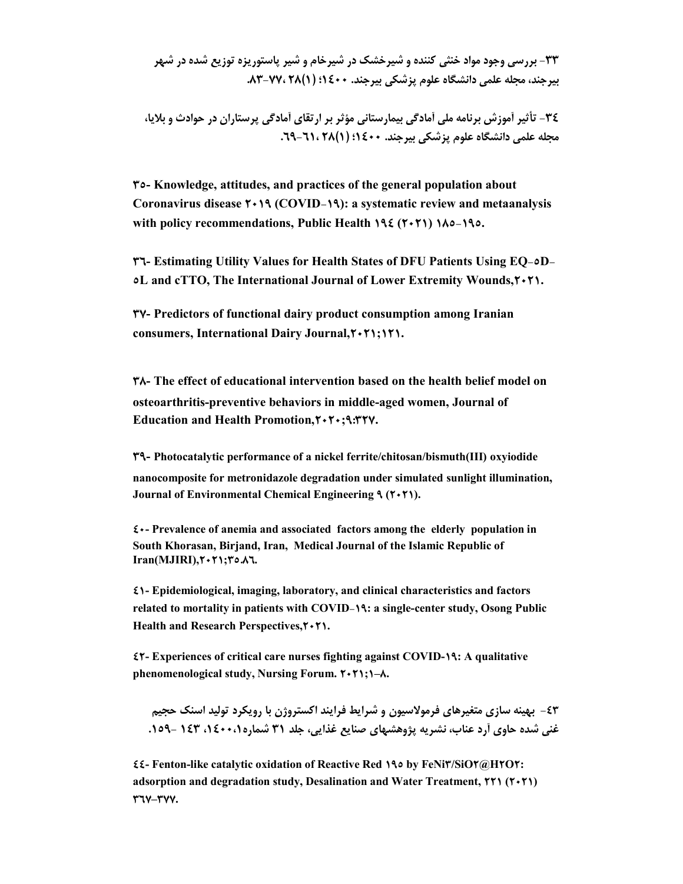۳۳- بررسی وجود مواد خنثی کننده و شیرخشک در شیرخام و شیر پاستوریزه توزیع شده در شهر بیرجند، مجله علمی دانشگاه علوم پزشکی بیرجند. ۱٤۰۰؛ ۲۸ (۱)، ۷۷-۸۳.

۳٤- تأثیر آموزش برنامه ملی آمادگی بیمارستانی مؤثر بر ارتقای آمادگی پرستاران در حوادث و بلایا، مجله علمی دانشگاه علوم پزشکی بیرجند. ۱٤۰۰؛ ۲۸ (۱)، ٦۱-٦۹.

**۳٥- Knowledge, attitudes, and practices of the general population about Coronavirus disease ۲۰۱۹ (COVID-۱۹): a systematic review and metaanalysis with policy recommendations, Public Health ۱۹٤ (۲۰۲۱) ۱۸٥-۱۹٥.**

**۳٦- Estimating Utility Values for Health States of DFU Patients Using EQ-٥D-٥L and cTTO, The International Journal of Lower Extremity Wounds,۲۰۲۱.**

**۳۷- Predictors of functional dairy product consumption among Iranian consumers, International Dairy Journal,۲۰۲۱;۱۲۱.**

**۳۸- The effect of educational intervention based on the health belief model on osteoarthritis-preventive behaviors in middle-aged women, Journal of Education and Health Promotion,۲۰۲۰;۹:۳۲۷.**

**۳۹- Photocatalytic performance of a nickel ferrite/chitosan/bismuth(III) oxyiodide nanocomposite for metronidazole degradation under simulated sunlight illumination, Journal of Environmental Chemical Engineering ۹ (۲۰۲۱).**

**٤۰- Prevalence of anemia and associated factors among the elderly population in South Khorasan, Birjand, Iran, Medical Journal of the Islamic Republic of Iran(MJIRI),۲۰۲۱;۳٥.۸٦.**

**٤۱- Epidemiological, imaging, laboratory, and clinical characteristics and factors related to mortality in patients with COVID-۱۹: a single-center study, Osong Public Health and Research Perspectives,۲۰۲۱.**

**٤۲- Experiences of critical care nurses fighting against COVID-۱۹: A qualitative phenomenological study, Nursing Forum. ۲۰۲۱;۱–۸.**

٤۳- بهینه سازی متغیرهای فرمولاسیون و شرایط فرایند اکستروژن با رویکرد تولید اسنک حجیم غنی شده حاوی آرد عناب، نشریه پژوهشهای صنایع غذایی، جلد ۳۱ شماره۱، ۱٤۰۰، ۱٤۳ -۱٥۹.

**٤٤- Fenton-like catalytic oxidation of Reactive Red ۱۹٥ by FeNi۳/SiO۲@H۲O۲: adsorption and degradation study, Desalination and Water Treatment, ۲۲۱ (۲۰۲۱) ۳٦۷–۳۷۷.**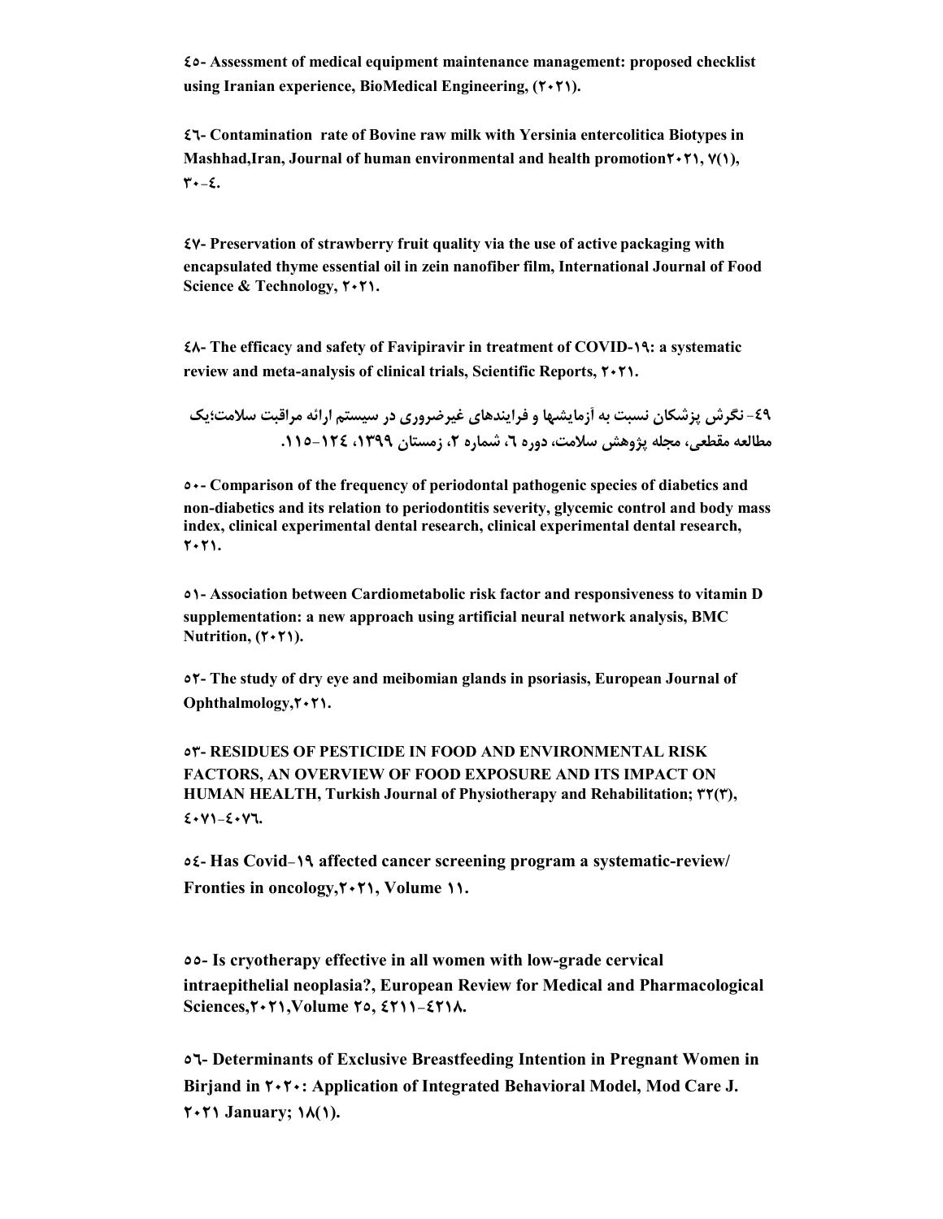**٤٥- Assessment of medical equipment maintenance management: proposed checklist using Iranian experience, BioMedical Engineering, (٢٠٢١).**

**٤٦- Contamination rate of Bovine raw milk with Yersinia entercolitica Biotypes in Mashhad,Iran, Journal of human environmental and health promotion٢٠٢١, ٧(١), ٣٠-٤.**

**٤٧- Preservation of strawberry fruit quality via the use of active packaging with encapsulated thyme essential oil in zein nanofiber film, International Journal of Food Science & Technology, ٢٠٢١.**

**٤٨- The efficacy and safety of Favipiravir in treatment of COVID-١٩: a systematic review and meta-analysis of clinical trials, Scientific Reports, ٢٠٢١.**

**٤٩- نگرش پزشکان نسبت به آزمایشها و فرایندهای غیرضروری در سیستم ارائه مراقبت سلامت؛یک مطالعه مقطعی، مجله پژوهش سلامت، دوره ٦، شماره ٢، زمستان ١٣٩٩، ١٢٤-١١٥.**

**٥٠- Comparison of the frequency of periodontal pathogenic species of diabetics and non-diabetics and its relation to periodontitis severity, glycemic control and body mass index, clinical experimental dental research, clinical experimental dental research, ٢٠٢١.**

**٥١- Association between Cardiometabolic risk factor and responsiveness to vitamin D supplementation: a new approach using artificial neural network analysis, BMC Nutrition, (٢٠٢١).**

**٥٢- The study of dry eye and meibomian glands in psoriasis, European Journal of Ophthalmology,٢٠٢١.**

**٥٣- RESIDUES OF PESTICIDE IN FOOD AND ENVIRONMENTAL RISK FACTORS, AN OVERVIEW OF FOOD EXPOSURE AND ITS IMPACT ON HUMAN HEALTH, Turkish Journal of Physiotherapy and Rehabilitation; ٣٢(٣), ٤٠٧١-٤٠٧٦.**

**٥٤- Has Covid-١٩ affected cancer screening program a systematic-review/ Fronties in oncology,٢٠٢١, Volume ١١.**

**٥٥- Is cryotherapy effective in all women with low-grade cervical intraepithelial neoplasia?, European Review for Medical and Pharmacological Sciences,٢٠٢١,Volume ٢٥, ٤٢١١-٤٢١٨.**

**٥٦- Determinants of Exclusive Breastfeeding Intention in Pregnant Women in Birjand in ٢٠٢٠: Application of Integrated Behavioral Model, Mod Care J. ٢٠٢١ January; ١٨(١).**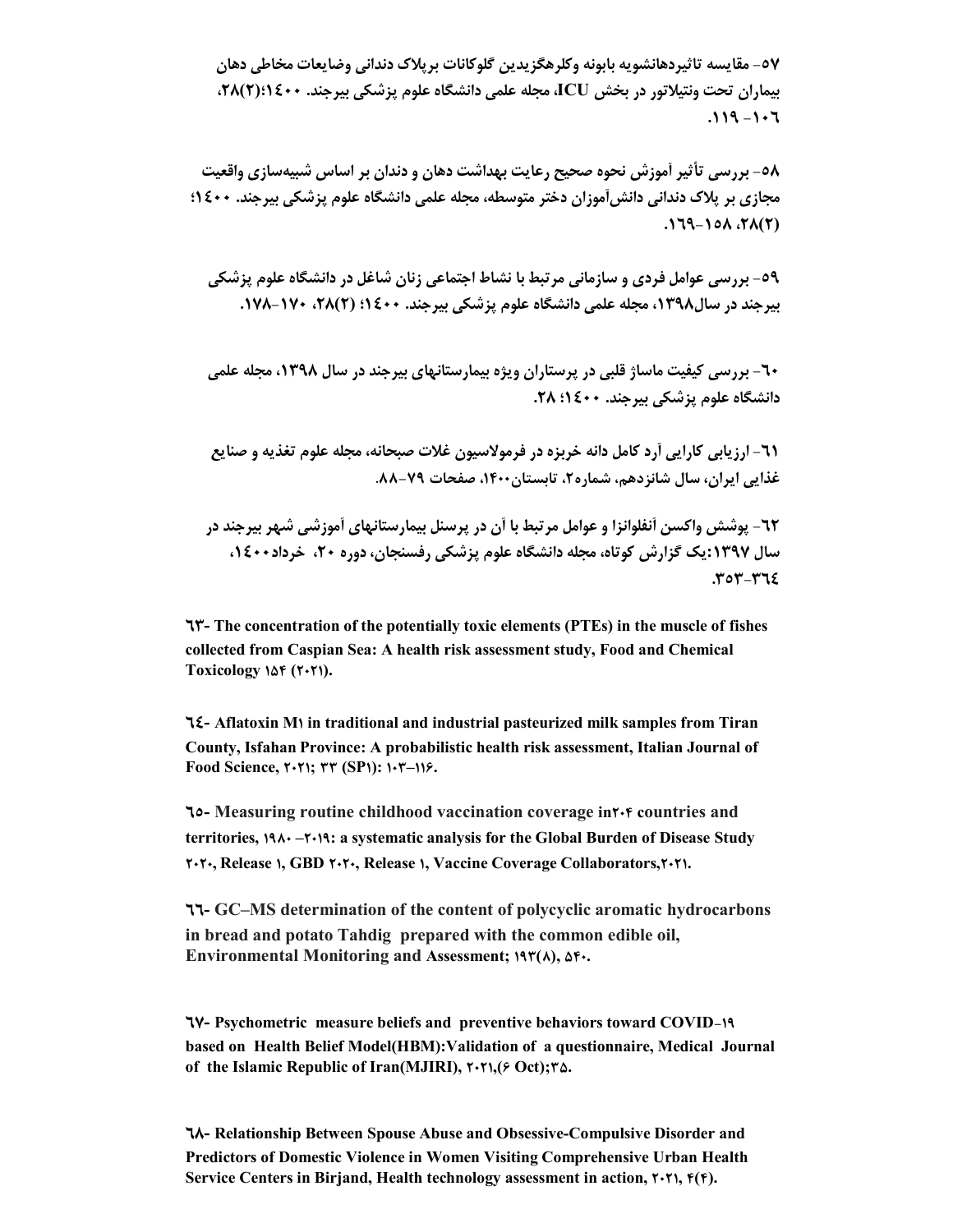۵۷- مقایسه تاثیردهانشویه بابونه وکلرهگزیدین گلوکانات برپلاک دندانی وضایعات مخاطی دهان بیماران تحت ونتیلاتور در بخش ICU، مجله علمی دانشگاه علوم پزشکی بیرجند. ۱٤۰۰؛۲۸(۲)، ۱۰٦- ۱۱۹.

۵۸- بررسی تأثیر آموزش نحوه صحیح رعایت بهداشت دهان و دندان بر اساس شبیه‌سازی واقعیت مجازی بر پلاک دندانی دانش‌آموزان دختر متوسطه، مجله علمی دانشگاه علوم پزشکی بیرجند. ۱٤۰۰؛ ۲۸(۲)، ۱۵۸-۱٦۹.

۵۹- بررسی عوامل فردی و سازمانی مرتبط با نشاط اجتماعی زنان شاغل در دانشگاه علوم پزشکی بیرجند در سال۱۳۹۸، مجله علمی دانشگاه علوم پزشکی بیرجند. ۱٤۰۰؛ (۲)۲۸، ۱۷۰-۱۷۸.

٦۰- بررسی کیفیت ماساژ قلبی در پرستاران ویژه بیمارستانهای بیرجند در سال ۱۳۹۸، مجله علمی دانشگاه علوم پزشکی بیرجند. ۱٤۰۰؛ ۲۸.

٦۱- ارزیابی کارایی آرد کامل دانه خربزه در فرمولاسیون غلات صبحانه، مجله علوم تغذیه و صنایع غذایی ایران، سال شانزدهم، شماره۲، تابستان۱۴۰۰، صفحات ۷۹-۸۸.

٦۲- پوشش واکسن آنفلوانزا و عوامل مرتبط با آن در پرسنل بیمارستانهای آموزشی شهر بیرجند در سال ۱۳۹۷:یک گزارش کوتاه، مجله دانشگاه علوم پزشکی رفسنجان، دوره ۲۰، خرداد۱٤۰۰، ۳۵۳-۳٦٤.

**٦۳- The concentration of the potentially toxic elements (PTEs) in the muscle of fishes collected from Caspian Sea: A health risk assessment study, Food and Chemical Toxicology ۱۵۴ (۲۰۲۱).**

**٦٤- Aflatoxin M۱ in traditional and industrial pasteurized milk samples from Tiran County, Isfahan Province: A probabilistic health risk assessment, Italian Journal of Food Science, ۲۰۲۱; ۳۳ (SP۱): ۱۰۳–۱۱۶.**

**٦۵- Measuring routine childhood vaccination coverage in۲۰۴ countries and territories, ۱۹۸۰ –۲۰۱۹: a systematic analysis for the Global Burden of Disease Study ۲۰۲۰, Release ۱, GBD ۲۰۲۰, Release ۱, Vaccine Coverage Collaborators,۲۰۲۱.**

**٦٦- GC–MS determination of the content of polycyclic aromatic hydrocarbons in bread and potato Tahdig prepared with the common edible oil, Environmental Monitoring and Assessment; ۱۹۳(۸), ۵۴۰.**

**٦۷- Psychometric measure beliefs and preventive behaviors toward COVID-۱۹ based on Health Belief Model(HBM):Validation of a questionnaire, Medical Journal of the Islamic Republic of Iran(MJIRI), ۲۰۲۱,(۶ Oct);۳۵.**

**٦۸- Relationship Between Spouse Abuse and Obsessive-Compulsive Disorder and Predictors of Domestic Violence in Women Visiting Comprehensive Urban Health Service Centers in Birjand, Health technology assessment in action, ۲۰۲۱, ۴(۴).**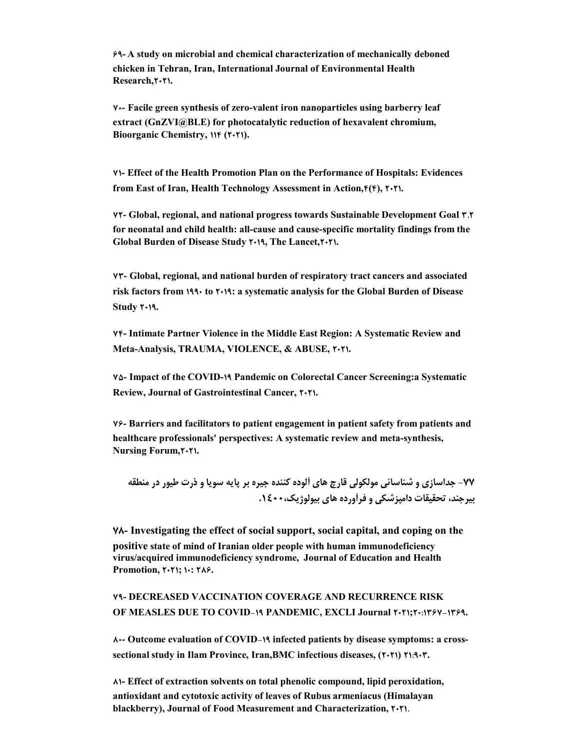**۶۹- A study on microbial and chemical characterization of mechanically deboned chicken in Tehran, Iran, International Journal of Environmental Health Research,۲۰۲۱.**

**۷۰- Facile green synthesis of zero-valent iron nanoparticles using barberry leaf extract (GnZVI@BLE) for photocatalytic reduction of hexavalent chromium, Bioorganic Chemistry, ۱۱۴ (۲۰۲۱).**

**۷۱- Effect of the Health Promotion Plan on the Performance of Hospitals: Evidences from East of Iran, Health Technology Assessment in Action,۴(۴), ۲۰۲۱.**

**۷۲- Global, regional, and national progress towards Sustainable Development Goal ۳.۲ for neonatal and child health: all-cause and cause-specific mortality findings from the Global Burden of Disease Study ۲۰۱۹, The Lancet,۲۰۲۱.**

**۷۳- Global, regional, and national burden of respiratory tract cancers and associated risk factors from ۱۹۹۰ to ۲۰۱۹: a systematic analysis for the Global Burden of Disease Study ۲۰۱۹.**

**۷۴- Intimate Partner Violence in the Middle East Region: A Systematic Review and Meta-Analysis, TRAUMA, VIOLENCE, & ABUSE, ۲۰۲۱.**

**۷۵- Impact of the COVID-۱۹ Pandemic on Colorectal Cancer Screening:a Systematic Review, Journal of Gastrointestinal Cancer, ۲۰۲۱.**

**۷۶- Barriers and facilitators to patient engagement in patient safety from patients and healthcare professionals' perspectives: A systematic review and meta-synthesis, Nursing Forum,۲۰۲۱.**

**۷۷- جداسازی و شناسائی مولکولی قارچ های آلوده کننده جیره بر پایه سویا و ذرت طیور در منطقه بیرجند، تحقیقات دامپزشکی و فرآورده های بیولوژیک،۱٤۰۰.**

**۷۸- Investigating the effect of social support, social capital, and coping on the positive state of mind of Iranian older people with human immunodeficiency virus/acquired immunodeficiency syndrome, Journal of Education and Health Promotion, ۲۰۲۱; ۱۰: ۲۸۶.**

**۷۹- DECREASED VACCINATION COVERAGE AND RECURRENCE RISK OF MEASLES DUE TO COVID-۱۹ PANDEMIC, EXCLI Journal ۲۰۲۱;۲۰:۱۳۶۷-۱۳۶۹.**

**۸۰- Outcome evaluation of COVID-۱۹ infected patients by disease symptoms: a cross-sectional study in Ilam Province, Iran,BMC infectious diseases, (۲۰۲۱) ۲۱:۹۰۳.**

**۸۱- Effect of extraction solvents on total phenolic compound, lipid peroxidation, antioxidant and cytotoxic activity of leaves of Rubus armeniacus (Himalayan blackberry), Journal of Food Measurement and Characterization, ۲۰۲۱.**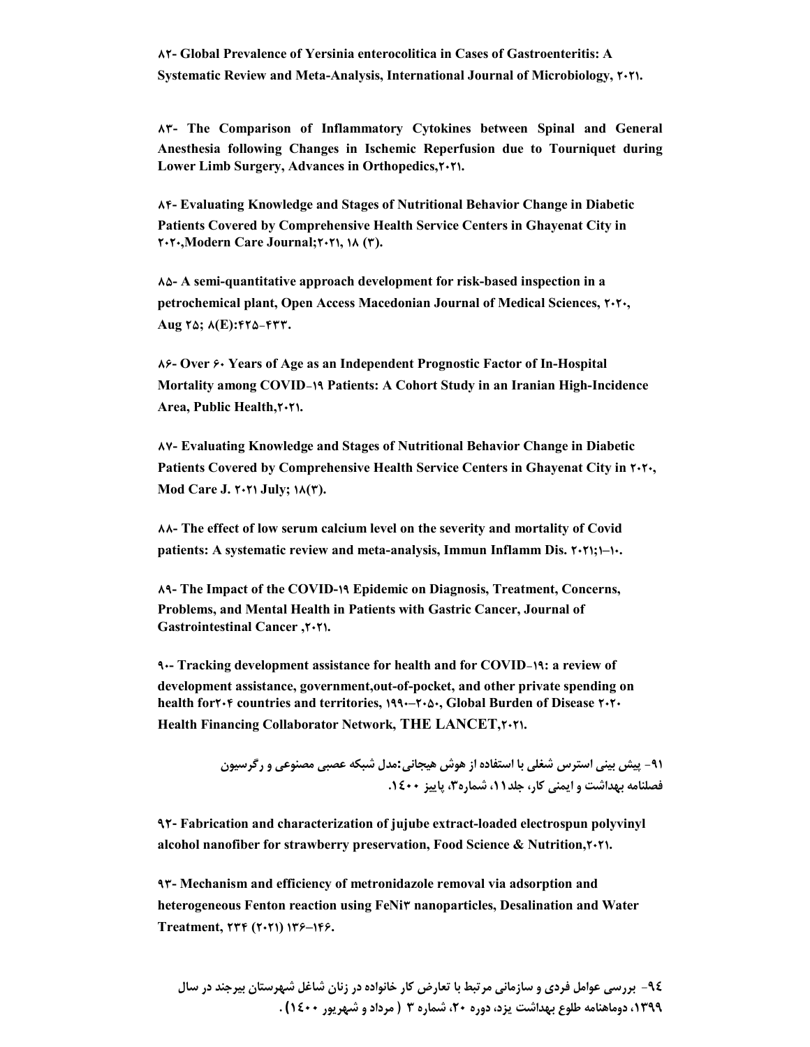**۸۲- Global Prevalence of Yersinia enterocolitica in Cases of Gastroenteritis: A Systematic Review and Meta-Analysis, International Journal of Microbiology, ۲۰۲۱.**

**۸۳- The Comparison of Inflammatory Cytokines between Spinal and General Anesthesia following Changes in Ischemic Reperfusion due to Tourniquet during Lower Limb Surgery, Advances in Orthopedics,۲۰۲۱.**

**۸۴- Evaluating Knowledge and Stages of Nutritional Behavior Change in Diabetic Patients Covered by Comprehensive Health Service Centers in Ghayenat City in ۲۰۲۰,Modern Care Journal;۲۰۲۱, ۱۸ (۳).**

**۸۵- A semi-quantitative approach development for risk-based inspection in a petrochemical plant, Open Access Macedonian Journal of Medical Sciences, ۲۰۲۰, Aug ۲۵; ۸(E):۴۲۵-۴۳۳.**

**۸۶- Over ۶۰ Years of Age as an Independent Prognostic Factor of In-Hospital Mortality among COVID-۱۹ Patients: A Cohort Study in an Iranian High-Incidence Area, Public Health,۲۰۲۱.**

**۸۷- Evaluating Knowledge and Stages of Nutritional Behavior Change in Diabetic Patients Covered by Comprehensive Health Service Centers in Ghayenat City in ۲۰۲۰, Mod Care J. ۲۰۲۱ July; ۱۸(۳).**

**۸۸- The effect of low serum calcium level on the severity and mortality of Covid patients: A systematic review and meta-analysis, Immun Inflamm Dis. ۲۰۲۱;۱–۱۰.**

**۸۹- The Impact of the COVID-۱۹ Epidemic on Diagnosis, Treatment, Concerns, Problems, and Mental Health in Patients with Gastric Cancer, Journal of Gastrointestinal Cancer ,۲۰۲۱.**

**۹۰- Tracking development assistance for health and for COVID-۱۹: a review of development assistance, government,out-of-pocket, and other private spending on health for۲۰۴ countries and territories, ۱۹۹۰–۲۰۵۰, Global Burden of Disease ۲۰۲۰ Health Financing Collaborator Network, THE LANCET,۲۰۲۱.**

**۹۱- پیش بینی استرس شغلی با استفاده از هوش هیجانی:مدل شبکه عصبی مصنوعی و رگرسیون فصلنامه بهداشت و ایمنی کار، جلد۱۱، شماره۳، پاییز ۱٤۰۰.**

**۹۲- Fabrication and characterization of jujube extract-loaded electrospun polyvinyl alcohol nanofiber for strawberry preservation, Food Science & Nutrition,۲۰۲۱.**

**۹۳- Mechanism and efficiency of metronidazole removal via adsorption and heterogeneous Fenton reaction using FeNi۳ nanoparticles, Desalination and Water Treatment, ۲۳۴ (۲۰۲۱) ۱۳۶–۱۴۶.**

**۹٤- بررسی عوامل فردی و سازمانی مرتبط با تعارض کار خانواده در زنان شاغل شهرستان بیرجند در سال ۱۳۹۹، دوماهنامه طلوع بهداشت یزد، دوره ۲۰، شماره ۳ ( مرداد و شهریور ۱٤۰۰).**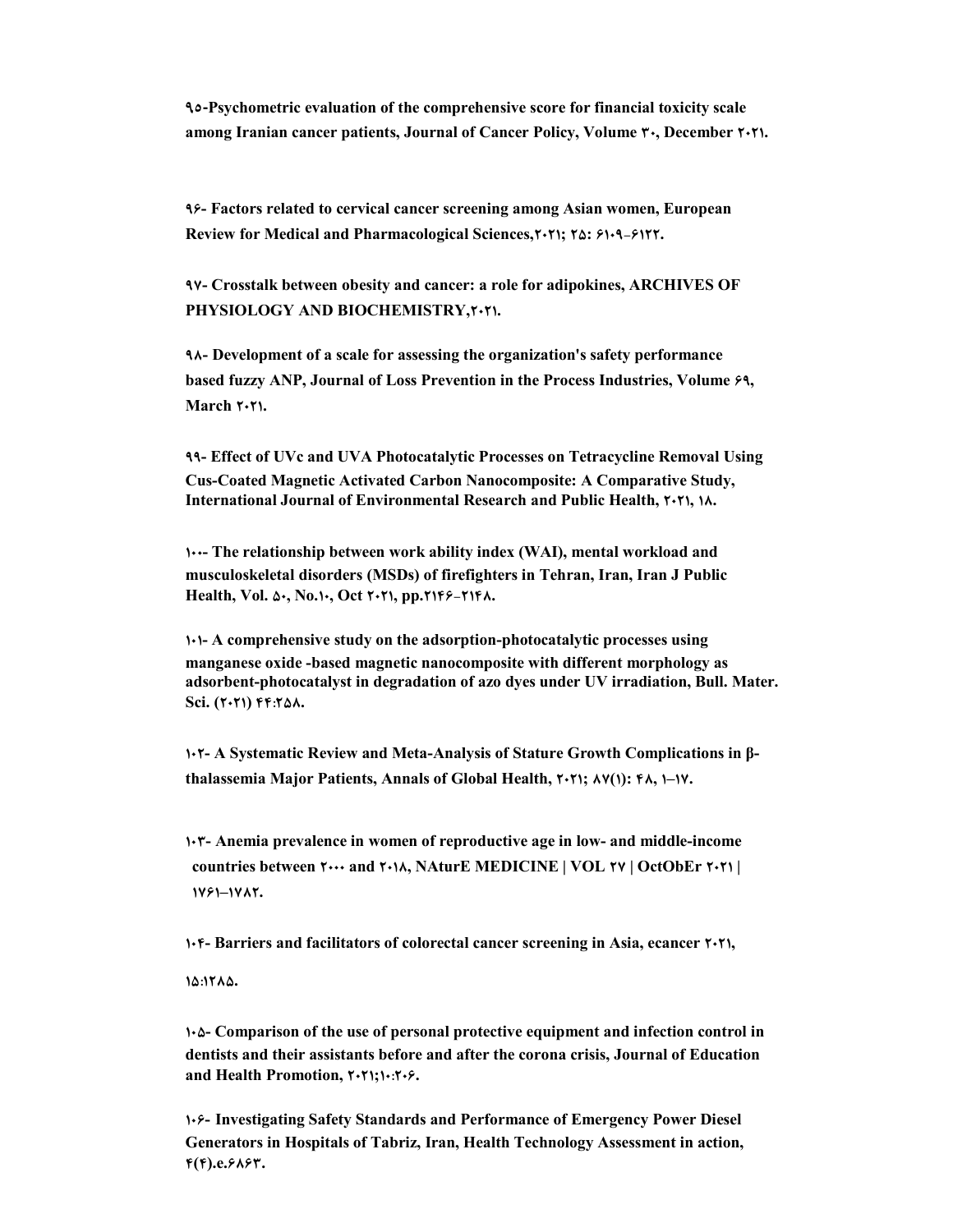**۹۵-Psychometric evaluation of the comprehensive score for financial toxicity scale among Iranian cancer patients, Journal of Cancer Policy, Volume ۳۰, December ۲۰۲۱.**

**۹۶- Factors related to cervical cancer screening among Asian women, European Review for Medical and Pharmacological Sciences,۲۰۲۱; ۲۵: ۶۱۰۹-۶۱۲۲.**

**۹۷- Crosstalk between obesity and cancer: a role for adipokines, ARCHIVES OF PHYSIOLOGY AND BIOCHEMISTRY,۲۰۲۱.**

**۹۸- Development of a scale for assessing the organization's safety performance based fuzzy ANP, Journal of Loss Prevention in the Process Industries, Volume ۶۹, March ۲۰۲۱.**

**۹۹- Effect of UVc and UVA Photocatalytic Processes on Tetracycline Removal Using Cus-Coated Magnetic Activated Carbon Nanocomposite: A Comparative Study, International Journal of Environmental Research and Public Health, ۲۰۲۱, ۱۸.**

**۱۰۰- The relationship between work ability index (WAI), mental workload and musculoskeletal disorders (MSDs) of firefighters in Tehran, Iran, Iran J Public Health, Vol. ۵۰, No.۱۰, Oct ۲۰۲۱, pp.۲۱۴۶-۲۱۴۸.**

**۱۰۱- A comprehensive study on the adsorption-photocatalytic processes using manganese oxide -based magnetic nanocomposite with different morphology as adsorbent-photocatalyst in degradation of azo dyes under UV irradiation, Bull. Mater. Sci. (۲۰۲۱) ۴۴:۲۵۸.**

**۱۰۲- A Systematic Review and Meta-Analysis of Stature Growth Complications in β-thalassemia Major Patients, Annals of Global Health, ۲۰۲۱; ۸۷(۱): ۴۸, ۱–۱۷.**

**۱۰۳- Anemia prevalence in women of reproductive age in low- and middle-income countries between ۲۰۰۰ and ۲۰۱۸, NAturE MEDICINE | VOL ۲۷ | OctObEr ۲۰۲۱ | ۱۷۶۱–۱۷۸۲.**

**۱۰۴- Barriers and facilitators of colorectal cancer screening in Asia, ecancer ۲۰۲۱, ۱۵:۱۲۸۵.**

**۱۰۵- Comparison of the use of personal protective equipment and infection control in dentists and their assistants before and after the corona crisis, Journal of Education and Health Promotion, ۲۰۲۱;۱۰:۲۰۶.**

**۱۰۶- Investigating Safety Standards and Performance of Emergency Power Diesel Generators in Hospitals of Tabriz, Iran, Health Technology Assessment in action, ۴(۴).e.۶۸۶۳.**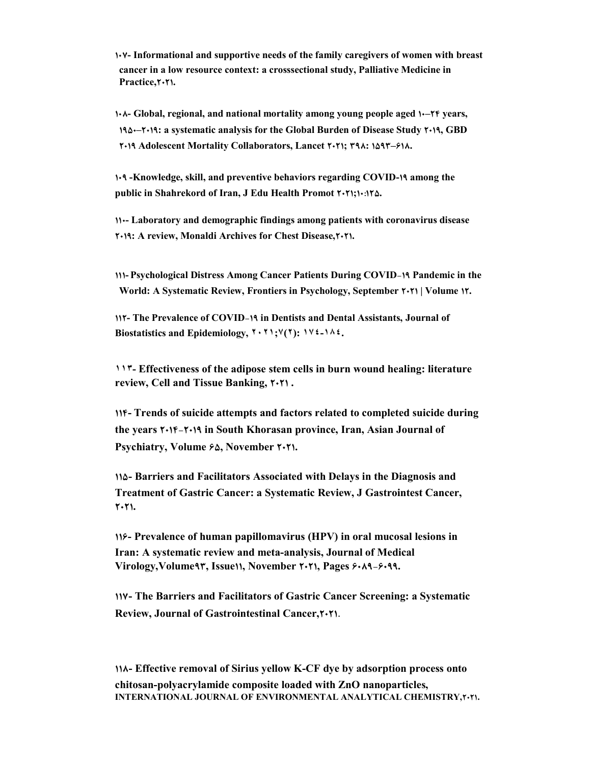**۱۰۷- Informational and supportive needs of the family caregivers of women with breast cancer in a low resource context: a crosssectional study, Palliative Medicine in Practice,۲۰۲۱.**

**۱۰۸- Global, regional, and national mortality among young people aged ۱۰–۲۴ years, ۱۹۵۰–۲۰۱۹: a systematic analysis for the Global Burden of Disease Study ۲۰۱۹, GBD ۲۰۱۹ Adolescent Mortality Collaborators, Lancet ۲۰۲۱; ۳۹۸: ۱۵۹۳–۶۱۸.**

**۱۰۹ -Knowledge, skill, and preventive behaviors regarding COVID-۱۹ among the public in Shahrekord of Iran, J Edu Health Promot ۲۰۲۱;۱۰:۱۲۵.**

**۱۱۰- Laboratory and demographic findings among patients with coronavirus disease ۲۰۱۹: A review, Monaldi Archives for Chest Disease,۲۰۲۱.**

**۱۱۱- Psychological Distress Among Cancer Patients During COVID-۱۹ Pandemic in the World: A Systematic Review, Frontiers in Psychology, September ۲۰۲۱ | Volume ۱۲.**

**۱۱۲- The Prevalence of COVID-۱۹ in Dentists and Dental Assistants, Journal of Biostatistics and Epidemiology, ۲۰۲۱;۷(۲): ۱۷٤-۱۸٤.**

**۱۱۳- Effectiveness of the adipose stem cells in burn wound healing: literature review, Cell and Tissue Banking, ۲۰۲۱ .**

**۱۱۴- Trends of suicide attempts and factors related to completed suicide during the years ۲۰۱۴-۲۰۱۹ in South Khorasan province, Iran, Asian Journal of Psychiatry, Volume ۶۵, November ۲۰۲۱.**

**۱۱۵- Barriers and Facilitators Associated with Delays in the Diagnosis and Treatment of Gastric Cancer: a Systematic Review, J Gastrointest Cancer, ۲۰۲۱.**

**۱۱۶- Prevalence of human papillomavirus (HPV) in oral mucosal lesions in Iran: A systematic review and meta-analysis, Journal of Medical Virology,Volume۹۳, Issue۱۱, November ۲۰۲۱, Pages ۶۰۸۹-۶۰۹۹.**

**۱۱۷- The Barriers and Facilitators of Gastric Cancer Screening: a Systematic Review, Journal of Gastrointestinal Cancer,۲۰۲۱.**

**۱۱۸- Effective removal of Sirius yellow K-CF dye by adsorption process onto chitosan-polyacrylamide composite loaded with ZnO nanoparticles, INTERNATIONAL JOURNAL OF ENVIRONMENTAL ANALYTICAL CHEMISTRY,۲۰۲۱.**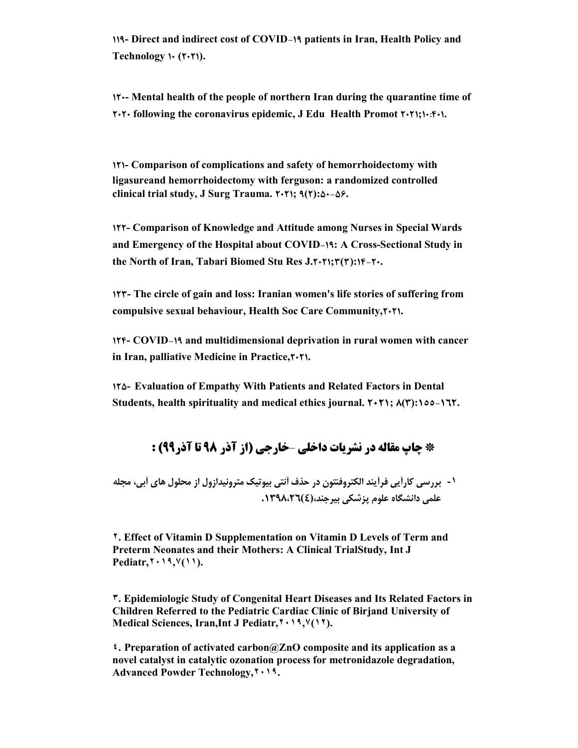**۱۱۹- Direct and indirect cost of COVID-۱۹ patients in Iran, Health Policy and Technology ۱۰ (۲۰۲۱).**

**۱۲۰- Mental health of the people of northern Iran during the quarantine time of ۲۰۲۰ following the coronavirus epidemic, J Edu Health Promot ۲۰۲۱;۱۰:۴۰۱.**

**۱۲۱- Comparison of complications and safety of hemorrhoidectomy with ligasureand hemorrhoidectomy with ferguson: a randomized controlled clinical trial study, J Surg Trauma. ۲۰۲۱; ۹(۲):۵۰-۵۶.**

**۱۲۲- Comparison of Knowledge and Attitude among Nurses in Special Wards and Emergency of the Hospital about COVID-۱۹: A Cross-Sectional Study in the North of Iran, Tabari Biomed Stu Res J.۲۰۲۱;۳(۳):۱۴-۲۰.**

**۱۲۳- The circle of gain and loss: Iranian women's life stories of suffering from compulsive sexual behaviour, Health Soc Care Community,۲۰۲۱.**

**۱۲۴- COVID-۱۹ and multidimensional deprivation in rural women with cancer in Iran, palliative Medicine in Practice,۲۰۲۱.**

**۱۲۵- Evaluation of Empathy With Patients and Related Factors in Dental Students, health spirituality and medical ethics journal. ۲۰۲۱; ۸(۳):۱۵۵-۱۶۲.**

## * چاپ مقاله در نشریات داخلی -خارجی (از آذر ۹۸ تا آذر۹۹) :

**۱- بررسی کارآیی فرآیند الکتروفنتون در حذف آنتی بیوتیک مترونیدازول از محلول های آبی، مجله علمی دانشگاه علوم پزشکی بیرجند،(٤)۲٦،۱۳۹۸.**

**۲. Effect of Vitamin D Supplementation on Vitamin D Levels of Term and Preterm Neonates and their Mothers: A Clinical TrialStudy, Int J Pediatr,۲۰۱۹,۷(۱۱).**

**۳. Epidemiologic Study of Congenital Heart Diseases and Its Related Factors in Children Referred to the Pediatric Cardiac Clinic of Birjand University of Medical Sciences, Iran,Int J Pediatr,۲۰۱۹,۷(۱۲).**

**٤. Preparation of activated carbon@ZnO composite and its application as a novel catalyst in catalytic ozonation process for metronidazole degradation, Advanced Powder Technology,۲۰۱۹.**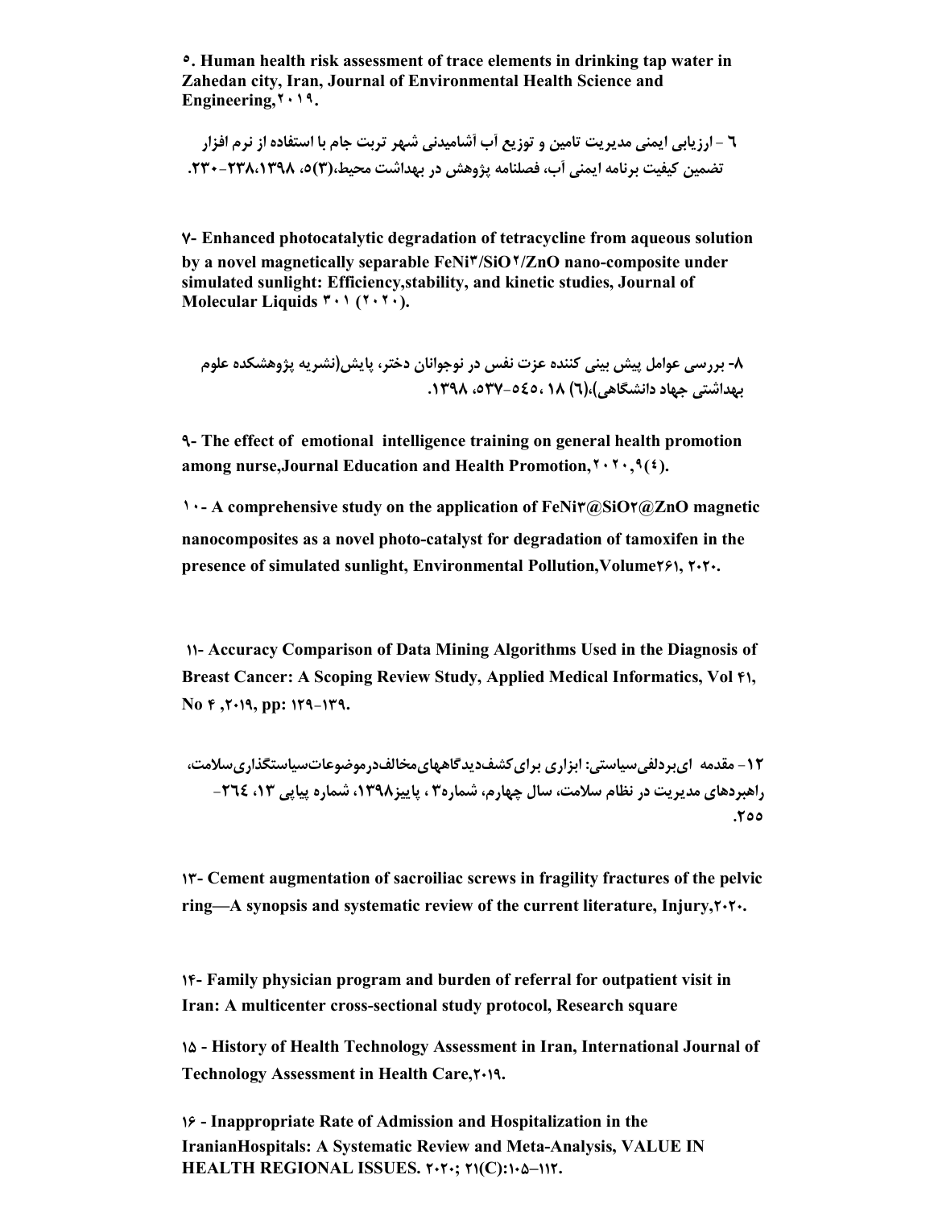**۵. Human health risk assessment of trace elements in drinking tap water in Zahedan city, Iran, Journal of Environmental Health Science and Engineering,۲۰۱۹.**

**٦ - ارزیابی ایمنی مدیریت تامین و توزیع آب آشامیدنی شهر تربت جام با استفاده از نرم افزار تضمین کیفیت برنامه ایمنی آب، فصلنامه پژوهش در بهداشت محیط،(۳)۵، ۲۳۸،۱۳۹۸-۲۳۰.**

**۷- Enhanced photocatalytic degradation of tetracycline from aqueous solution by a novel magnetically separable FeNi۳/SiO۲/ZnO nano-composite under simulated sunlight: Efficiency,stability, and kinetic studies, Journal of Molecular Liquids ۳۰۱ (۲۰۲۰).**

**۸- بررسی عوامل پیش بینی کننده عزت نفس در نوجوانان دختر، پایش(نشریه پژوهشکده علوم بهداشتی جهاد دانشگاهی)،(٦) ١٨ ،٥٤٥-٥٣٧، ١٣٩٨.**

**۹- The effect of emotional intelligence training on general health promotion among nurse,Journal Education and Health Promotion,۲۰۲۰,۹(٤).**

**۱۰- A comprehensive study on the application of FeNi۳@SiO۲@ZnO magnetic nanocomposites as a novel photo-catalyst for degradation of tamoxifen in the presence of simulated sunlight, Environmental Pollution,Volume۲۶۱, ۲۰۲۰.**

**۱۱- Accuracy Comparison of Data Mining Algorithms Used in the Diagnosis of Breast Cancer: A Scoping Review Study, Applied Medical Informatics, Vol ۴۱, No ۴ ,۲۰۱۹, pp: ۱۲۹-۱۳۹.**

**۱۲- مقدمه ای‌بردلفی‌سیاستی: ابزاری برای‌کشف‌دیدگاههای‌مخالف‌درموضوعات‌سیاستگذاری‌سلامت، راهبردهای مدیریت در نظام سلامت، سال چهارم، شماره۳ ، پاییز۱۳۹۸، شماره پیاپی ۱۳، ٢٦٤-۲۵۵.**

**۱۳- Cement augmentation of sacroiliac screws in fragility fractures of the pelvic ring—A synopsis and systematic review of the current literature, Injury,۲۰۲۰.**

**۱۴- Family physician program and burden of referral for outpatient visit in Iran: A multicenter cross-sectional study protocol, Research square**

**۱۵ - History of Health Technology Assessment in Iran, International Journal of Technology Assessment in Health Care,۲۰۱۹.**

**۱۶ - Inappropriate Rate of Admission and Hospitalization in the IranianHospitals: A Systematic Review and Meta-Analysis, VALUE IN HEALTH REGIONAL ISSUES. ۲۰۲۰; ۲۱(C):۱۰۵–۱۱۲.**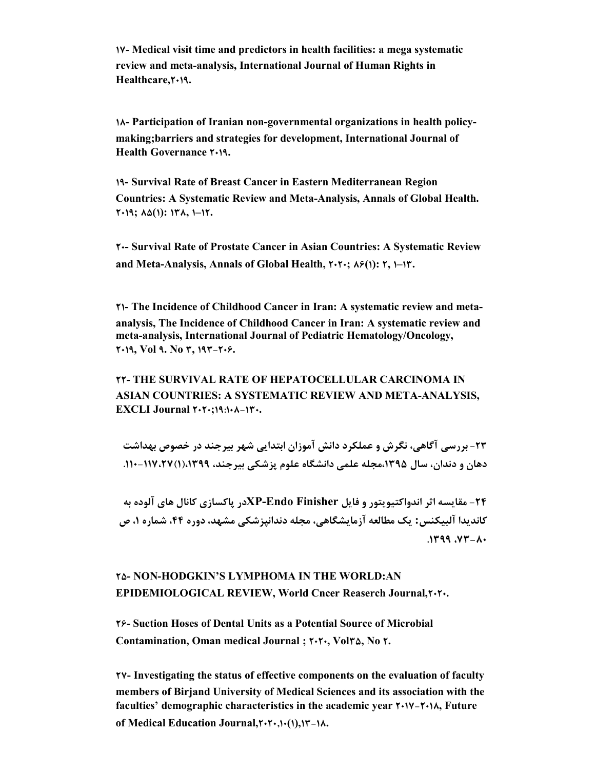**۱۷- Medical visit time and predictors in health facilities: a mega systematic review and meta-analysis, International Journal of Human Rights in Healthcare,۲۰۱۹.**

**۱۸- Participation of Iranian non-governmental organizations in health policy-making;barriers and strategies for development, International Journal of Health Governance ۲۰۱۹.**

**۱۹- Survival Rate of Breast Cancer in Eastern Mediterranean Region Countries: A Systematic Review and Meta-Analysis, Annals of Global Health. ۲۰۱۹; ۸۵(۱): ۱۳۸, ۱–۱۲.**

**۲۰- Survival Rate of Prostate Cancer in Asian Countries: A Systematic Review and Meta-Analysis, Annals of Global Health, ۲۰۲۰; ۸۶(۱): ۲, ۱–۱۳.**

**۲۱- The Incidence of Childhood Cancer in Iran: A systematic review and meta-analysis, The Incidence of Childhood Cancer in Iran: A systematic review and meta-analysis, International Journal of Pediatric Hematology/Oncology, ۲۰۱۹, Vol ۹. No ۳, ۱۹۳-۲۰۶.**

**۲۲- THE SURVIVAL RATE OF HEPATOCELLULAR CARCINOMA IN ASIAN COUNTRIES: A SYSTEMATIC REVIEW AND META-ANALYSIS, EXCLI Journal ۲۰۲۰;۱۹:۱۰۸–۱۳۰.**

**۲۳- بررسی آگاهی، نگرش و عملکرد دانش آموزان ابتدایی شهر بیرجند در خصوص بهداشت دهان و دندان، سال ۱۳۹۵،مجله علمی دانشگاه علوم پزشکی بیرجند، ۱۳۹۹،(۱)۲۷،۱۱۷-۱۱۰.**

**۲۴- مقایسه اثر اندواکتیویتور و فایل XP-Endo Finisherدر پاکسازی کانال های آلوده به کاندیدا آلبیکنس: یک مطالعه آزمایشگاهی، مجله دندانپزشکی مشهد، دوره ۴۴، شماره ۱، ص ۷۳-۸۰، ۱۳۹۹.**

**۲۵- NON-HODGKIN'S LYMPHOMA IN THE WORLD:AN EPIDEMIOLOGICAL REVIEW, World Cncer Reaserch Journal,۲۰۲۰.**

**۲۶- Suction Hoses of Dental Units as a Potential Source of Microbial Contamination, Oman medical Journal ; ۲۰۲۰, Vol۳۵, No ۲.**

**۲۷- Investigating the status of effective components on the evaluation of faculty members of Birjand University of Medical Sciences and its association with the faculties' demographic characteristics in the academic year ۲۰۱۷-۲۰۱۸, Future of Medical Education Journal,۲۰۲۰,۱۰(۱),۱۳-۱۸.**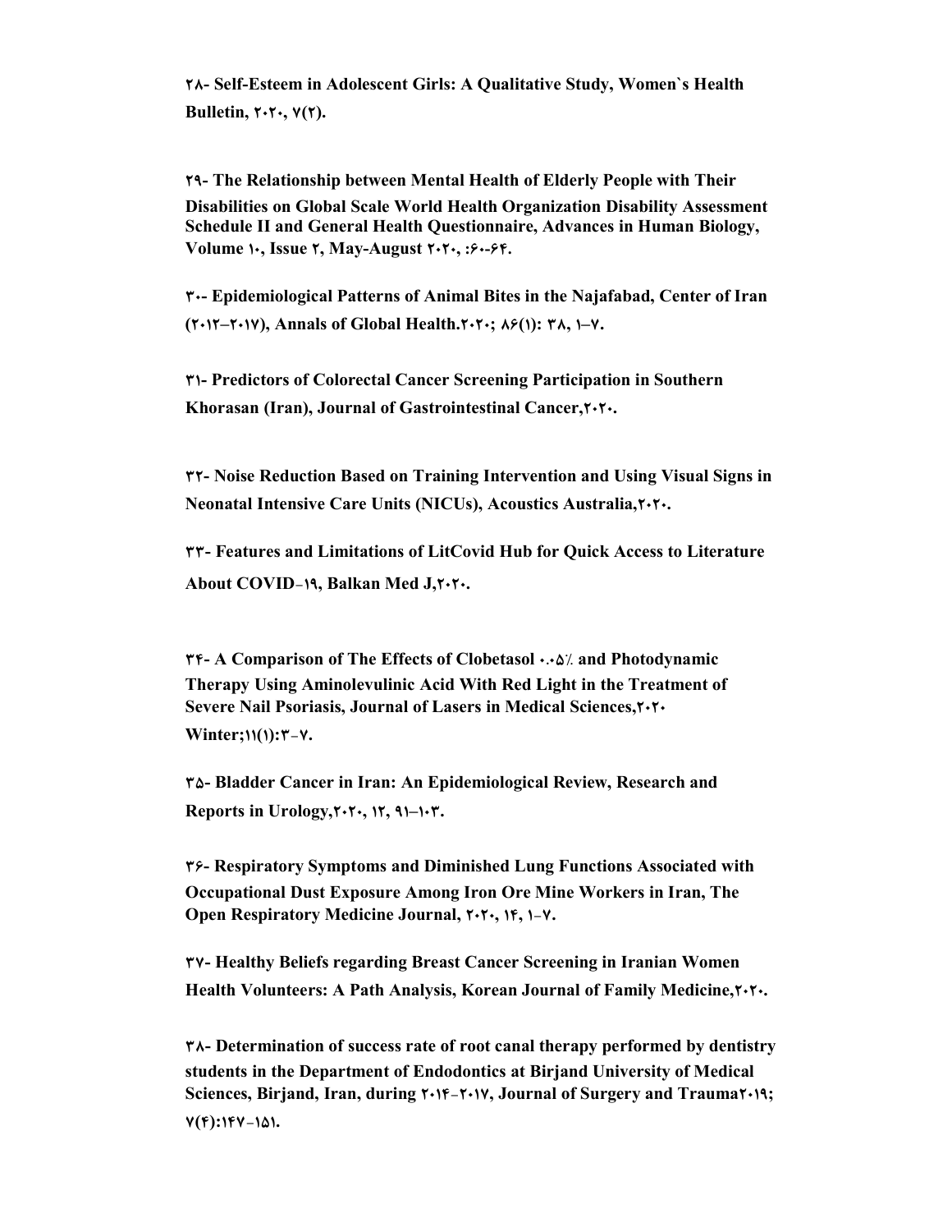**۲۸- Self-Esteem in Adolescent Girls: A Qualitative Study, Women`s Health Bulletin, ۲۰۲۰, ۷(۲).**

**۲۹- The Relationship between Mental Health of Elderly People with Their Disabilities on Global Scale World Health Organization Disability Assessment Schedule II and General Health Questionnaire, Advances in Human Biology, Volume ۱۰, Issue ۲, May-August ۲۰۲۰, :۶۰-۶۴.**

**۳۰- Epidemiological Patterns of Animal Bites in the Najafabad, Center of Iran (۲۰۱۲–۲۰۱۷), Annals of Global Health.۲۰۲۰; ۸۶(۱): ۳۸, ۱–۷.**

**۳۱- Predictors of Colorectal Cancer Screening Participation in Southern Khorasan (Iran), Journal of Gastrointestinal Cancer,۲۰۲۰.**

**۳۲- Noise Reduction Based on Training Intervention and Using Visual Signs in Neonatal Intensive Care Units (NICUs), Acoustics Australia,۲۰۲۰.**

**۳۳- Features and Limitations of LitCovid Hub for Quick Access to Literature About COVID-۱۹, Balkan Med J,۲۰۲۰.**

**۳۴- A Comparison of The Effects of Clobetasol ۰.۰۵٪ and Photodynamic Therapy Using Aminolevulinic Acid With Red Light in the Treatment of Severe Nail Psoriasis, Journal of Lasers in Medical Sciences,۲۰۲۰ Winter;۱۱(۱):۳-۷.**

**۳۵- Bladder Cancer in Iran: An Epidemiological Review, Research and Reports in Urology,۲۰۲۰, ۱۲, ۹۱–۱۰۳.**

**۳۶- Respiratory Symptoms and Diminished Lung Functions Associated with Occupational Dust Exposure Among Iron Ore Mine Workers in Iran, The Open Respiratory Medicine Journal, ۲۰۲۰, ۱۴, ۱-۷.**

**۳۷- Healthy Beliefs regarding Breast Cancer Screening in Iranian Women Health Volunteers: A Path Analysis, Korean Journal of Family Medicine,۲۰۲۰.**

**۳۸- Determination of success rate of root canal therapy performed by dentistry students in the Department of Endodontics at Birjand University of Medical Sciences, Birjand, Iran, during ۲۰۱۴-۲۰۱۷, Journal of Surgery and Trauma۲۰۱۹; ۷(۴):۱۴۷-۱۵۱.**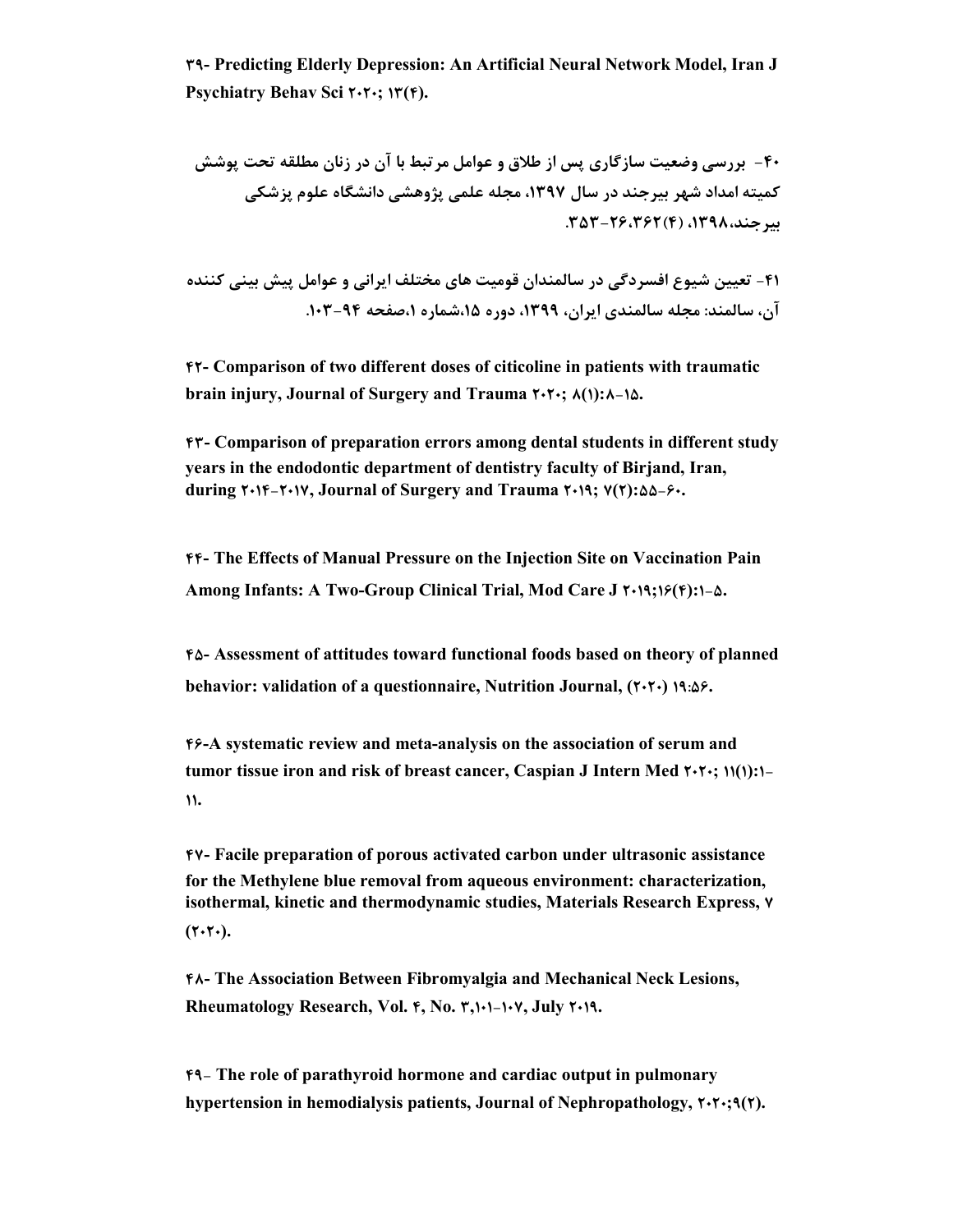**۳۹- Predicting Elderly Depression: An Artificial Neural Network Model, Iran J Psychiatry Behav Sci ۲۰۲۰; ۱۳(۴).**

**۴۰- بررسی وضعیت سازگاری پس از طلاق و عوامل مرتبط با آن در زنان مطلقه تحت پوشش کمیته امداد شهر بیرجند در سال ۱۳۹۷، مجله علمی پژوهشی دانشگاه علوم پزشکی بیرجند، ۱۳۹۸، (۴) ۲۶،۳۶۲-۳۵۳.**

**۴۱- تعیین شیوع افسردگی در سالمندان قومیت های مختلف ایرانی و عوامل پیش بینی کننده آن، سالمند: مجله سالمندی ایران، ۱۳۹۹، دوره ۱۵،شماره ۱،صفحه ۹۴-۱۰۳.**

**۴۲- Comparison of two different doses of citicoline in patients with traumatic brain injury, Journal of Surgery and Trauma ۲۰۲۰; ۸(۱):۸-۱۵.**

**۴۳- Comparison of preparation errors among dental students in different study years in the endodontic department of dentistry faculty of Birjand, Iran, during ۲۰۱۴-۲۰۱۷, Journal of Surgery and Trauma ۲۰۱۹; ۷(۲):۵۵-۶۰.**

**۴۴- The Effects of Manual Pressure on the Injection Site on Vaccination Pain Among Infants: A Two-Group Clinical Trial, Mod Care J ۲۰۱۹;۱۶(۴):۱-۵.**

**۴۵- Assessment of attitudes toward functional foods based on theory of planned behavior: validation of a questionnaire, Nutrition Journal, (۲۰۲۰) ۱۹:۵۶.**

**۴۶-A systematic review and meta-analysis on the association of serum and tumor tissue iron and risk of breast cancer, Caspian J Intern Med ۲۰۲۰; ۱۱(۱):۱-۱۱.**

**۴۷- Facile preparation of porous activated carbon under ultrasonic assistance for the Methylene blue removal from aqueous environment: characterization, isothermal, kinetic and thermodynamic studies, Materials Research Express, ۷ (۲۰۲۰).**

**۴۸- The Association Between Fibromyalgia and Mechanical Neck Lesions, Rheumatology Research, Vol. ۴, No. ۳,۱۰۱-۱۰۷, July ۲۰۱۹.**

**۴۹- The role of parathyroid hormone and cardiac output in pulmonary hypertension in hemodialysis patients, Journal of Nephropathology, ۲۰۲۰;۹(۲).**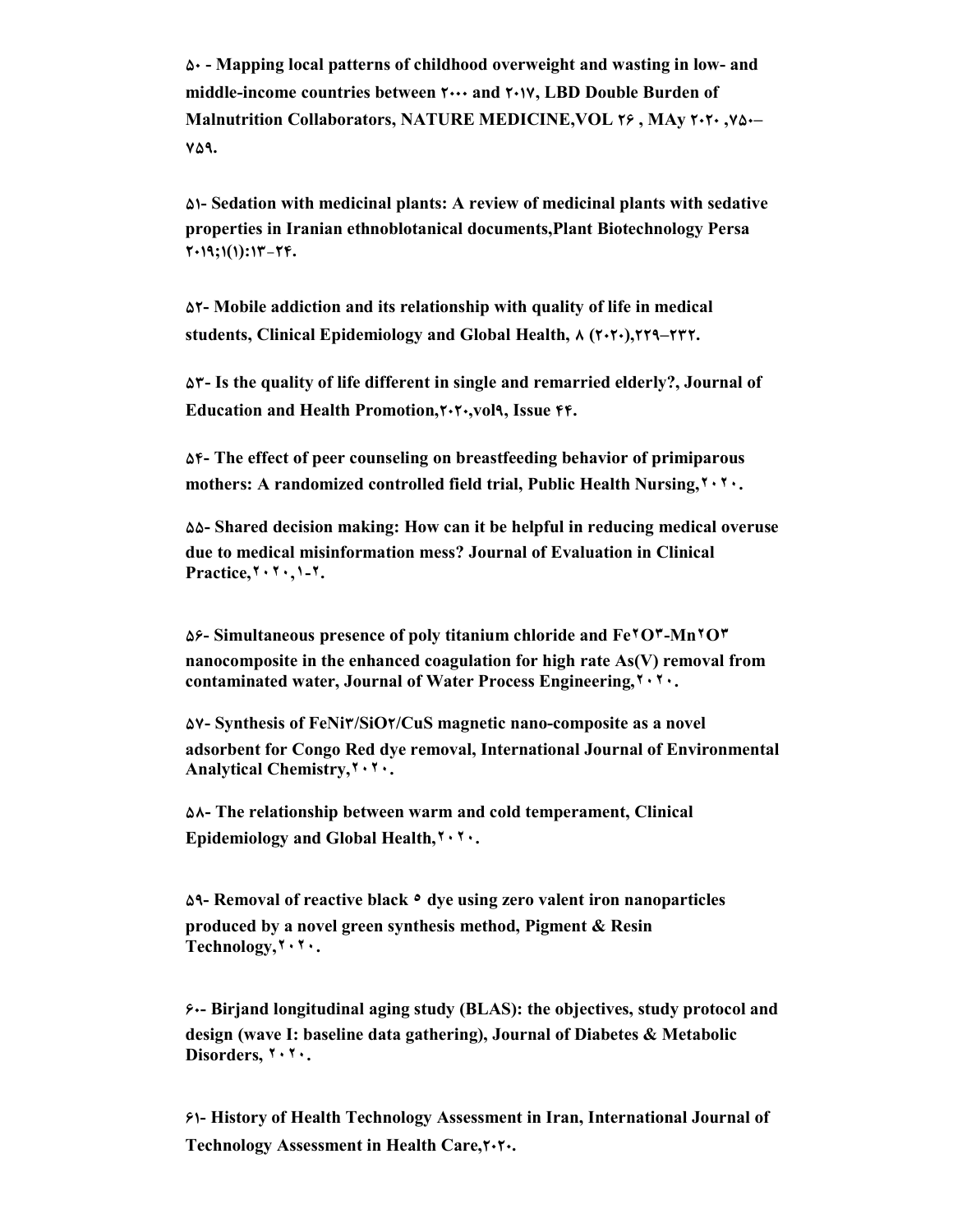**۵۰ - Mapping local patterns of childhood overweight and wasting in low- and middle-income countries between ۲۰۰۰ and ۲۰۱۷, LBD Double Burden of Malnutrition Collaborators, NATURE MEDICINE,VOL ۲۶ , MAy ۲۰۲۰ ,۷۵۰–۷۵۹.**

**۵۱- Sedation with medicinal plants: A review of medicinal plants with sedative properties in Iranian ethnoblotanical documents,Plant Biotechnology Persa ۲۰۱۹;۱(۱):۱۳-۲۴.**

**۵۲- Mobile addiction and its relationship with quality of life in medical students, Clinical Epidemiology and Global Health, ۸ (۲۰۲۰),۲۲۹–۲۳۲.**

**۵۳- Is the quality of life different in single and remarried elderly?, Journal of Education and Health Promotion,۲۰۲۰,vol۹, Issue ۴۴.**

**۵۴- The effect of peer counseling on breastfeeding behavior of primiparous mothers: A randomized controlled field trial, Public Health Nursing,۲۰۲۰.**

**۵۵- Shared decision making: How can it be helpful in reducing medical overuse due to medical misinformation mess? Journal of Evaluation in Clinical Practice,۲۰۲۰,۱-۲.**

**۵۶- Simultaneous presence of poly titanium chloride and Fe۲O۳-Mn۲O۳ nanocomposite in the enhanced coagulation for high rate As(V) removal from contaminated water, Journal of Water Process Engineering,۲۰۲۰.**

**۵۷- Synthesis of FeNi۳/SiO۲/CuS magnetic nano-composite as a novel adsorbent for Congo Red dye removal, International Journal of Environmental Analytical Chemistry,۲۰۲۰.**

**۵۸- The relationship between warm and cold temperament, Clinical Epidemiology and Global Health,۲۰۲۰.**

**۵۹- Removal of reactive black ۵ dye using zero valent iron nanoparticles produced by a novel green synthesis method, Pigment & Resin Technology,۲۰۲۰.**

**۶۰- Birjand longitudinal aging study (BLAS): the objectives, study protocol and design (wave I: baseline data gathering), Journal of Diabetes & Metabolic Disorders, ۲۰۲۰.**

**۶۱- History of Health Technology Assessment in Iran, International Journal of Technology Assessment in Health Care,۲۰۲۰.**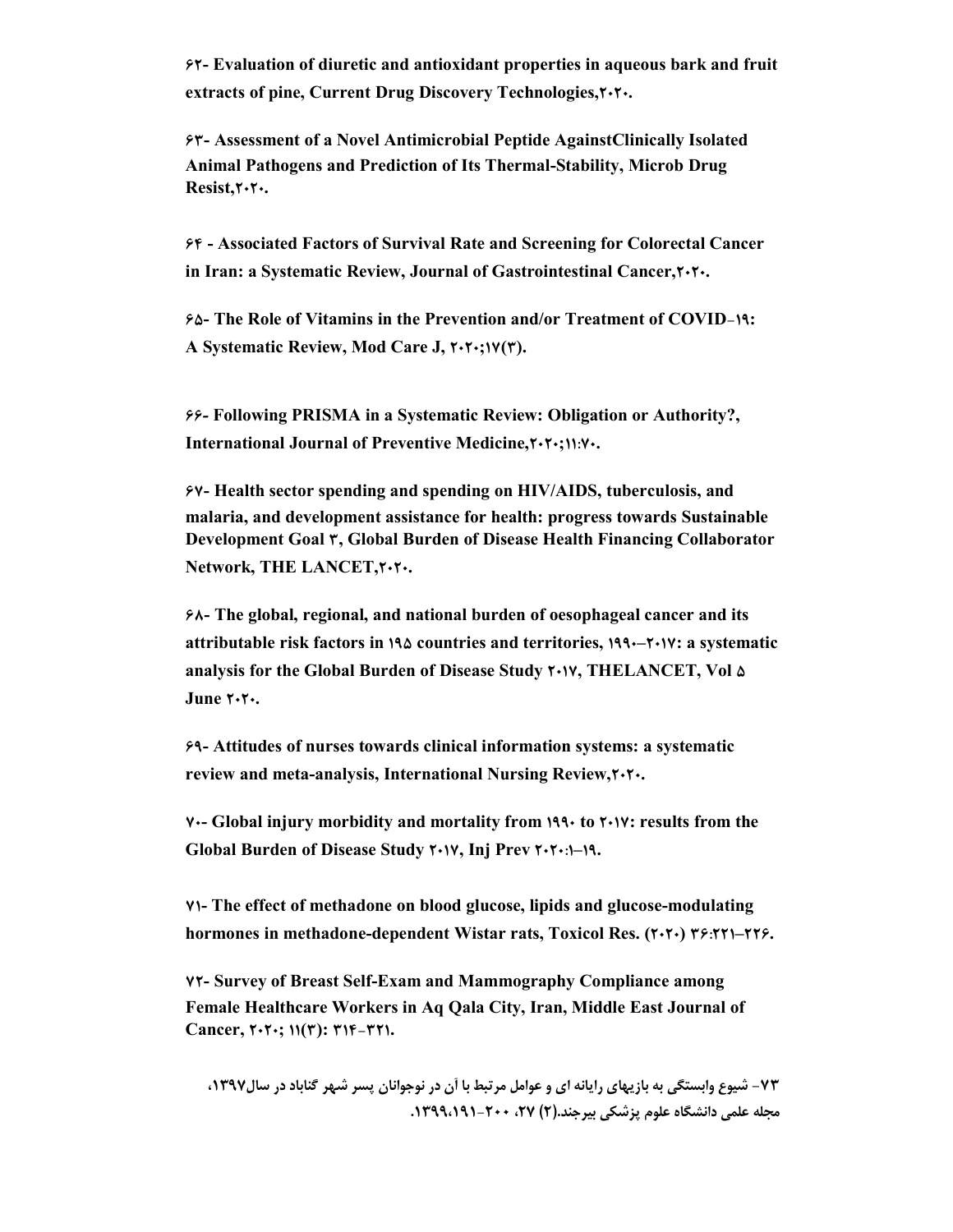**۶۲- Evaluation of diuretic and antioxidant properties in aqueous bark and fruit extracts of pine, Current Drug Discovery Technologies,۲۰۲۰.**

**۶۳- Assessment of a Novel Antimicrobial Peptide AgainstClinically Isolated Animal Pathogens and Prediction of Its Thermal-Stability, Microb Drug Resist,۲۰۲۰.**

**۶۴ - Associated Factors of Survival Rate and Screening for Colorectal Cancer in Iran: a Systematic Review, Journal of Gastrointestinal Cancer,۲۰۲۰.**

**۶۵- The Role of Vitamins in the Prevention and/or Treatment of COVID-۱۹: A Systematic Review, Mod Care J, ۲۰۲۰;۱۷(۳).**

**۶۶- Following PRISMA in a Systematic Review: Obligation or Authority?, International Journal of Preventive Medicine,۲۰۲۰;۱۱:۷۰.**

**۶۷- Health sector spending and spending on HIV/AIDS, tuberculosis, and malaria, and development assistance for health: progress towards Sustainable Development Goal ۳, Global Burden of Disease Health Financing Collaborator Network, THE LANCET,۲۰۲۰.**

**۶۸- The global, regional, and national burden of oesophageal cancer and its attributable risk factors in ۱۹۵ countries and territories, ۱۹۹۰–۲۰۱۷: a systematic analysis for the Global Burden of Disease Study ۲۰۱۷, THELANCET, Vol ۵ June ۲۰۲۰.**

**۶۹- Attitudes of nurses towards clinical information systems: a systematic review and meta-analysis, International Nursing Review,۲۰۲۰.**

**۷۰- Global injury morbidity and mortality from ۱۹۹۰ to ۲۰۱۷: results from the Global Burden of Disease Study ۲۰۱۷, Inj Prev ۲۰۲۰:۱–۱۹.**

**۷۱- The effect of methadone on blood glucose, lipids and glucose-modulating hormones in methadone-dependent Wistar rats, Toxicol Res. (۲۰۲۰) ۳۶:۲۲۱–۲۲۶.**

**۷۲- Survey of Breast Self-Exam and Mammography Compliance among Female Healthcare Workers in Aq Qala City, Iran, Middle East Journal of Cancer, ۲۰۲۰; ۱۱(۳): ۳۱۴-۳۲۱.**

**۷۳- شیوع وابستگی به بازیهای رایانه ای و عوامل مرتبط با آن در نوجوانان پسر شهر گناباد در سال۱۳۹۷، مجله علمی دانشگاه علوم پزشکی بیرجند.(۲) ۲۷، ۲۰۰-۱۹۱،۱۳۹۹.**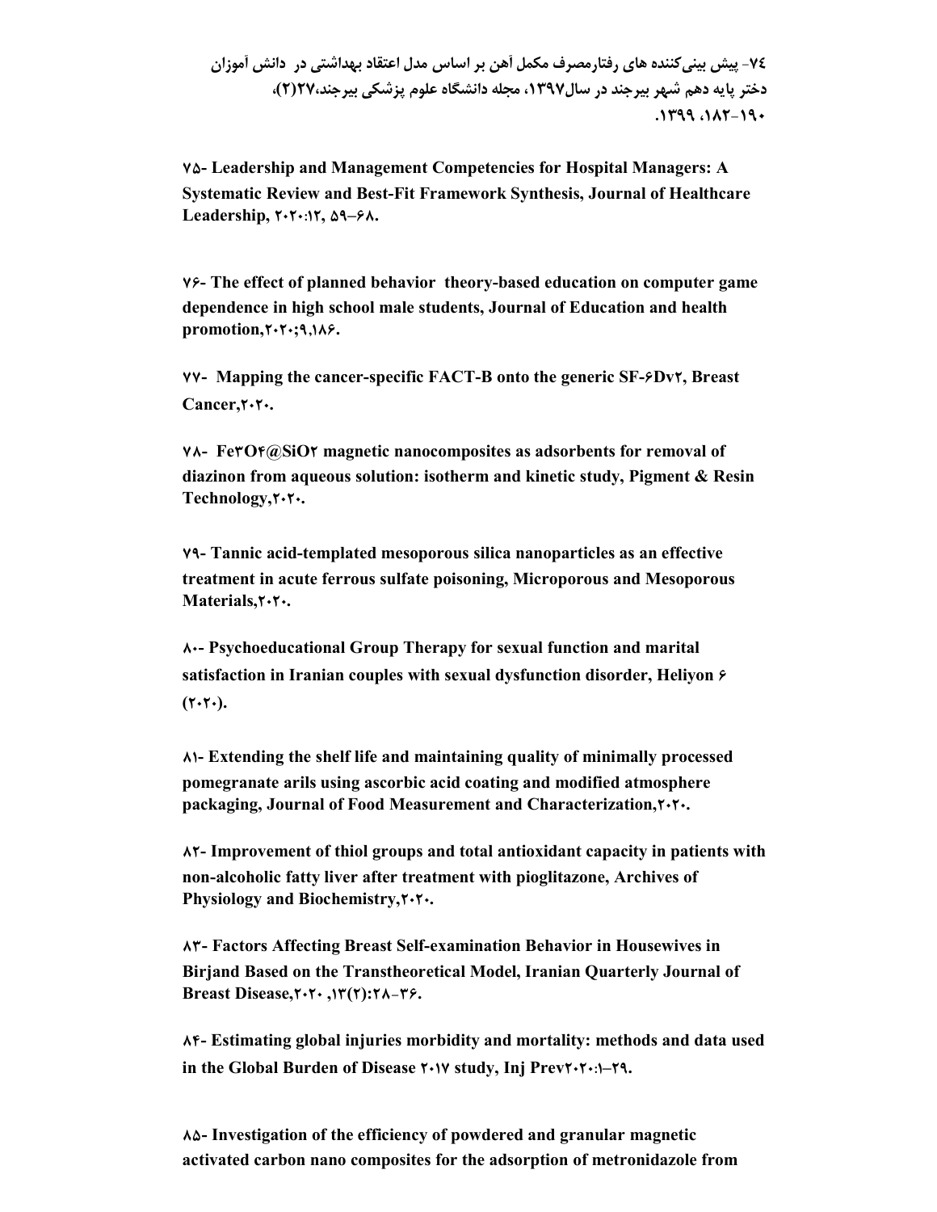**۷۴- پیش بینی‌کننده های رفتارمصرف مکمل آهن بر اساس مدل اعتقاد بهداشتی در  دانش آموزان دختر پایه دهم شهر بیرجند در سال۱۳۹۷، مجله دانشگاه علوم پزشکی بیرجند،۲۷(۲)، ۱۹۰-۱۸۲، ۱۳۹۹.**

**۷۵- Leadership and Management Competencies for Hospital Managers: A Systematic Review and Best-Fit Framework Synthesis, Journal of Healthcare Leadership, ۲۰۲۰:۱۲, ۵۹–۶۸.**

**۷۶- The effect of planned behavior  theory-based education on computer game dependence in high school male students, Journal of Education and health promotion,۲۰۲۰;۹,۱۸۶.**

**۷۷-  Mapping the cancer-specific FACT-B onto the generic SF-۶Dv۲, Breast Cancer,۲۰۲۰.**

**۷۸-  Fe۳O۴@SiO۲ magnetic nanocomposites as adsorbents for removal of diazinon from aqueous solution: isotherm and kinetic study, Pigment & Resin Technology,۲۰۲۰.**

**۷۹- Tannic acid-templated mesoporous silica nanoparticles as an effective treatment in acute ferrous sulfate poisoning, Microporous and Mesoporous Materials,۲۰۲۰.**

**۸۰- Psychoeducational Group Therapy for sexual function and marital satisfaction in Iranian couples with sexual dysfunction disorder, Heliyon ۶ (۲۰۲۰).**

**۸۱- Extending the shelf life and maintaining quality of minimally processed pomegranate arils using ascorbic acid coating and modified atmosphere packaging, Journal of Food Measurement and Characterization,۲۰۲۰.**

**۸۲- Improvement of thiol groups and total antioxidant capacity in patients with non-alcoholic fatty liver after treatment with pioglitazone, Archives of Physiology and Biochemistry,۲۰۲۰.**

**۸۳- Factors Affecting Breast Self-examination Behavior in Housewives in Birjand Based on the Transtheoretical Model, Iranian Quarterly Journal of Breast Disease,۲۰۲۰ ,۱۳(۲):۲۸-۳۶.**

**۸۴- Estimating global injuries morbidity and mortality: methods and data used in the Global Burden of Disease ۲۰۱۷ study, Inj Prev۲۰۲۰:۱–۲۹.**

**۸۵- Investigation of the efficiency of powdered and granular magnetic activated carbon nano composites for the adsorption of metronidazole from**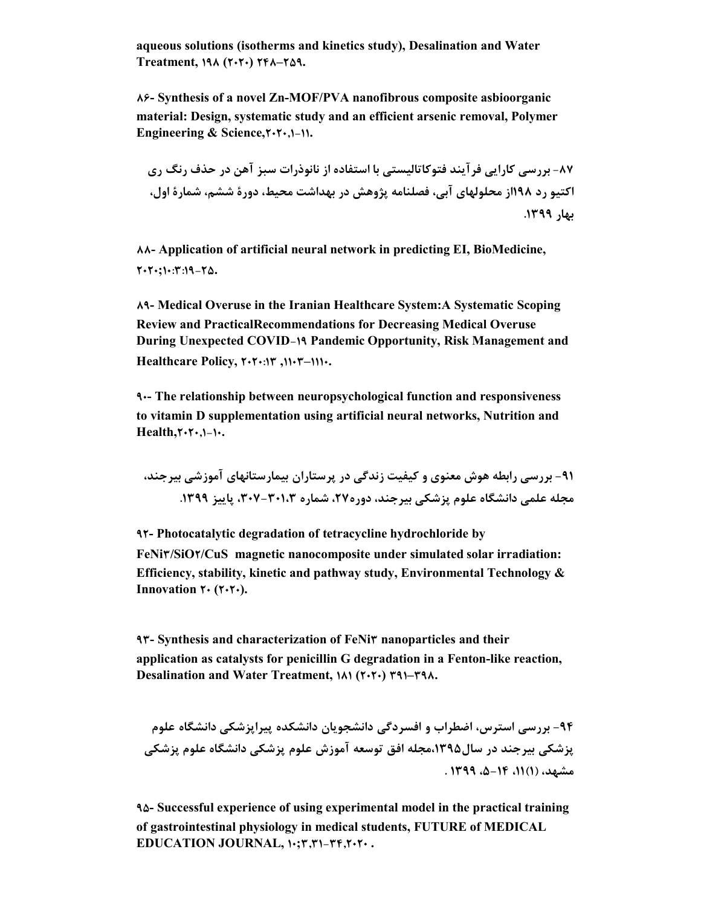aqueous solutions (isotherms and kinetics study), Desalination and Water Treatment, ۱۹۸ (۲۰۲۰) ۲۴۸–۲۵۹.

۸۶- Synthesis of a novel Zn-MOF/PVA nanofibrous composite asbioorganic material: Design, systematic study and an efficient arsenic removal, Polymer Engineering & Science,۲۰۲۰,۱-۱۱.

۸۷- بررسی کارایی فرآیند فتوکاتالیستی با استفاده از نانوذرات سبز آهن در حذف رنگ ری اکتیو رد ۱۹۸از محلولهای آبی، فصلنامه پژوهش در بهداشت محیط، دورهٔ ششم، شمارهٔ اول، بهار ۱۳۹۹.

۸۸- Application of artificial neural network in predicting EI, BioMedicine, ۲۰۲۰;۱۰:۳:۱۹-۲۵.

۸۹- Medical Overuse in the Iranian Healthcare System:A Systematic Scoping Review and PracticalRecommendations for Decreasing Medical Overuse During Unexpected COVID-۱۹ Pandemic Opportunity, Risk Management and Healthcare Policy, ۲۰۲۰:۱۳ ,۱۱۰۳–۱۱۱۰.

۹۰- The relationship between neuropsychological function and responsiveness to vitamin D supplementation using artificial neural networks, Nutrition and Health,۲۰۲۰,۱-۱۰.

۹۱- بررسی رابطه هوش معنوی و کیفیت زندگی در پرستاران بیمارستانهای آموزشی بیرجند، مجله علمی دانشگاه علوم پزشکی بیرجند، دوره۲۷، شماره ۳۰۱،۳-۳۰۷، پاییز ۱۳۹۹.

۹۲- Photocatalytic degradation of tetracycline hydrochloride by $FeNi_3/SiO_2/CuS$ magnetic nanocomposite under simulated solar irradiation: Efficiency, stability, kinetic and pathway study, Environmental Technology & Innovation ۲۰ (۲۰۲۰).

۹۳- Synthesis and characterization of $FeNi_3$ nanoparticles and their application as catalysts for penicillin G degradation in a Fenton-like reaction, Desalination and Water Treatment, ۱۸۱ (۲۰۲۰) ۳۹۱–۳۹۸.

۹۴- بررسی استرس، اضطراب و افسردگی دانشجویان دانشکده پیراپزشکی دانشگاه علوم پزشکی بیرجند در سال۱۳۹۵،مجله افق توسعه آموزش علوم پزشکی دانشگاه علوم پزشکی مشهد، (۱)۱۱، ۱۴-۵، ۱۳۹۹ .

۹۵- Successful experience of using experimental model in the practical training of gastrointestinal physiology in medical students, FUTURE of MEDICAL EDUCATION JOURNAL, ۱۰;۳,۳۱-۳۴,۲۰۲۰ .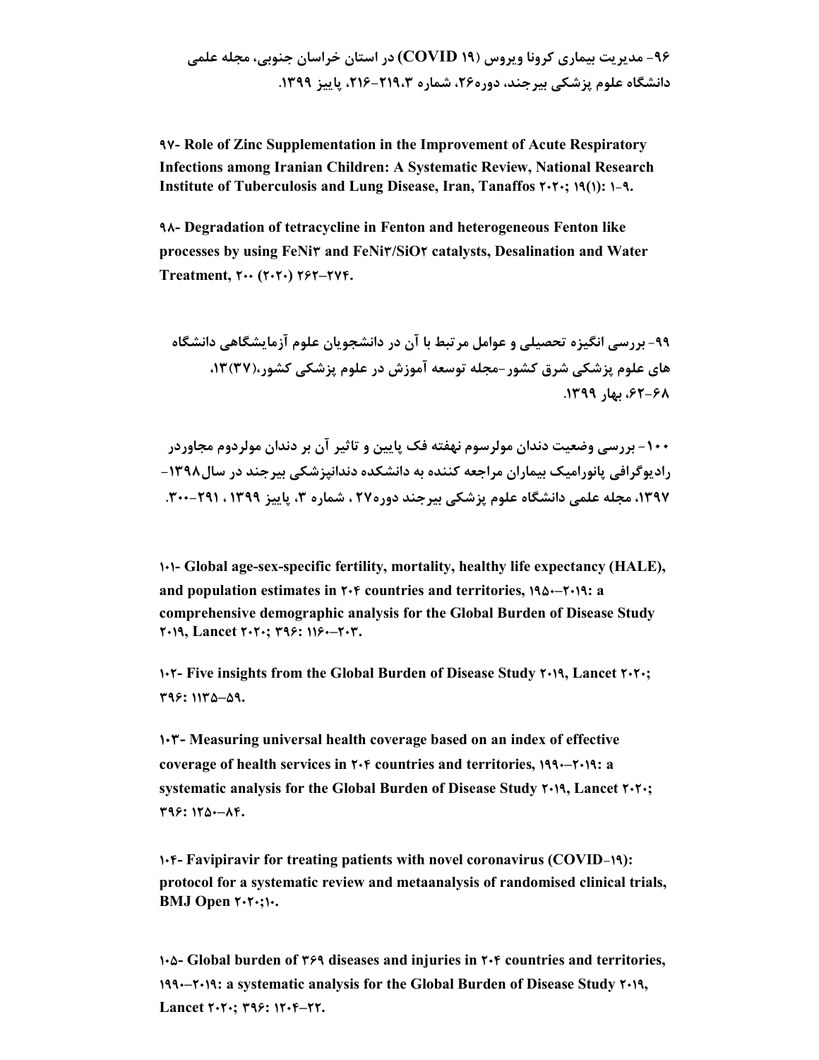**۹۶- مدیریت بیماری کرونا ویروس (COVID ۱۹) در استان خراسان جنوبی، مجله علمی دانشگاه علوم پزشکی بیرجند، دوره۲۶، شماره ۲۱۹،۳-۲۱۶، پاییز ۱۳۹۹.**

**۹۷- Role of Zinc Supplementation in the Improvement of Acute Respiratory Infections among Iranian Children: A Systematic Review, National Research Institute of Tuberculosis and Lung Disease, Iran, Tanaffos ۲۰۲۰; ۱۹(۱): ۱-۹.**

**۹۸- Degradation of tetracycline in Fenton and heterogeneous Fenton like processes by using FeNi۳ and FeNi۳/SiO۲ catalysts, Desalination and Water Treatment, ۲۰۰ (۲۰۲۰) ۲۶۲–۲۷۴.**

**۹۹- بررسی انگیزه تحصیلی و عوامل مرتبط با آن در دانشجویان علوم آزمایشگاهی دانشگاه های علوم پزشکی شرق کشور-مجله توسعه آموزش در علوم پزشکی کشور،(۳۷)۱۳، ۶۸-۶۲، بهار ۱۳۹۹.**

**۱۰۰- بررسی وضعیت دندان مولرسوم نهفته فک پایین و تاثیر آن بر دندان مولردوم مجاوردر رادیوگرافی پانورامیک بیماران مراجعه کننده به دانشکده دندانپزشکی بیرجند در سال۱۳۹۸-۱۳۹۷، مجله علمی دانشگاه علوم پزشکی بیرجند دوره۲۷ ، شماره ۳، پاییز ۱۳۹۹ ، ۲۹۱-۳۰۰.**

**۱۰۱- Global age-sex-specific fertility, mortality, healthy life expectancy (HALE), and population estimates in ۲۰۴ countries and territories, ۱۹۵۰–۲۰۱۹: a comprehensive demographic analysis for the Global Burden of Disease Study ۲۰۱۹, Lancet ۲۰۲۰; ۳۹۶: ۱۱۶۰–۲۰۳.**

**۱۰۲- Five insights from the Global Burden of Disease Study ۲۰۱۹, Lancet ۲۰۲۰; ۳۹۶: ۱۱۳۵–۵۹.**

**۱۰۳- Measuring universal health coverage based on an index of effective coverage of health services in ۲۰۴ countries and territories, ۱۹۹۰–۲۰۱۹: a systematic analysis for the Global Burden of Disease Study ۲۰۱۹, Lancet ۲۰۲۰; ۳۹۶: ۱۲۵۰–۸۴.**

**۱۰۴- Favipiravir for treating patients with novel coronavirus (COVID-۱۹): protocol for a systematic review and metaanalysis of randomised clinical trials, BMJ Open ۲۰۲۰;۱۰.**

**۱۰۵- Global burden of ۳۶۹ diseases and injuries in ۲۰۴ countries and territories, ۱۹۹۰–۲۰۱۹: a systematic analysis for the Global Burden of Disease Study ۲۰۱۹, Lancet ۲۰۲۰; ۳۹۶: ۱۲۰۴–۲۲.**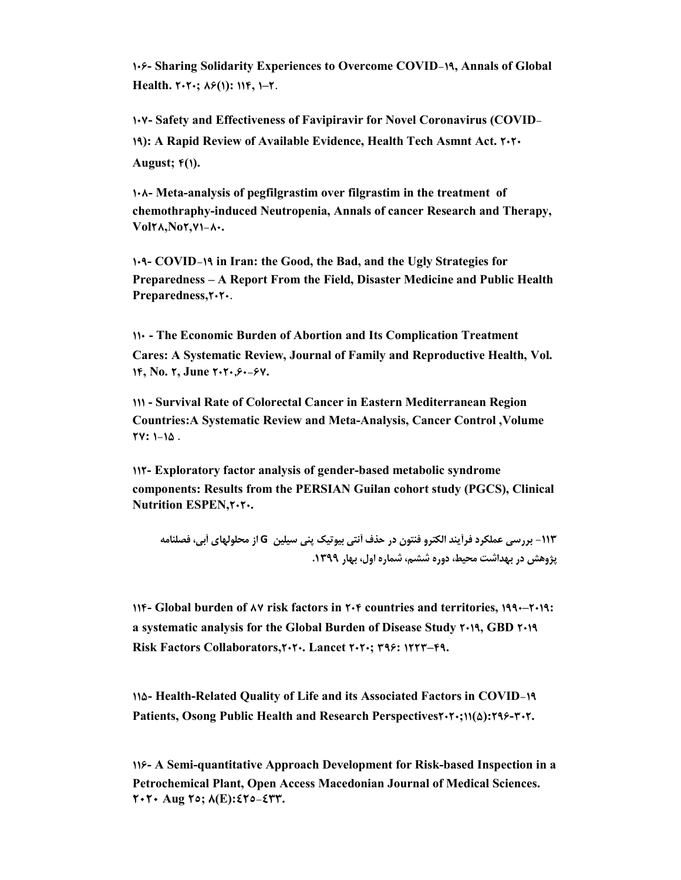**۱۰۶- Sharing Solidarity Experiences to Overcome COVID-۱۹, Annals of Global Health. ۲۰۲۰; ۸۶(۱): ۱۱۴, ۱–۲.**

**۱۰۷- Safety and Effectiveness of Favipiravir for Novel Coronavirus (COVID-۱۹): A Rapid Review of Available Evidence, Health Tech Asmnt Act. ۲۰۲۰ August; ۴(۱).**

**۱۰۸- Meta-analysis of pegfilgrastim over filgrastim in the treatment of chemothraphy-induced Neutropenia, Annals of cancer Research and Therapy, Vol۲۸,No۲,۷۱-۸۰.**

**۱۰۹- COVID-۱۹ in Iran: the Good, the Bad, and the Ugly Strategies for Preparedness – A Report From the Field, Disaster Medicine and Public Health Preparedness,۲۰۲۰.**

**۱۱۰ - The Economic Burden of Abortion and Its Complication Treatment Cares: A Systematic Review, Journal of Family and Reproductive Health, Vol. ۱۴, No. ۲, June ۲۰۲۰,۶۰-۶۷.**

**۱۱۱ - Survival Rate of Colorectal Cancer in Eastern Mediterranean Region Countries:A Systematic Review and Meta-Analysis, Cancer Control ,Volume ۲۷: ۱-۱۵ .**

**۱۱۲- Exploratory factor analysis of gender-based metabolic syndrome components: Results from the PERSIAN Guilan cohort study (PGCS), Clinical Nutrition ESPEN,۲۰۲۰.**

**۱۱۳- بررسی عملکرد فرآیند الکترو فنتون در حذف آنتی بیوتیک پنی سیلین G از محلولهای آبی، فصلنامه پژوهش در بهداشت محیط، دوره ششم، شماره اول، بهار ۱۳۹۹.**

**۱۱۴- Global burden of ۸۷ risk factors in ۲۰۴ countries and territories, ۱۹۹۰–۲۰۱۹: a systematic analysis for the Global Burden of Disease Study ۲۰۱۹, GBD ۲۰۱۹ Risk Factors Collaborators,۲۰۲۰. Lancet ۲۰۲۰; ۳۹۶: ۱۲۲۳–۴۹.**

**۱۱۵- Health-Related Quality of Life and its Associated Factors in COVID-۱۹ Patients, Osong Public Health and Research Perspectives۲۰۲۰;۱۱(۵):۲۹۶-۳۰۲.**

**۱۱۶- A Semi-quantitative Approach Development for Risk-based Inspection in a Petrochemical Plant, Open Access Macedonian Journal of Medical Sciences. ۲۰۲۰ Aug ۲۵; ۸(E):٤۲٥-٤۳۳.**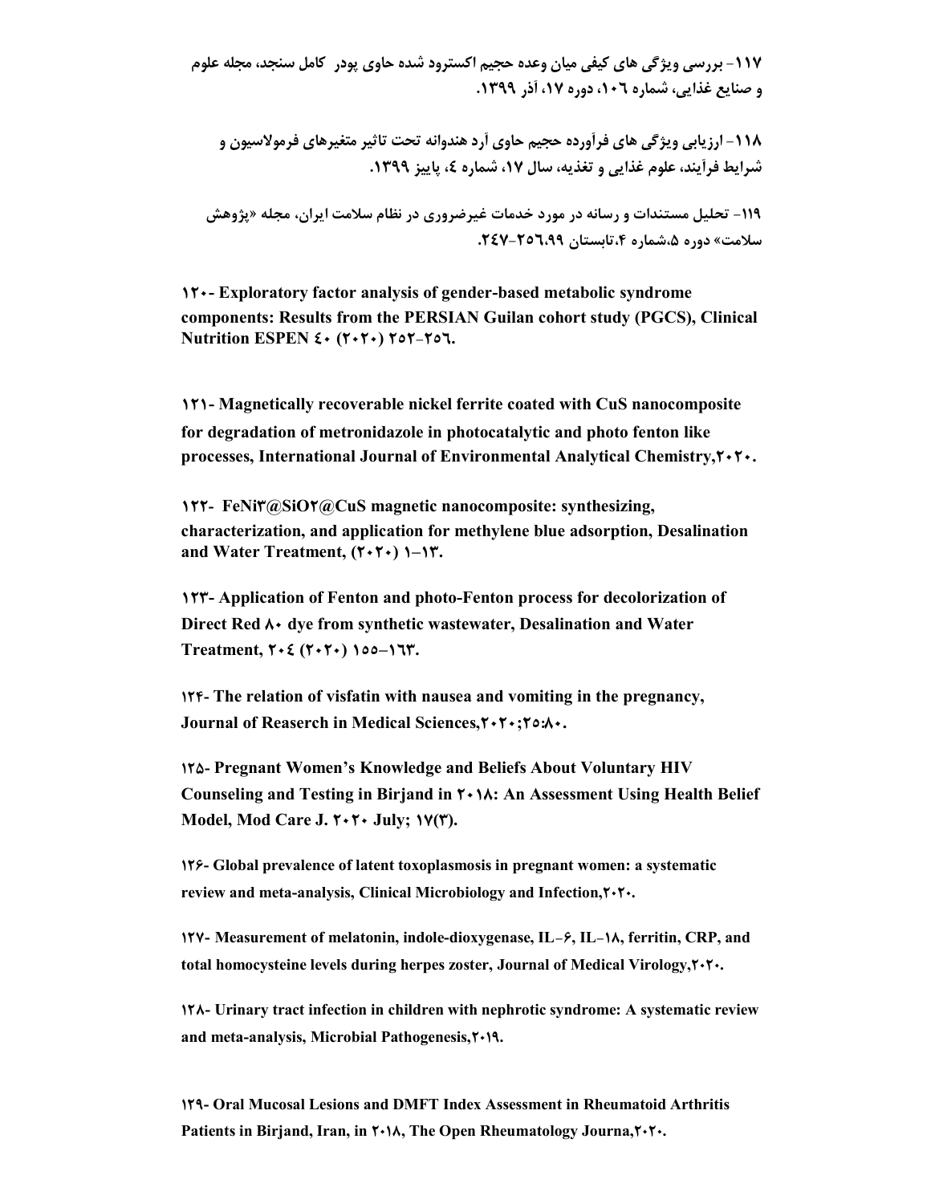۱۱۷- بررسی ویژگی های کیفی میان وعده حجیم اکسترود شده حاوی پودر کامل سنجد، مجله علوم و صنایع غذایی، شماره ١٠٦، دوره ١٧، آذر ١٣٩٩.

۱۱۸- ارزیابی ویژگی های فرآورده حجیم حاوی آرد هندوانه تحت تاثیر متغیرهای فرمولاسیون و شرایط فرآیند، علوم غذایی و تغذیه، سال ١٧، شماره ٤، پاییز ١٣٩٩.

۱۱۹- تحلیل مستندات و رسانه در مورد خدمات غیرضروری در نظام سلامت ایران، مجله «پژوهش سلامت» دوره ۵،شماره ۴،تابستان ٢٥٦،٩٩-٢٤٧.

**۱۲۰- Exploratory factor analysis of gender-based metabolic syndrome components: Results from the PERSIAN Guilan cohort study (PGCS), Clinical Nutrition ESPEN ٤٠ (٢٠٢٠) ٢٥٢-٢٥٦.**

**۱۲۱- Magnetically recoverable nickel ferrite coated with CuS nanocomposite for degradation of metronidazole in photocatalytic and photo fenton like processes, International Journal of Environmental Analytical Chemistry,۲۰۲۰.**

**۱۲۲- FeNi۳@SiO۲@CuS magnetic nanocomposite: synthesizing, characterization, and application for methylene blue adsorption, Desalination and Water Treatment, (۲۰۲۰) ۱–۱۳.**

**۱۲۳- Application of Fenton and photo-Fenton process for decolorization of Direct Red ۸۰ dye from synthetic wastewater, Desalination and Water Treatment, ٢٠٤ (٢٠٢٠) ١٥٥–١٦٣.**

**۱۲۴- The relation of visfatin with nausea and vomiting in the pregnancy, Journal of Reaserch in Medical Sciences,۲۰۲۰;۲٥:۸۰.**

**۱۲۵- Pregnant Women's Knowledge and Beliefs About Voluntary HIV Counseling and Testing in Birjand in ۲۰۱۸: An Assessment Using Health Belief Model, Mod Care J. ۲۰۲۰ July; ۱۷(۳).**

**۱۲۶- Global prevalence of latent toxoplasmosis in pregnant women: a systematic review and meta-analysis, Clinical Microbiology and Infection,۲۰۲۰.**

**۱۲۷- Measurement of melatonin, indole-dioxygenase, IL-۶, IL-۱۸, ferritin, CRP, and total homocysteine levels during herpes zoster, Journal of Medical Virology,۲۰۲۰.**

**۱۲۸- Urinary tract infection in children with nephrotic syndrome: A systematic review and meta-analysis, Microbial Pathogenesis,۲۰۱۹.**

**۱۲۹- Oral Mucosal Lesions and DMFT Index Assessment in Rheumatoid Arthritis Patients in Birjand, Iran, in ۲۰۱۸, The Open Rheumatology Journa,۲۰۲۰.**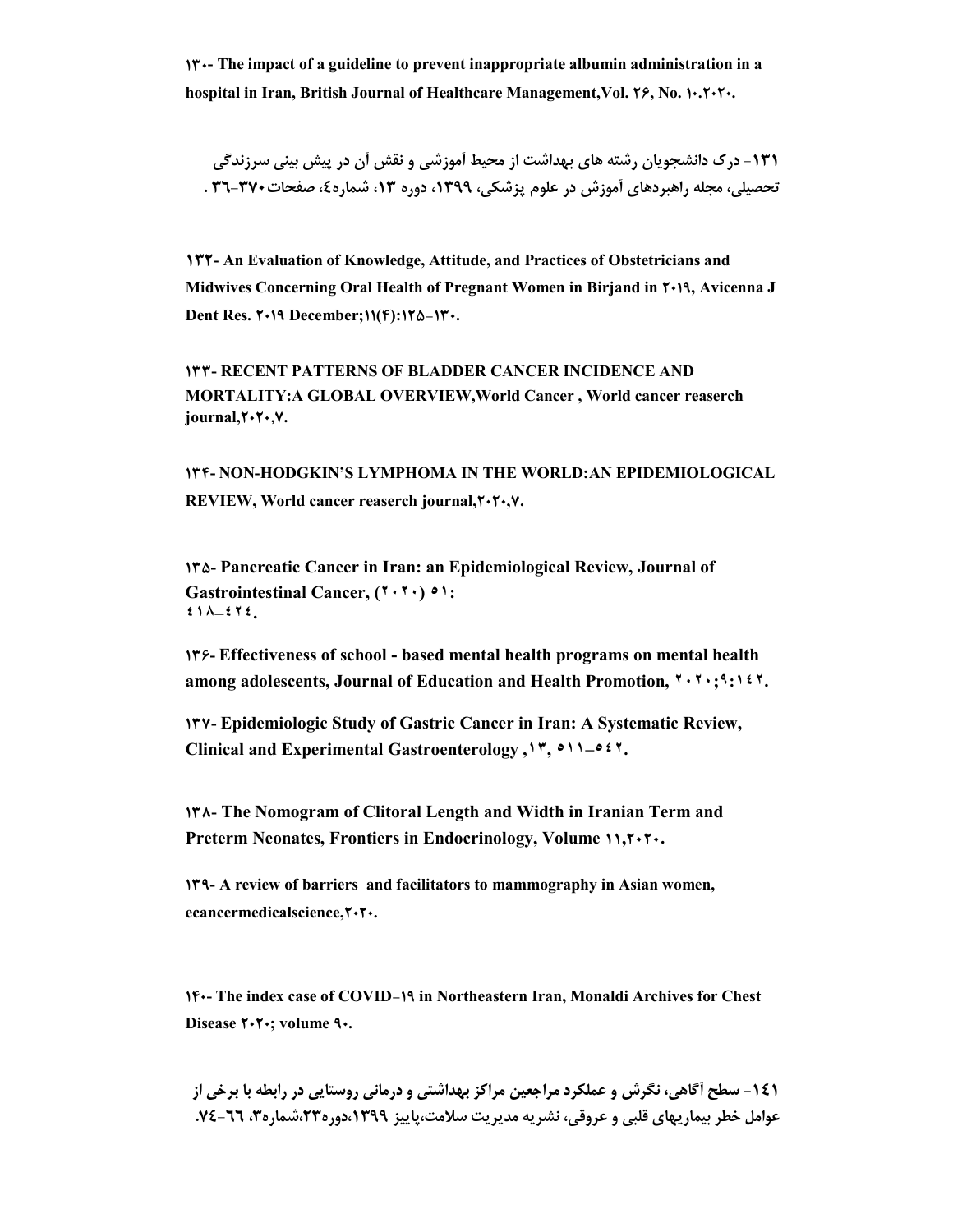**۱۳۰- The impact of a guideline to prevent inappropriate albumin administration in a hospital in Iran, British Journal of Healthcare Management,Vol. ۲۶, No. ۱۰.۲۰۲۰.**

**۱۳۱- درک دانشجویان رشته های بهداشت از محیط آموزشی و نقش آن در پیش بینی سرزندگی تحصیلی، مجله راهبردهای آموزش در علوم پزشکی، ۱۳۹۹، دوره ۱۳، شماره٤، صفحات۳۷۰-۳٦ .**

**۱۳۲- An Evaluation of Knowledge, Attitude, and Practices of Obstetricians and Midwives Concerning Oral Health of Pregnant Women in Birjand in ۲۰۱۹, Avicenna J Dent Res. ۲۰۱۹ December;۱۱(۴):۱۲۵-۱۳۰.**

**۱۳۳- RECENT PATTERNS OF BLADDER CANCER INCIDENCE AND MORTALITY:A GLOBAL OVERVIEW,World Cancer , World cancer reaserch journal,۲۰۲۰,۷.**

**۱۳۴- NON-HODGKIN'S LYMPHOMA IN THE WORLD:AN EPIDEMIOLOGICAL REVIEW, World cancer reaserch journal,۲۰۲۰,۷.**

**۱۳۵- Pancreatic Cancer in Iran: an Epidemiological Review, Journal of Gastrointestinal Cancer, (۲۰۲۰) ۵۱: ٤١٨–٤٢٤.**

**۱۳۶- Effectiveness of school - based mental health programs on mental health among adolescents, Journal of Education and Health Promotion, ۲۰۲۰;۹:۱٤۲.**

**۱۳۷- Epidemiologic Study of Gastric Cancer in Iran: A Systematic Review, Clinical and Experimental Gastroenterology ,۱۳, ۵۱۱–۵٤۲.**

**۱۳۸- The Nomogram of Clitoral Length and Width in Iranian Term and Preterm Neonates, Frontiers in Endocrinology, Volume ۱۱,۲۰۲۰.**

**۱۳۹- A review of barriers and facilitators to mammography in Asian women, ecancermedicalscience,۲۰۲۰.**

**۱۴۰- The index case of COVID-۱۹ in Northeastern Iran, Monaldi Archives for Chest Disease ۲۰۲۰; volume ۹۰.**

**۱٤۱- سطح آگاهی، نگرش و عملکرد مراجعین مراکز بهداشتی و درمانی روستایی در رابطه با برخی از عوامل خطر بیماریهای قلبی و عروقی، نشریه مدیریت سلامت،پاییز ۱۳۹۹،دوره۲۳،شماره۳، ٦٦-٧٤.**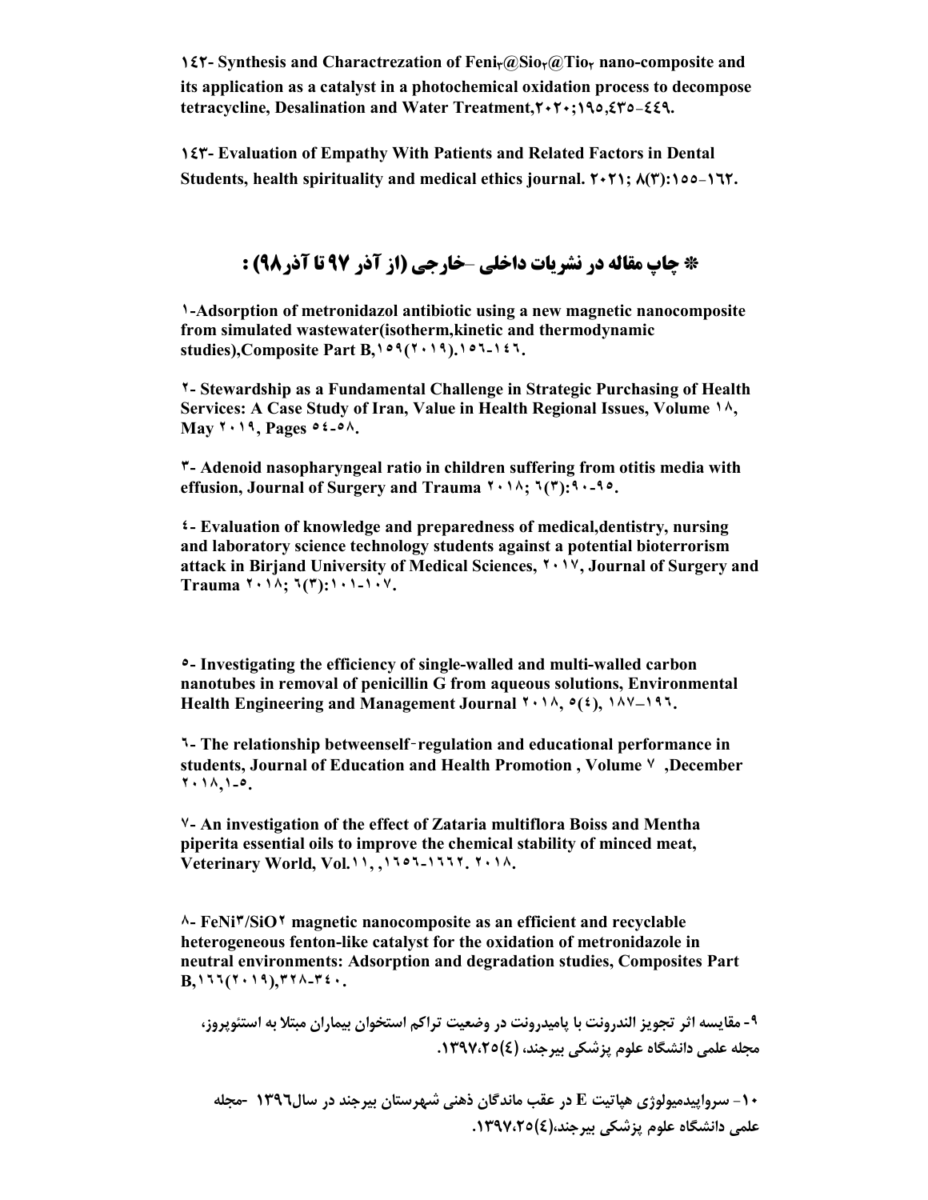**۱٤۲- Synthesis and Charactrezation of Feni$_3$@Sio$_2$@Tio$_2$ nano-composite and its application as a catalyst in a photochemical oxidation process to decompose tetracycline, Desalination and Water Treatment,۲۰۲۰;۱۹۵,٤۳۵-٤٤۹.**

**۱٤۳- Evaluation of Empathy With Patients and Related Factors in Dental Students, health spirituality and medical ethics journal. ۲۰۲۱; ۸(۳):۱۵۵-۱٦۲.**

## * چاپ مقاله در نشریات داخلی -خارجی (از آذر ۹۷ تا آذر۹۸) :

**۱-Adsorption of metronidazol antibiotic using a new magnetic nanocomposite from simulated wastewater(isotherm,kinetic and thermodynamic studies),Composite Part B,۱۵۹(۲۰۱۹).۱۵٦-۱٤٦.**

**۲- Stewardship as a Fundamental Challenge in Strategic Purchasing of Health Services: A Case Study of Iran, Value in Health Regional Issues, Volume ۱۸, May ۲۰۱۹, Pages ۵٤-۵۸.**

**۳- Adenoid nasopharyngeal ratio in children suffering from otitis media with effusion, Journal of Surgery and Trauma ۲۰۱۸; ٦(۳):۹۰-۹۵.**

**٤- Evaluation of knowledge and preparedness of medical,dentistry, nursing and laboratory science technology students against a potential bioterrorism attack in Birjand University of Medical Sciences, ۲۰۱۷, Journal of Surgery and Trauma ۲۰۱۸; ٦(۳):۱۰۱-۱۰۷.**

**۵- Investigating the efficiency of single-walled and multi-walled carbon nanotubes in removal of penicillin G from aqueous solutions, Environmental Health Engineering and Management Journal ۲۰۱۸, ۵(٤), ۱۸۷–۱۹٦.**

**٦- The relationship betweenself-regulation and educational performance in students, Journal of Education and Health Promotion , Volume ۷ ,December ۲۰۱۸,۱-۵.**

**۷- An investigation of the effect of Zataria multiflora Boiss and Mentha piperita essential oils to improve the chemical stability of minced meat, Veterinary World, Vol.۱۱, ,۱٦۵٦-۱٦٦۲. ۲۰۱۸.**

**۸- FeNi۳/SiO۲ magnetic nanocomposite as an efficient and recyclable heterogeneous fenton-like catalyst for the oxidation of metronidazole in neutral environments: Adsorption and degradation studies, Composites Part B,۱٦٦(۲۰۱۹),۳۲۸-۳٤۰.**

**۹- مقایسه اثر تجویز الندرونت با پامیدرونت در وضعیت تراکم استخوان بیماران مبتلا به استئوپروز، مجله علمی دانشگاه علوم پزشکی بیرجند، (٤)۱۳۹۷،۲۵.**

**۱۰- سرواپیدمیولوژی هپاتیت E در عقب ماندگان ذهنی شهرستان بیرجند در سال۱۳۹٦ -مجله علمی دانشگاه علوم پزشکی بیرجند،(٤)۱۳۹۷،۲۵.**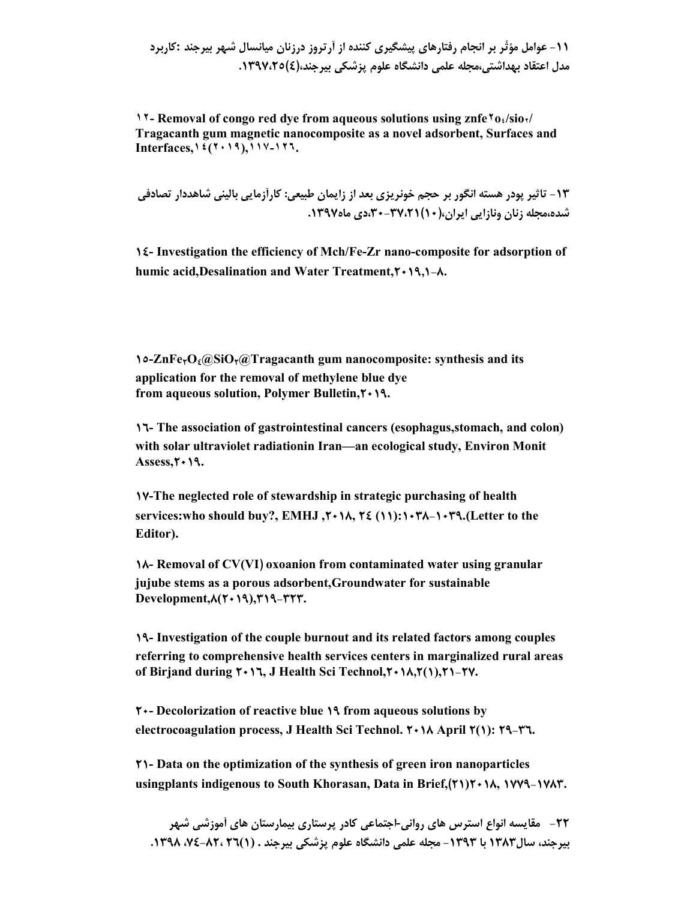۱۱- عوامل مؤثّر بر انجام رفتارهای پیشگیری کننده از آرتروز درزنان میانسال شهر بیرجند :کاربرد مدل اعتقاد بهداشتی،مجله علمی دانشگاه علوم پزشکی بیرجند،(٤)۱۳۹۷،۲۵.

۱۲- Removal of congo red dye from aqueous solutions using znfe۲o٤/sio۲/ Tragacanth gum magnetic nanocomposite as a novel adsorbent, Surfaces and Interfaces,۱٤(۲۰۱۹),۱۱۷-۱۲٦.

۱۳- تاثیر پودر هسته انگور بر حجم خونریزی بعد از زایمان طبیعی: کارآزمایی بالینی شاهددار تصادفی شده،مجله زنان ونازایی ایران،(۱۰)۳۷،۲۱-۳۰،دی ماه۱۳۹۷.

١٤- Investigation the efficiency of Mch/Fe-Zr nano-composite for adsorption of humic acid,Desalination and Water Treatment,۲۰۱۹,۱-۸.

١٥-ZnFe۲O٤@SiO۲@Tragacanth gum nanocomposite: synthesis and its application for the removal of methylene blue dye from aqueous solution, Polymer Bulletin,۲۰۱۹.

١٦- The association of gastrointestinal cancers (esophagus,stomach, and colon) with solar ultraviolet radiationin Iran—an ecological study, Environ Monit Assess,۲۰۱۹.

١٧-The neglected role of stewardship in strategic purchasing of health services:who should buy?, EMHJ ,۲۰۱۸, ٢٤ (۱۱):۱۰۳۸-۱۰۳۹.(Letter to the Editor).

١٨- Removal of CV(VI) oxoanion from contaminated water using granular jujube stems as a porous adsorbent,Groundwater for sustainable Development,۸(۲۰۱۹),۳۱۹-۳۲۳.

١٩- Investigation of the couple burnout and its related factors among couples referring to comprehensive health services centers in marginalized rural areas of Birjand during ۲۰۱٦, J Health Sci Technol,۲۰۱۸,۲(۱),۲۱-۲۷.

٢٠- Decolorization of reactive blue ۱۹ from aqueous solutions by electrocoagulation process, J Health Sci Technol. ۲۰۱۸ April ۲(۱): ۲۹-۳٦.

٢١- Data on the optimization of the synthesis of green iron nanoparticles usingplants indigenous to South Khorasan, Data in Brief,(۲۱)۲۰۱۸, ۱۷۷۹-۱۷۸۳.

۲۲- مقایسه انواع استرس های روانی-اجتماعی کادر پرستاری بیمارستان های آموزشی شهر بیرجند، سال۱۳۸۳ با ۱۳۹۳- مجله علمی دانشگاه علوم پزشکی بیرجند . (۱)۲٦ ،۸۲-۷٤، ۱۳۹۸.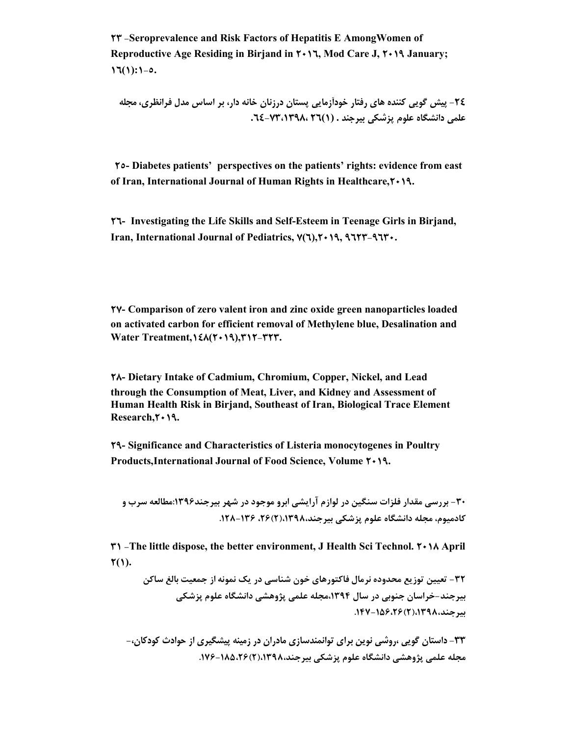**۲۳ -Seroprevalence and Risk Factors of Hepatitis E AmongWomen of Reproductive Age Residing in Birjand in ۲۰۱٦, Mod Care J, ۲۰۱۹ January; ١٦(١):١-٥.**

**٢٤- پیش گویی کننده های رفتار خودآزمایی پستان درزنان خانه دار، بر اساس مدل فرانظری، مجله علمی دانشگاه علوم پزشکی بیرجند . (١)٢٦ ،١٣٩٨،٧٣-٦٤.**

**٢٥- Diabetes patients' perspectives on the patients' rights: evidence from east of Iran, International Journal of Human Rights in Healthcare,٢٠١٩.**

**٢٦- Investigating the Life Skills and Self-Esteem in Teenage Girls in Birjand, Iran, International Journal of Pediatrics, ٧(٦),٢٠١٩, ٩٦٢٣-٩٦٣٠.**

**٢٧- Comparison of zero valent iron and zinc oxide green nanoparticles loaded on activated carbon for efficient removal of Methylene blue, Desalination and Water Treatment,١٤٨(٢٠١٩),٣١٢-٣٢٣.**

**٢٨- Dietary Intake of Cadmium, Chromium, Copper, Nickel, and Lead through the Consumption of Meat, Liver, and Kidney and Assessment of Human Health Risk in Birjand, Southeast of Iran, Biological Trace Element Research,٢٠١٩.**

**٢٩- Significance and Characteristics of Listeria monocytogenes in Poultry Products,International Journal of Food Science, Volume ٢٠١٩.**

**۳۰- بررسی مقدار فلزات سنگین در لوازم آرایشی ابرو موجود در شهر بیرجند۱۳۹۶:مطالعه سرب و کادمیوم، مجله دانشگاه علوم پزشکی بیرجند،۱۳۹۸،(۲)۲۶، ۱۳۶-۱۲۸.**

**۳۱ -The little dispose, the better environment, J Health Sci Technol. ۲۰۱۸ April ۲(۱).**

**۳۲- تعیین توزیع محدوده نرمال فاکتورهای خون شناسی در یک نمونه از جمعیت بالغ ساکن بیرجند-خراسان جنوبی در سال ۱۳۹۴،مجله علمی پژوهشی دانشگاه علوم پزشکی بیرجند،۱۳۹۸،(۲)۲۶،۱۵۶-۱۴۷.**

**۳۳- داستان گویی ،روشی نوین برای توانمندسازی مادران در زمینه پیشگیری از حوادث کودکان،- مجله علمی پژوهشی دانشگاه علوم پزشکی بیرجند،۱۳۹۸،(۲)۲۶،۱۸۵-۱۷۶.**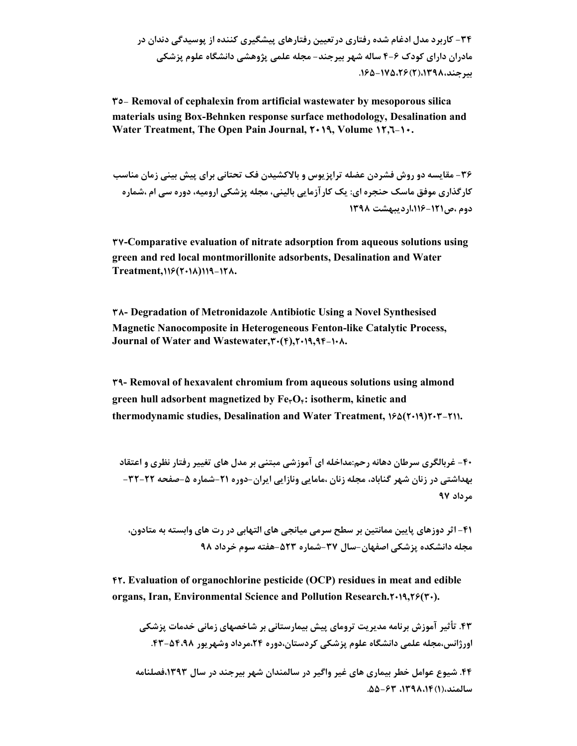۳۴- کاربرد مدل ادغام شده رفتاری در تعیین رفتارهای پیشگیری کننده از پوسیدگی دندان در مادران دارای کودک ۶-۴ ساله شهر بیرجند- مجله علمی پژوهشی دانشگاه علوم پزشکی بیرجند،۱۳۹۸،(۲)۲۶،۱۷۵-۱۶۵.

**۳۵- Removal of cephalexin from artificial wastewater by mesoporous silica materials using Box-Behnken response surface methodology, Desalination and Water Treatment, The Open Pain Journal, ۲۰۱۹, Volume ۱۲,٦-۱۰.**

**۳۶- مقایسه دو روش فشردن عضله تراپزیوس و بالاکشیدن فک تحتانی برای پیش بینی زمان مناسب کارگذاری موفق ماسک حنجره ای: یک کارآزمایی بالینی، مجله پزشکی ارومیه، دوره سی ام ،شماره دوم ،ص۱۲۱-۱۱۶،اردیبهشت ۱۳۹۸**

**۳۷-Comparative evaluation of nitrate adsorption from aqueous solutions using green and red local montmorillonite adsorbents, Desalination and Water Treatment,۱۱۶(۲۰۱۸)۱۱۹-۱۲۸.**

**۳۸- Degradation of Metronidazole Antibiotic Using a Novel Synthesised Magnetic Nanocomposite in Heterogeneous Fenton-like Catalytic Process, Journal of Water and Wastewater,۳۰(۴),۲۰۱۹,۹۴-۱۰۸.**

**۳۹- Removal of hexavalent chromium from aqueous solutions using almond green hull adsorbent magnetized by $Fe_3O_4$: isotherm, kinetic and thermodynamic studies, Desalination and Water Treatment, ۱۶۵(۲۰۱۹)۲۰۳-۲۱۱.**

**۴۰- غربالگری سرطان دهانه رحم:مداخله ای آموزشی مبتنی بر مدل های تغییر رفتار نظری و اعتقاد بهداشتی در زنان شهر گناباد، مجله زنان ،مامایی ونازایی ایران-دوره ۲۱-شماره ۵-صفحه ۲۲-۳۲-مرداد ۹۷**

**۴۱- اثر دوزهای پایین ممانتین بر سطح سرمی میانجی های التهابی در رت های وابسته به متادون، مجله دانشکده پزشکی اصفهان-سال ۳۷-شماره ۵۲۳-هفته سوم خرداد ۹۸**

**۴۲. Evaluation of organochlorine pesticide (OCP) residues in meat and edible organs, Iran, Environmental Science and Pollution Research.۲۰۱۹,۲۶(۳۰).**

**۴۳. تأثیر آموزش برنامه مدیریت ترومای پیش بیمارستانی بر شاخصهای زمانی خدمات پزشکی اورژانس،مجله علمی دانشگاه علوم پزشکی کردستان،دوره ۲۴،مرداد وشهریور ۵۴،۹۸-۴۳.**

**۴۴. شیوع عوامل خطر بیماری های غیر واگیر در سالمندان شهر بیرجند در سال ۱۳۹۳،فصلنامه سالمند،(۱)۱۴،۱۳۹۸، ۶۳-۵۵.**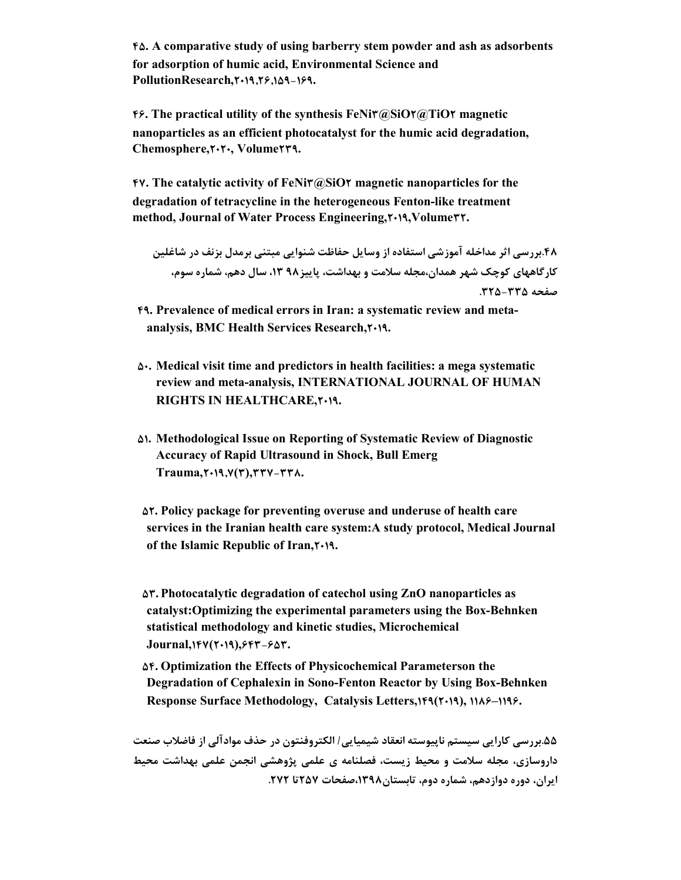**۴۵. A comparative study of using barberry stem powder and ash as adsorbents for adsorption of humic acid, Environmental Science and PollutionResearch,۲۰۱۹,۲۶,۱۵۹-۱۶۹.**

**۴۶. The practical utility of the synthesis FeNi۳@SiO۲@TiO۲ magnetic nanoparticles as an efficient photocatalyst for the humic acid degradation, Chemosphere,۲۰۲۰, Volume۲۳۹.**

**۴۷. The catalytic activity of FeNi۳@SiO۲ magnetic nanoparticles for the degradation of tetracycline in the heterogeneous Fenton-like treatment method, Journal of Water Process Engineering,۲۰۱۹,Volume۳۲.**

**۴۸.بررسی اثر مداخله آموزشی استفاده از وسایل حفاظت شنوایی مبتنی برمدل بزنف در شاغلین کارگاههای کوچک شهر همدان،مجله سلامت و بهداشت، پاییز۹۸ ۱۳، سال دهم، شماره سوم، صفحه ۳۳۵-۳۲۵.**

**۴۹. Prevalence of medical errors in Iran: a systematic review and meta-analysis, BMC Health Services Research,۲۰۱۹.**

**۵۰. Medical visit time and predictors in health facilities: a mega systematic review and meta-analysis, INTERNATIONAL JOURNAL OF HUMAN RIGHTS IN HEALTHCARE,۲۰۱۹.**

**۵۱. Methodological Issue on Reporting of Systematic Review of Diagnostic Accuracy of Rapid Ultrasound in Shock, Bull Emerg Trauma,۲۰۱۹,۷(۳),۳۳۷-۳۳۸.**

**۵۲. Policy package for preventing overuse and underuse of health care services in the Iranian health care system:A study protocol, Medical Journal of the Islamic Republic of Iran,۲۰۱۹.**

**۵۳. Photocatalytic degradation of catechol using ZnO nanoparticles as catalyst:Optimizing the experimental parameters using the Box-Behnken statistical methodology and kinetic studies, Microchemical Journal,۱۴۷(۲۰۱۹),۶۴۳-۶۵۳.**

**۵۴. Optimization the Effects of Physicochemical Parameterson the Degradation of Cephalexin in Sono-Fenton Reactor by Using Box-Behnken Response Surface Methodology, Catalysis Letters,۱۴۹(۲۰۱۹), ۱۱۸۶–۱۱۹۶.**

**۵۵.بررسی کارایی سیستم ناپیوسته انعقاد شیمیایی/ الکتروفنتون در حذف موادآلی از فاضلاب صنعت داروسازی، مجله سلامت و محیط زیست، فصلنامه ی علمی پژوهشی انجمن علمی بهداشت محیط ایران، دوره دوازدهم، شماره دوم، تابستان۱۳۹۸،صفحات ۲۵۷تا ۲۷۲.**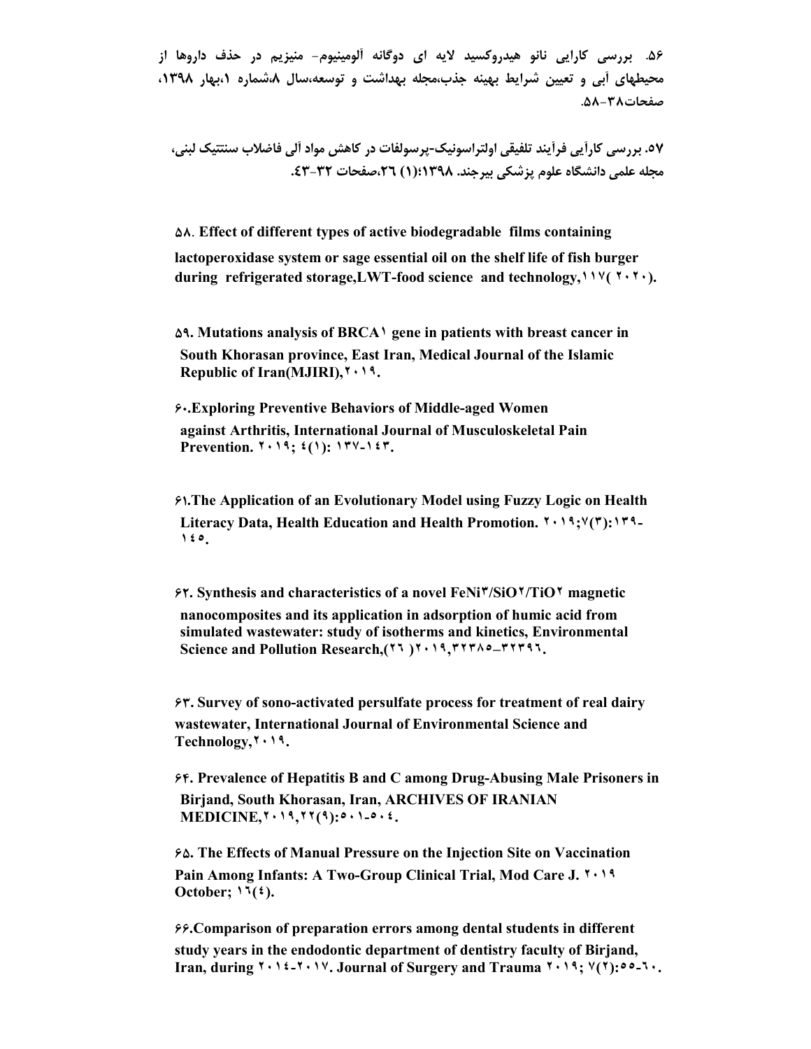۵۶. بررسی کارایی نانو هیدروکسید لایه ای دوگانه آلومینیوم- منیزیم در حذف داروها از محیطهای آبی و تعیین شرایط بهینه جذب،مجله بهداشت و توسعه،سال ۸،شماره ۱،بهار ۱۳۹۸، صفحات۳۸-۵۸.

۵۷. بررسی کارآیی فرآیند تلفیقی اولتراسونیک-پرسولفات در کاهش مواد آلی فاضلاب سنتتیک لبنی، مجله علمی دانشگاه علوم پزشکی بیرجند. ۱۳۹۸؛(۱) ۲٦،صفحات ۳۲-۴۳.

۵۸. **Effect of different types of active biodegradable films containing lactoperoxidase system or sage essential oil on the shelf life of fish burger during refrigerated storage,LWT-food science and technology,۱۱۷( ۲۰۲۰).**

۵۹. **Mutations analysis of BRCA۱ gene in patients with breast cancer in South Khorasan province, East Iran, Medical Journal of the Islamic Republic of Iran(MJIRI),۲۰۱۹.**

۶۰. **Exploring Preventive Behaviors of Middle-aged Women against Arthritis, International Journal of Musculoskeletal Pain Prevention. ۲۰۱۹; ٤(۱): ۱۳۷-۱٤۳.**

۶۱. **The Application of an Evolutionary Model using Fuzzy Logic on Health Literacy Data, Health Education and Health Promotion. ۲۰۱۹;۷(۳):۱۳۹-۱٤٥.**

۶۲. **Synthesis and characteristics of a novel $FeNi_3/SiO_2/TiO_2$ magnetic nanocomposites and its application in adsorption of humic acid from simulated wastewater: study of isotherms and kinetics, Environmental Science and Pollution Research,(۲٦ )۲۰۱۹,۳۲۳۸٥–۳۲۳۹٦.**

۶۳. **Survey of sono-activated persulfate process for treatment of real dairy wastewater, International Journal of Environmental Science and Technology,۲۰۱۹.**

۶۴. **Prevalence of Hepatitis B and C among Drug-Abusing Male Prisoners in Birjand, South Khorasan, Iran, ARCHIVES OF IRANIAN MEDICINE,۲۰۱۹,۲۲(۹):٥۰۱-٥۰٤.**

۶۵. **The Effects of Manual Pressure on the Injection Site on Vaccination Pain Among Infants: A Two-Group Clinical Trial, Mod Care J. ۲۰۱۹ October; ۱٦(٤).**

۶۶. **Comparison of preparation errors among dental students in different study years in the endodontic department of dentistry faculty of Birjand, Iran, during ۲۰۱٤-۲۰۱۷. Journal of Surgery and Trauma ۲۰۱۹; ۷(۲):٥٥-٦۰.**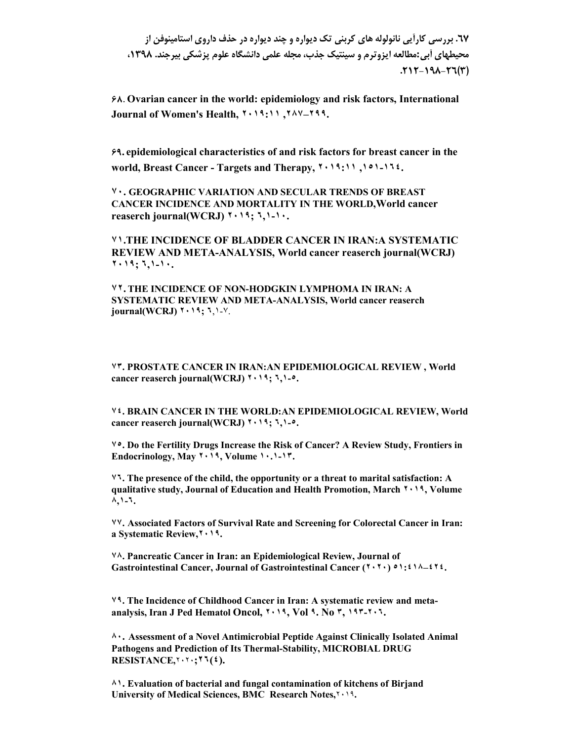**۶۷. بررسی کارآیی نانولوله های کربنی تک دیواره و چند دیواره در حذف داروی استامینوفن از محیطهای آبی:مطالعه ایزوترم و سینتیک جذب، مجله علمی دانشگاه علوم پزشکی بیرجند. ۱۳۹۸، ۲۶(۳)-۱۹۸-۲۱۲.**

**۶۸. Ovarian cancer in the world: epidemiology and risk factors, International Journal of Women's Health, ۲۰۱۹:۱۱ ,۲۸۷–۲۹۹.**

**۶۹. epidemiological characteristics of and risk factors for breast cancer in the world, Breast Cancer - Targets and Therapy, ۲۰۱۹:۱۱ ,۱۵۱-۱۶۴.**

**۷۰. GEOGRAPHIC VARIATION AND SECULAR TRENDS OF BREAST CANCER INCIDENCE AND MORTALITY IN THE WORLD,World cancer reaserch journal(WCRJ) ۲۰۱۹; ۶,۱-۱۰.**

**۷۱.THE INCIDENCE OF BLADDER CANCER IN IRAN:A SYSTEMATIC REVIEW AND META-ANALYSIS, World cancer reaserch journal(WCRJ) ۲۰۱۹; ۶,۱-۱۰.**

**۷۲. THE INCIDENCE OF NON-HODGKIN LYMPHOMA IN IRAN: A SYSTEMATIC REVIEW AND META-ANALYSIS, World cancer reaserch journal(WCRJ) ۲۰۱۹; ۶,۱-۷.**

**۷۳. PROSTATE CANCER IN IRAN:AN EPIDEMIOLOGICAL REVIEW , World cancer reaserch journal(WCRJ) ۲۰۱۹; ۶,۱-۵.**

**۷۴. BRAIN CANCER IN THE WORLD:AN EPIDEMIOLOGICAL REVIEW, World cancer reaserch journal(WCRJ) ۲۰۱۹; ۶,۱-۵.**

**۷۵. Do the Fertility Drugs Increase the Risk of Cancer? A Review Study, Frontiers in Endocrinology, May ۲۰۱۹, Volume ۱۰.۱-۱۳.**

**۷۶. The presence of the child, the opportunity or a threat to marital satisfaction: A qualitative study, Journal of Education and Health Promotion, March ۲۰۱۹, Volume ۸,۱-۶.**

**۷۷. Associated Factors of Survival Rate and Screening for Colorectal Cancer in Iran: a Systematic Review,۲۰۱۹.**

**۷۸. Pancreatic Cancer in Iran: an Epidemiological Review, Journal of Gastrointestinal Cancer, Journal of Gastrointestinal Cancer (۲۰۲۰) ۵۱:۴۱۸–۴۲۴.**

**۷۹. The Incidence of Childhood Cancer in Iran: A systematic review and meta-analysis, Iran J Ped Hematol Oncol, ۲۰۱۹, Vol ۹. No ۳, ۱۹۳-۲۰۶.**

**۸۰. Assessment of a Novel Antimicrobial Peptide Against Clinically Isolated Animal Pathogens and Prediction of Its Thermal-Stability, MICROBIAL DRUG RESISTANCE,۲۰۲۰;۲۶(۴).**

**۸۱. Evaluation of bacterial and fungal contamination of kitchens of Birjand University of Medical Sciences, BMC Research Notes,۲۰۱۹.**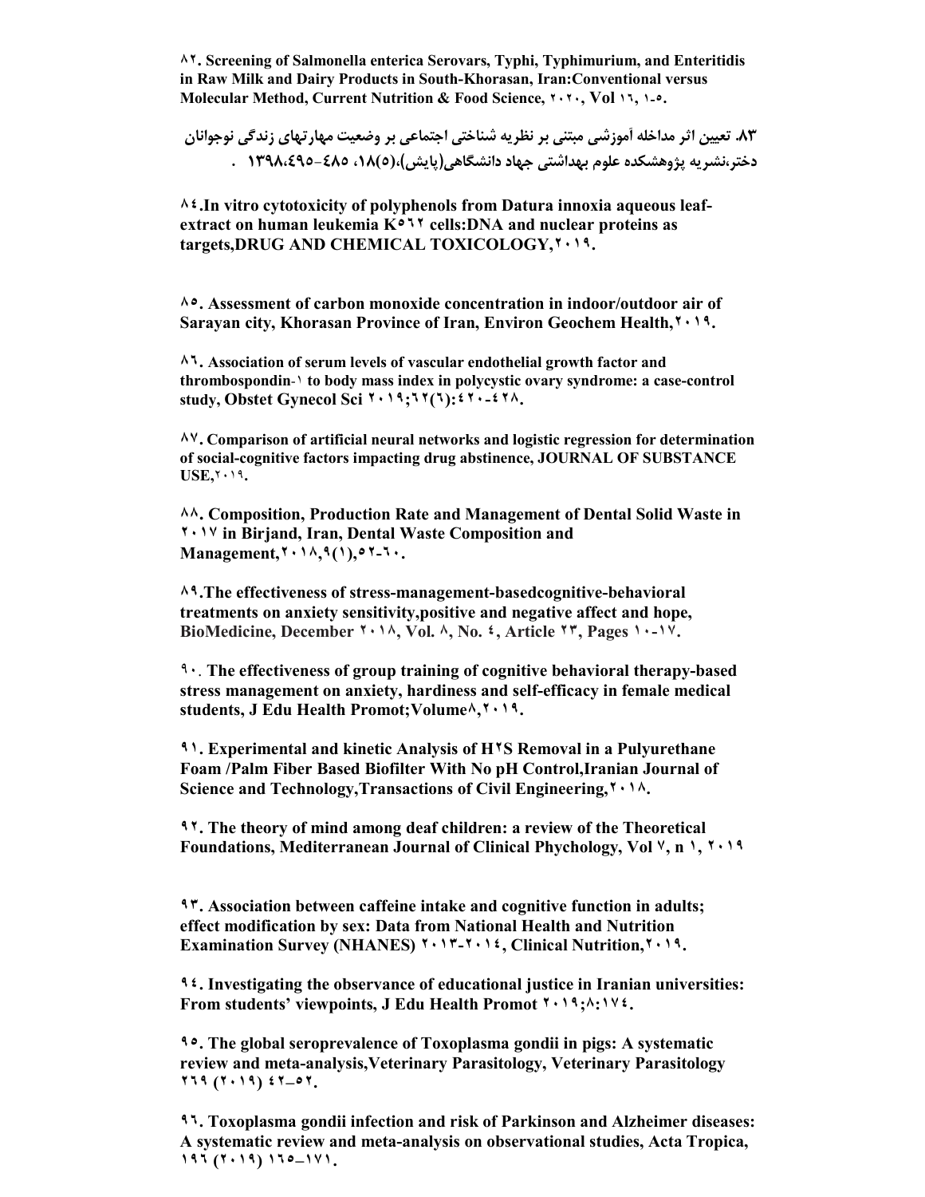**۸۲. Screening of Salmonella enterica Serovars, Typhi, Typhimurium, and Enteritidis in Raw Milk and Dairy Products in South-Khorasan, Iran:Conventional versus Molecular Method, Current Nutrition & Food Science, ۲۰۲۰, Vol ۱۶, ۱-۵.**

**۸۳. تعیین اثر مداخله آموزشی مبتنی بر نظریه شناختی اجتماعی بر وضعیت مهارتهای زندگی نوجوانان دختر،نشریه پژوهشکده علوم بهداشتی جهاد دانشگاهی(پایش)،(۵)۱۸، ۴۸۵-۴۹۵،۱۳۹۸ .**

**۸۴.In vitro cytotoxicity of polyphenols from Datura innoxia aqueous leaf-extract on human leukemia K۵۶۲ cells:DNA and nuclear proteins as targets,DRUG AND CHEMICAL TOXICOLOGY,۲۰۱۹.**

**۸۵. Assessment of carbon monoxide concentration in indoor/outdoor air of Sarayan city, Khorasan Province of Iran, Environ Geochem Health,۲۰۱۹.**

**۸۶. Association of serum levels of vascular endothelial growth factor and thrombospondin-۱ to body mass index in polycystic ovary syndrome: a case-control study, Obstet Gynecol Sci ۲۰۱۹;۶۲(۶):۴۲۰-۴۲۸.**

**۸۷. Comparison of artificial neural networks and logistic regression for determination of social-cognitive factors impacting drug abstinence, JOURNAL OF SUBSTANCE USE,۲۰۱۹.**

**۸۸. Composition, Production Rate and Management of Dental Solid Waste in ۲۰۱۷ in Birjand, Iran, Dental Waste Composition and Management,۲۰۱۸,۹(۱),۵۲-۶۰.**

**۸۹.The effectiveness of stress-management-basedcognitive-behavioral treatments on anxiety sensitivity,positive and negative affect and hope, BioMedicine, December ۲۰۱۸, Vol. ۸, No. ۴, Article ۲۳, Pages ۱۰-۱۷.**

**۹۰. The effectiveness of group training of cognitive behavioral therapy-based stress management on anxiety, hardiness and self-efficacy in female medical students, J Edu Health Promot;Volume۸,۲۰۱۹.**

**۹۱. Experimental and kinetic Analysis of H۲S Removal in a Pulyurethane Foam /Palm Fiber Based Biofilter With No pH Control,Iranian Journal of Science and Technology,Transactions of Civil Engineering,۲۰۱۸.**

**۹۲. The theory of mind among deaf children: a review of the Theoretical Foundations, Mediterranean Journal of Clinical Phychology, Vol ۷, n ۱, ۲۰۱۹**

**۹۳. Association between caffeine intake and cognitive function in adults; effect modification by sex: Data from National Health and Nutrition Examination Survey (NHANES) ۲۰۱۳-۲۰۱۴, Clinical Nutrition,۲۰۱۹.**

**۹۴. Investigating the observance of educational justice in Iranian universities: From students' viewpoints, J Edu Health Promot ۲۰۱۹;۸:۱۷۴.**

**۹۵. The global seroprevalence of Toxoplasma gondii in pigs: A systematic review and meta-analysis,Veterinary Parasitology, Veterinary Parasitology ۲۶۹ (۲۰۱۹) ۴۲–۵۲.**

**۹۶. Toxoplasma gondii infection and risk of Parkinson and Alzheimer diseases: A systematic review and meta-analysis on observational studies, Acta Tropica, ۱۹۶ (۲۰۱۹) ۱۶۵–۱۷۱.**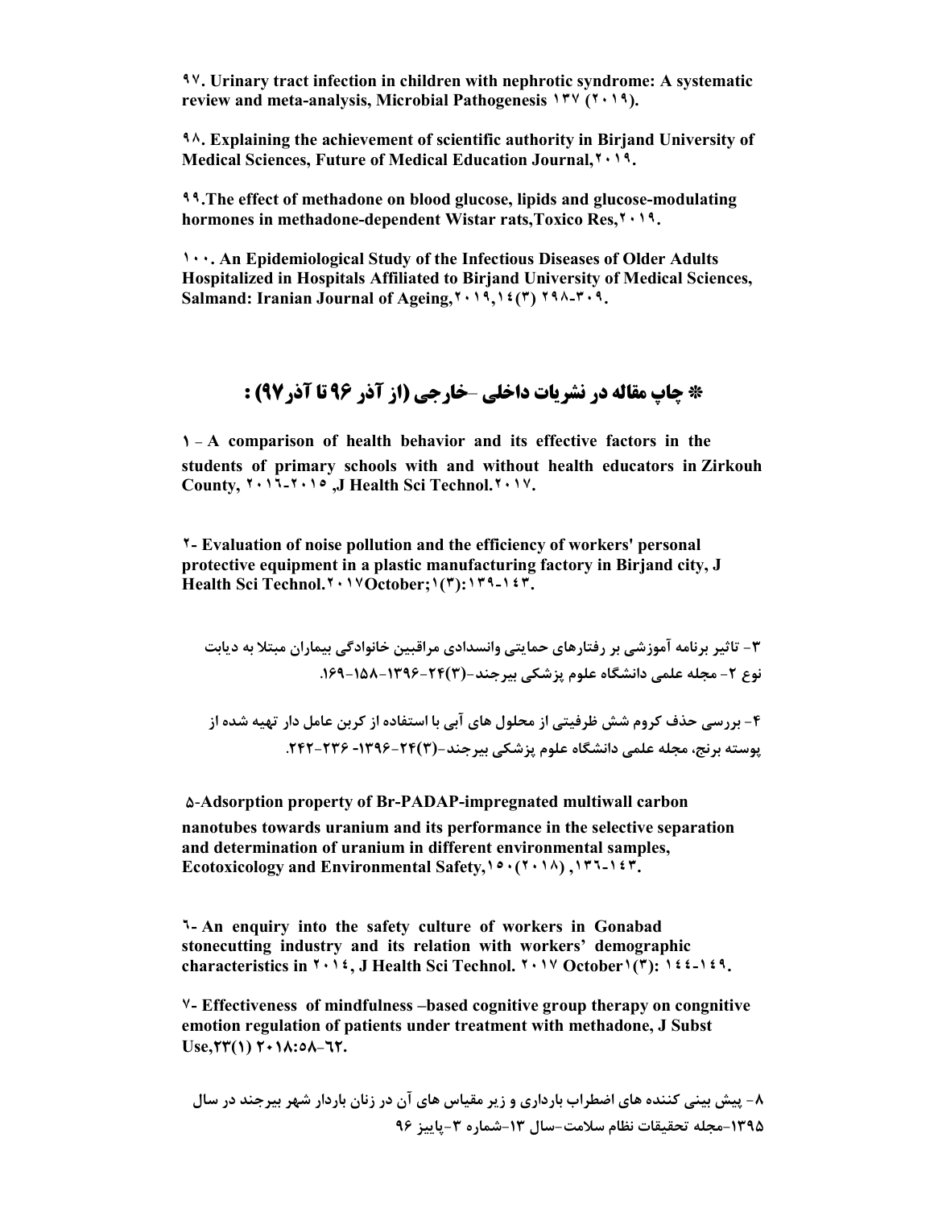۹۷. **Urinary tract infection in children with nephrotic syndrome: A systematic review and meta-analysis, Microbial Pathogenesis ۱۳۷ (۲۰۱۹).**

۹۸. **Explaining the achievement of scientific authority in Birjand University of Medical Sciences, Future of Medical Education Journal,۲۰۱۹.**

۹۹.**The effect of methadone on blood glucose, lipids and glucose-modulating hormones in methadone-dependent Wistar rats,Toxico Res,۲۰۱۹.**

۱۰۰. **An Epidemiological Study of the Infectious Diseases of Older Adults Hospitalized in Hospitals Affiliated to Birjand University of Medical Sciences, Salmand: Iranian Journal of Ageing,۲۰۱۹,۱۴(۳) ۲۹۸-۳۰۹.**

## * چاپ مقاله در نشریات داخلی -خارجی (از آذر ۹۶ تا آذر۹۷) :

۱ - **A comparison of health behavior and its effective factors in the students of primary schools with and without health educators in Zirkouh County, ۲۰۱۶-۲۰۱۵ ,J Health Sci Technol.۲۰۱۷.**

۲- **Evaluation of noise pollution and the efficiency of workers' personal protective equipment in a plastic manufacturing factory in Birjand city, J Health Sci Technol.۲۰۱۷October;۱(۳):۱۳۹-۱۴۳.**

۳- **تاثیر برنامه آموزشی بر رفتارهای حمایتی وانسدادی مراقبین خانوادگی بیماران مبتلا به دیابت نوع ۲- مجله علمی دانشگاه علوم پزشکی بیرجند-(۳)۲۴-۱۳۹۶-۱۵۸-۱۶۹.**

۴- **بررسی حذف کروم شش ظرفیتی از محلول های آبی با استفاده از کربن عامل دار تهیه شده از پوسته برنج، مجله علمی دانشگاه علوم پزشکی بیرجند-(۳)۲۴-۱۳۹۶- ۲۳۶-۲۴۲.**

۵-**Adsorption property of Br-PADAP-impregnated multiwall carbon nanotubes towards uranium and its performance in the selective separation and determination of uranium in different environmental samples, Ecotoxicology and Environmental Safety,۱۵۰(۲۰۱۸) ,۱۳۶-۱۴۳.**

۶- **An enquiry into the safety culture of workers in Gonabad stonecutting industry and its relation with workers' demographic characteristics in ۲۰۱۴, J Health Sci Technol. ۲۰۱۷ October۱(۳): ۱۴۴-۱۴۹.**

۷- **Effectiveness of mindfulness –based cognitive group therapy on congnitive emotion regulation of patients under treatment with methadone, J Subst Use,۲۳(۱) ۲۰۱۸:۵۸-۶۲.**

۸- **پیش بینی کننده های اضطراب بارداری و زیر مقیاس های آن در زنان باردار شهر بیرجند در سال ۱۳۹۵-مجله تحقیقات نظام سلامت-سال ۱۳-شماره ۳-پاییز ۹۶**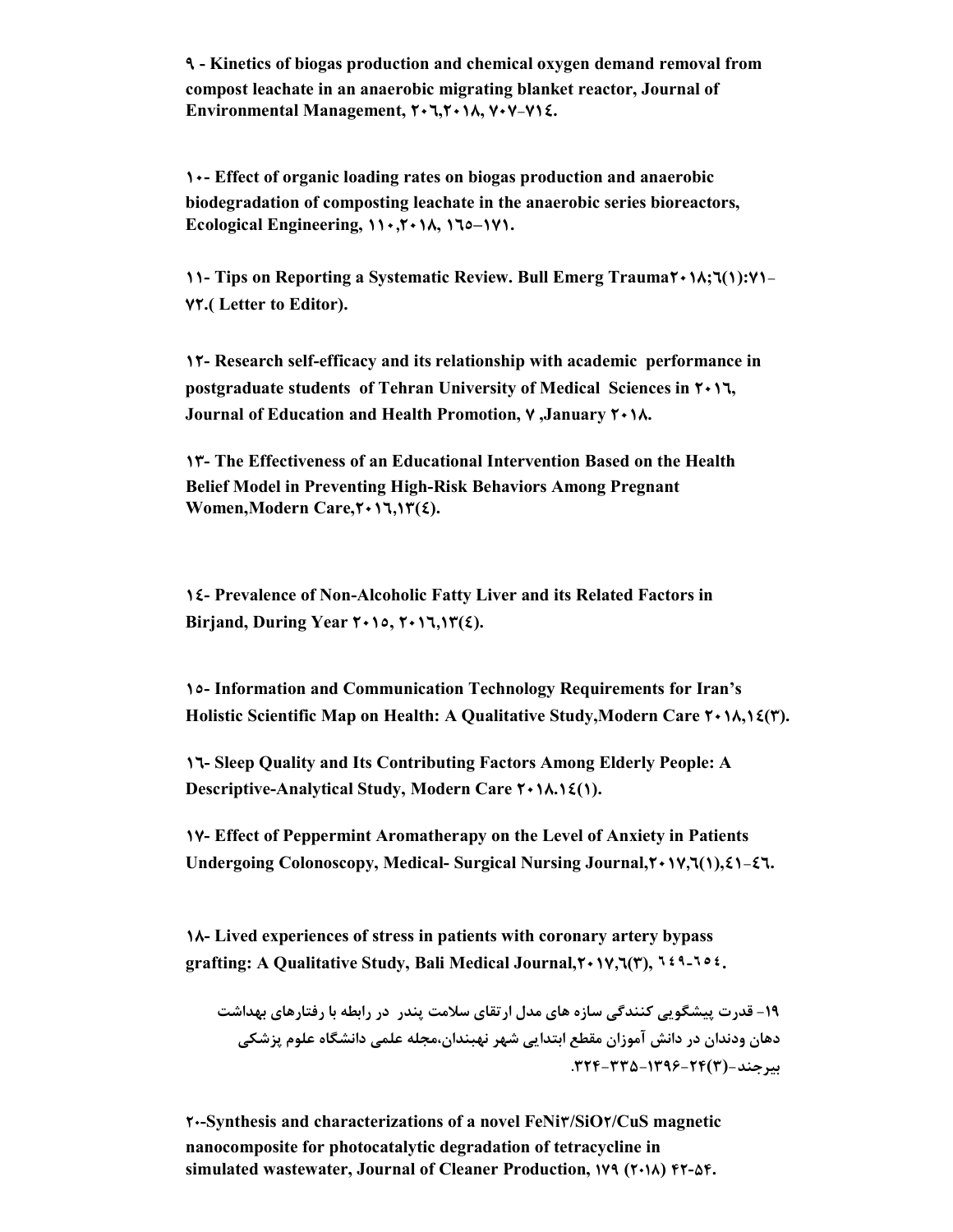**٩ - Kinetics of biogas production and chemical oxygen demand removal from compost leachate in an anaerobic migrating blanket reactor, Journal of Environmental Management, ٢٠٦,٢٠١٨, ٧٠٧-٧١٤.**

**١٠- Effect of organic loading rates on biogas production and anaerobic biodegradation of composting leachate in the anaerobic series bioreactors, Ecological Engineering, ١١٠,٢٠١٨, ١٦٥–١٧١.**

**١١- Tips on Reporting a Systematic Review. Bull Emerg Trauma٢٠١٨;٦(١):٧١-٧٢.( Letter to Editor).**

**١٢- Research self-efficacy and its relationship with academic performance in postgraduate students of Tehran University of Medical Sciences in ٢٠١٦, Journal of Education and Health Promotion, ٧ ,January ٢٠١٨.**

**١٣- The Effectiveness of an Educational Intervention Based on the Health Belief Model in Preventing High-Risk Behaviors Among Pregnant Women,Modern Care,٢٠١٦,١٣(٤).**

**١٤- Prevalence of Non-Alcoholic Fatty Liver and its Related Factors in Birjand, During Year ٢٠١٥, ٢٠١٦,١٣(٤).**

**١٥- Information and Communication Technology Requirements for Iran's Holistic Scientific Map on Health: A Qualitative Study,Modern Care ٢٠١٨,١٤(٣).**

**١٦- Sleep Quality and Its Contributing Factors Among Elderly People: A Descriptive-Analytical Study, Modern Care ٢٠١٨.١٤(١).**

**١٧- Effect of Peppermint Aromatherapy on the Level of Anxiety in Patients Undergoing Colonoscopy, Medical- Surgical Nursing Journal,٢٠١٧,٦(١),٤١-٤٦.**

**١٨- Lived experiences of stress in patients with coronary artery bypass grafting: A Qualitative Study, Bali Medical Journal,٢٠١٧,٦(٣), ٦٤٩-٦٥٤.**

**۱۹- قدرت پیشگویی کنندگی سازه های مدل ارتقای سلامت پندر در رابطه با رفتارهای بهداشت دهان ودندان در دانش آموزان مقطع ابتدایی شهر نهبندان،مجله علمی دانشگاه علوم پزشکی بیرجند-(۳)۲۴-۱۳۹۶-۳۳۵-۳۲۴.**

**۲۰-Synthesis and characterizations of a novel FeNi۳/SiO۲/CuS magnetic nanocomposite for photocatalytic degradation of tetracycline in simulated wastewater, Journal of Cleaner Production, ۱۷۹ (۲۰۱۸) ۴۲-۵۴.**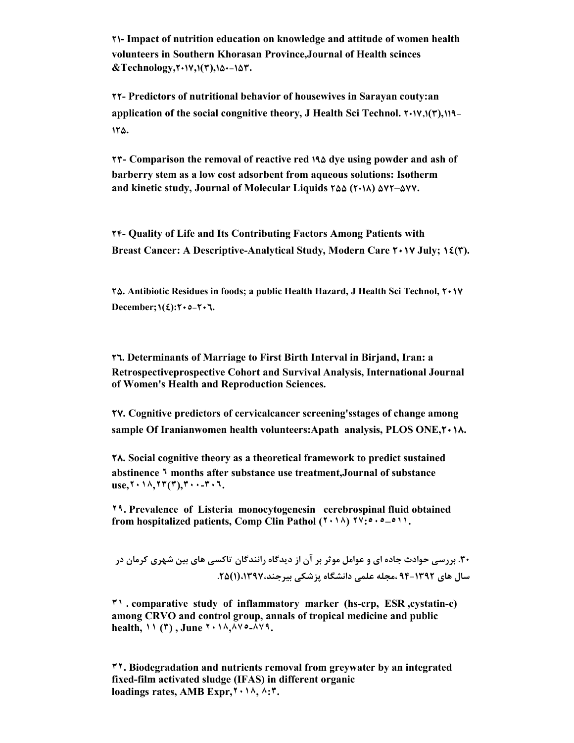**۲۱- Impact of nutrition education on knowledge and attitude of women health volunteers in Southern Khorasan Province,Journal of Health scinces &Technology,۲۰۱۷,۱(۳),۱۵۰-۱۵۳.**

**۲۲- Predictors of nutritional behavior of housewives in Sarayan couty:an application of the social congnitive theory, J Health Sci Technol. ۲۰۱۷,۱(۳),۱۱۹-۱۲۵.**

**۲۳- Comparison the removal of reactive red ۱۹۵ dye using powder and ash of barberry stem as a low cost adsorbent from aqueous solutions: Isotherm and kinetic study, Journal of Molecular Liquids ۲۵۵ (۲۰۱۸) ۵۷۲–۵۷۷.**

**۲۴- Quality of Life and Its Contributing Factors Among Patients with Breast Cancer: A Descriptive-Analytical Study, Modern Care ۲۰۱۷ July; ۱٤(۳).**

**۲۵. Antibiotic Residues in foods; a public Health Hazard, J Health Sci Technol, ۲۰۱۷ December;۱(٤):۲۰٥-۲۰٦.**

**٢٦. Determinants of Marriage to First Birth Interval in Birjand, Iran: a Retrospectiveprospective Cohort and Survival Analysis, International Journal of Women's Health and Reproduction Sciences.**

**۲۷. Cognitive predictors of cervicalcancer screening'sstages of change among sample Of Iranianwomen health volunteers:Apath analysis, PLOS ONE,۲۰۱۸.**

**۲۸. Social cognitive theory as a theoretical framework to predict sustained abstinence ٦ months after substance use treatment,Journal of substance use,۲۰۱۸,۲۳(۳),۳۰۰-۳۰٦.**

**۲۹. Prevalence of Listeria monocytogenesin cerebrospinal fluid obtained from hospitalized patients, Comp Clin Pathol (۲۰۱۸) ۲۷:٥۰٥–٥۱۱.**

**۳۰. بررسی حوادث جاده ای و عوامل موثر بر آن از دیدگاه رانندگان تاکسی های بین شهری کرمان در سال های ۱۳۹۲-۹۴ ،مجله علمی دانشگاه پزشکی بیرجند،۱۳۹۷،(۱)۲۵.**

**۳۱ . comparative study of inflammatory marker (hs-crp, ESR ,cystatin-c) among CRVO and control group, annals of tropical medicine and public health, ۱۱ (۳) , June ۲۰۱۸,۸۷٥-۸۷۹.**

**۳۲. Biodegradation and nutrients removal from greywater by an integrated fixed-film activated sludge (IFAS) in different organic loadings rates, AMB Expr,۲۰۱۸, ۸:۳.**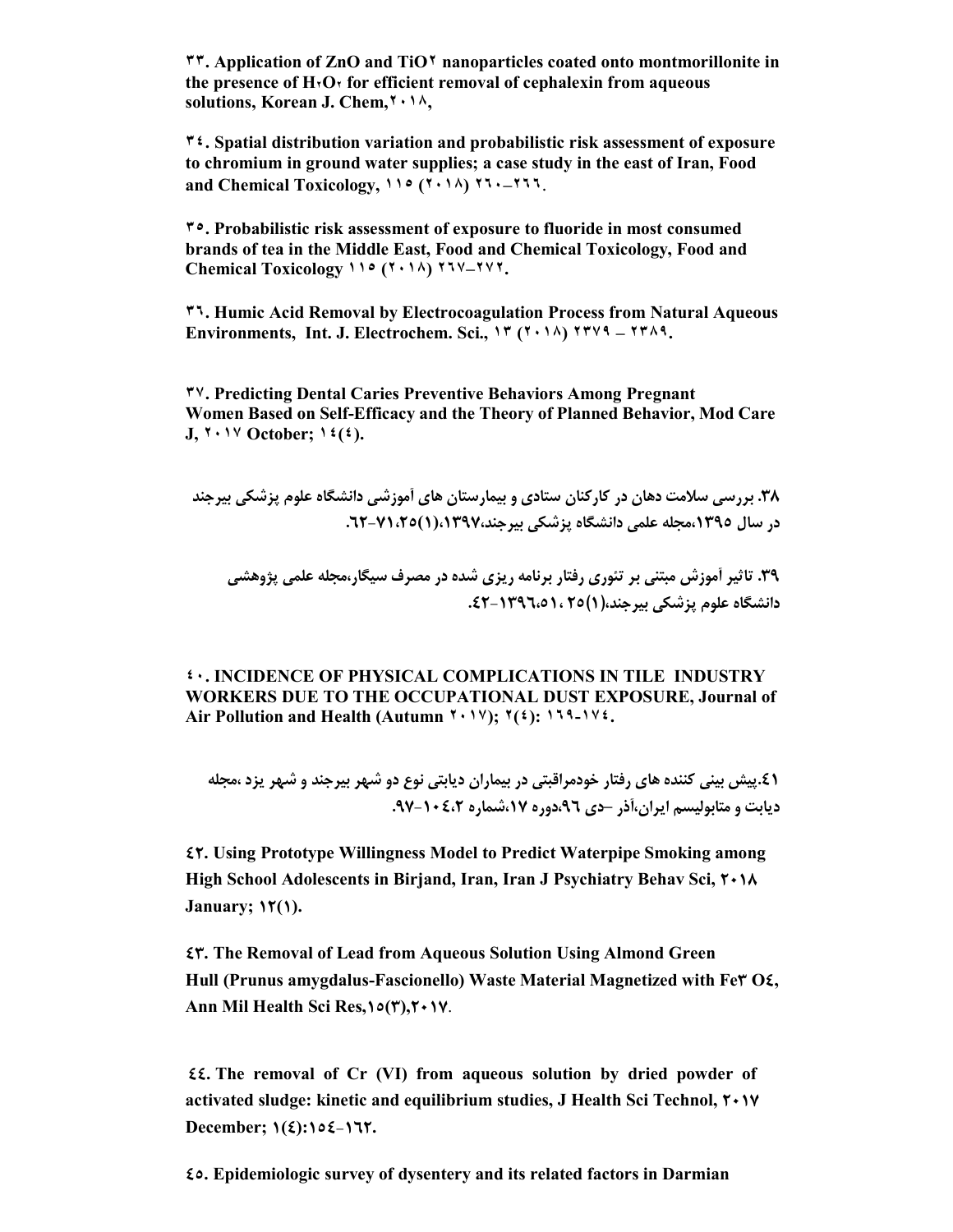**۳۳. Application of ZnO and TiO۲ nanoparticles coated onto montmorillonite in the presence of H۲O۲ for efficient removal of cephalexin from aqueous solutions, Korean J. Chem,۲۰۱۸,**

**۳٤. Spatial distribution variation and probabilistic risk assessment of exposure to chromium in ground water supplies; a case study in the east of Iran, Food and Chemical Toxicology, ۱۱٥ (۲۰۱۸) ۲٦۰–۲٦٦.**

**۳٥. Probabilistic risk assessment of exposure to fluoride in most consumed brands of tea in the Middle East, Food and Chemical Toxicology, Food and Chemical Toxicology ۱۱٥ (۲۰۱۸) ۲٦۷–۲۷۲.**

**۳٦. Humic Acid Removal by Electrocoagulation Process from Natural Aqueous Environments, Int. J. Electrochem. Sci., ۱۳ (۲۰۱۸) ۲۳۷۹ – ۲۳۸۹.**

**۳۷. Predicting Dental Caries Preventive Behaviors Among Pregnant Women Based on Self-Efficacy and the Theory of Planned Behavior, Mod Care J, ۲۰۱۷ October; ۱٤(٤).**

**۳۸. بررسی سلامت دهان در کارکنان ستادی و بیمارستان های آموزشی دانشگاه علوم پزشکی بیرجند در سال ۱۳۹۵،مجله علمی دانشگاه پزشکی بیرجند،۱۳۹۷،(۱)۲۵،۷۱-٦۲.**

**۳۹. تاثیر آموزش مبتنی بر تئوری رفتار برنامه ریزی شده در مصرف سیگار،مجله علمی پژوهشی دانشگاه علوم پزشکی بیرجند،(۱)۲۵ ، ٥۱،۱۳۹٦-٤۲.**

**٤۰. INCIDENCE OF PHYSICAL COMPLICATIONS IN TILE INDUSTRY WORKERS DUE TO THE OCCUPATIONAL DUST EXPOSURE, Journal of Air Pollution and Health (Autumn ۲۰۱۷); ۲(٤): ۱٦۹-۱۷٤.**

**٤۱.پیش بینی کننده های رفتار خودمراقبتی در بیماران دیابتی نوع دو شهر بیرجند و شهر یزد ،مجله دیابت و متابولیسم ایران،آذر –دی ۹٦،دوره ۱۷،شماره ۲،۱۰٤-۹۷.**

**٤۲. Using Prototype Willingness Model to Predict Waterpipe Smoking among High School Adolescents in Birjand, Iran, Iran J Psychiatry Behav Sci, ۲۰۱۸ January; ۱۲(۱).**

**٤۳. The Removal of Lead from Aqueous Solution Using Almond Green Hull (Prunus amygdalus-Fascionello) Waste Material Magnetized with Fe۳ O٤, Ann Mil Health Sci Res,۱٥(۳),۲۰۱۷.**

**٤٤. The removal of Cr (VI) from aqueous solution by dried powder of activated sludge: kinetic and equilibrium studies, J Health Sci Technol, ۲۰۱۷ December; ۱(٤):۱٥٤-۱٦۲.**

**٤٥. Epidemiologic survey of dysentery and its related factors in Darmian**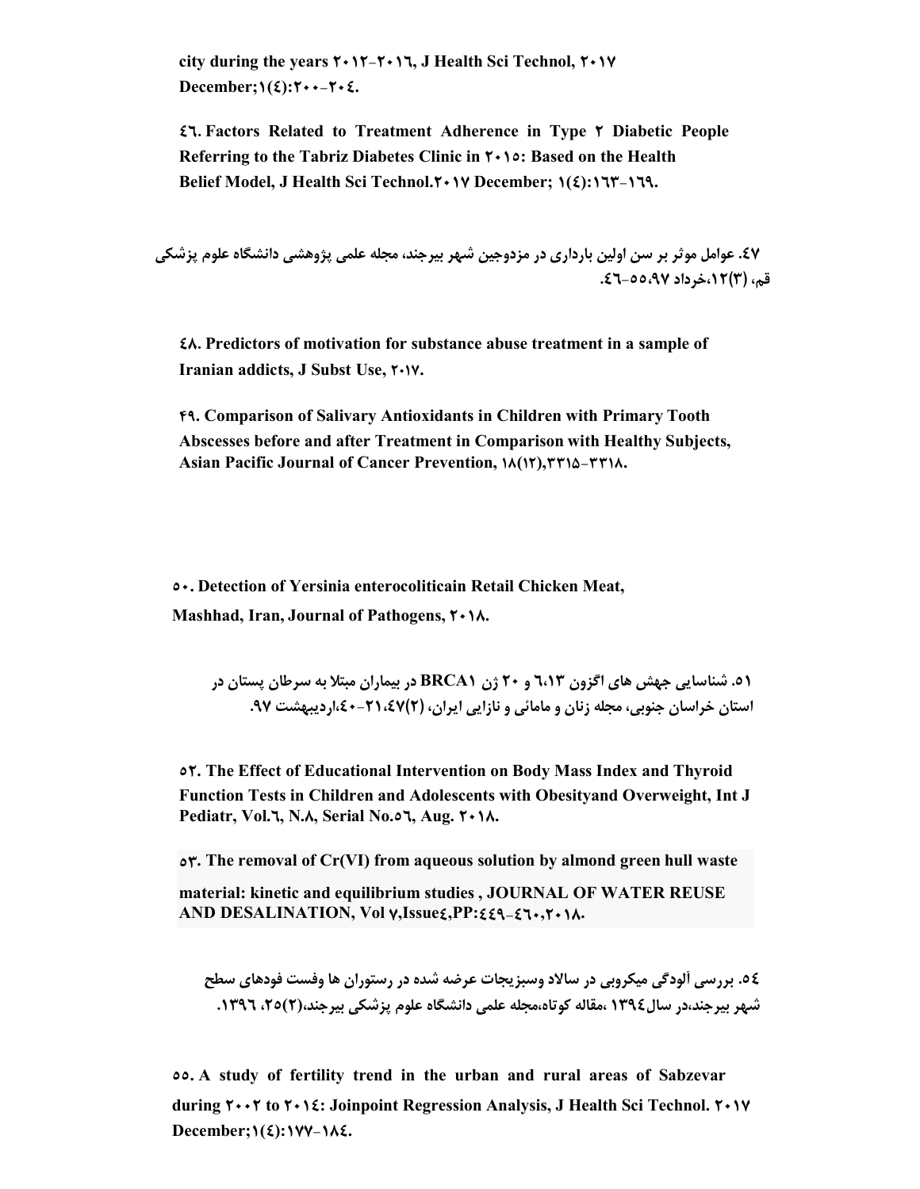**city during the years ۲۰۱۲-۲۰۱٦, J Health Sci Technol, ۲۰۱۷ December;۱(٤):۲۰۰-۲۰٤.**

**٤٦. Factors Related to Treatment Adherence in Type ۲ Diabetic People Referring to the Tabriz Diabetes Clinic in ۲۰۱٥: Based on the Health Belief Model, J Health Sci Technol.۲۰۱۷ December; ۱(٤):۱٦۳-۱٦۹.**

**٤۷. عوامل موثر بر سن اولین بارداری در مزدوجین شهر بیرجند، مجله علمی پژوهشی دانشگاه علوم پزشکی قم، (۳)۱۲،خرداد ۵۵،۹۷-٤٦.**

**٤۸. Predictors of motivation for substance abuse treatment in a sample of Iranian addicts, J Subst Use, ۲۰۱۷.**

**۴۹. Comparison of Salivary Antioxidants in Children with Primary Tooth Abscesses before and after Treatment in Comparison with Healthy Subjects, Asian Pacific Journal of Cancer Prevention, ۱۸(۱۲),۳۳۱۵-۳۳۱۸.**

**٥۰. Detection of Yersinia enterocoliticain Retail Chicken Meat, Mashhad, Iran, Journal of Pathogens, ۲۰۱۸.**

**٥۱. شناسایی جهش های اگزون ٦،۱۳ و ۲۰ ژن BRCA۱ در بیماران مبتلا به سرطان پستان در استان خراسان جنوبی، مجله زنان و مامائی و نازایی ایران، (۲)٤۷،۲۱-٤۰،اردیبهشت ۹۷.**

**٥۲. The Effect of Educational Intervention on Body Mass Index and Thyroid Function Tests in Children and Adolescents with Obesityand Overweight, Int J Pediatr, Vol.٦, N.۸, Serial No.٥٦, Aug. ۲۰۱۸.**

**٥۳. The removal of Cr(VI) from aqueous solution by almond green hull waste material: kinetic and equilibrium studies , JOURNAL OF WATER REUSE AND DESALINATION, Vol ۷,Issue٤,PP:٤٤۹-٤٦۰,۲۰۱۸.**

**٥٤. بررسی آلودگی میکروبی در سالاد وسبزیجات عرضه شده در رستوران ها وفست فودهای سطح شهر بیرجند،در سال۱۳۹٤ ،مقاله کوتاه،مجله علمی دانشگاه علوم پزشکی بیرجند،(۲)۲٥، ۱۳۹٦.**

**٥٥. A study of fertility trend in the urban and rural areas of Sabzevar during ۲۰۰۲ to ۲۰۱٤: Joinpoint Regression Analysis, J Health Sci Technol. ۲۰۱۷ December;۱(٤):۱۷۷-۱۸٤.**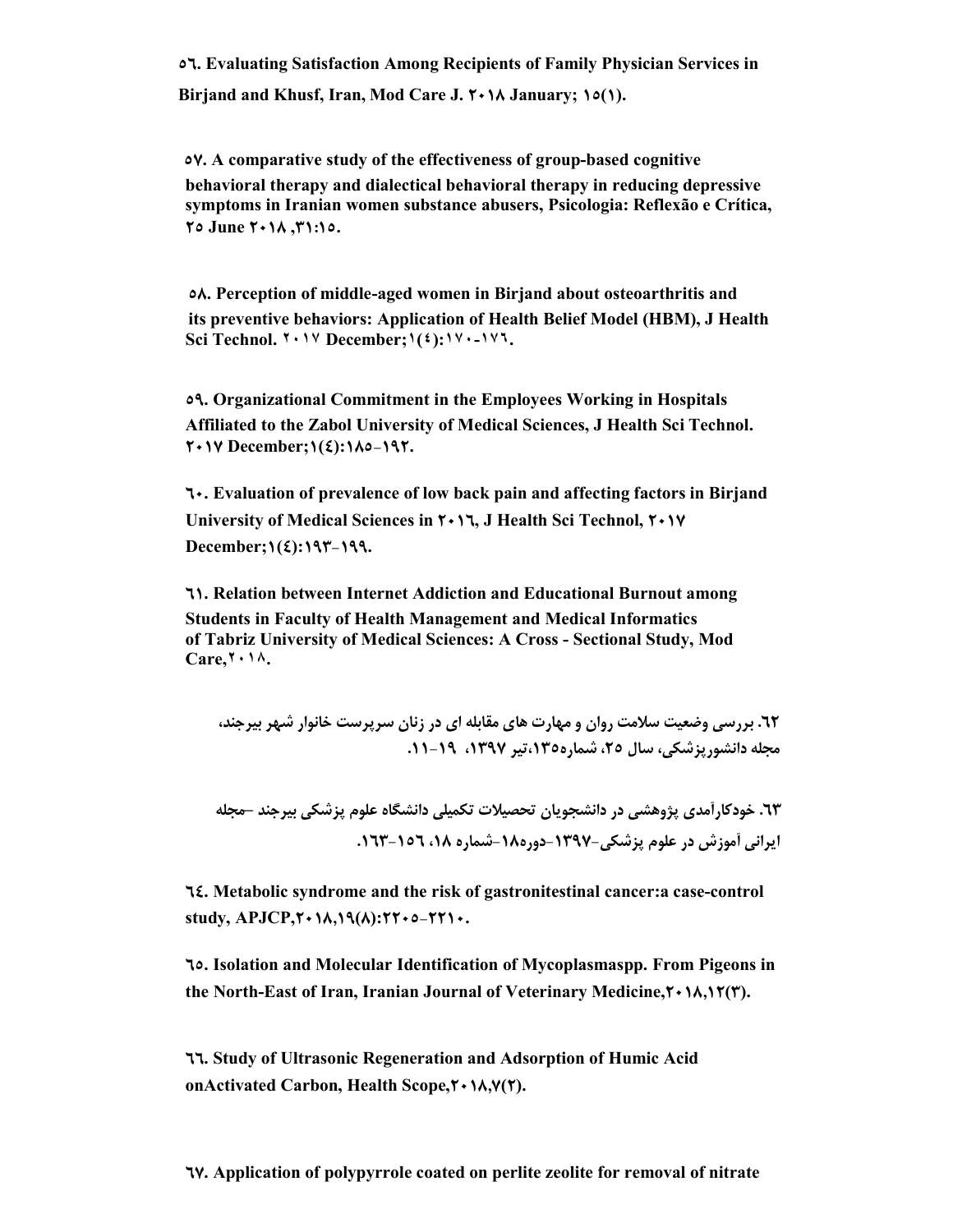**٥٦. Evaluating Satisfaction Among Recipients of Family Physician Services in Birjand and Khusf, Iran, Mod Care J. ٢٠١٨ January; ١٥(١).**

**٥٧. A comparative study of the effectiveness of group-based cognitive behavioral therapy and dialectical behavioral therapy in reducing depressive symptoms in Iranian women substance abusers, Psicologia: Reflexão e Crítica, ٢٥ June ٢٠١٨ ,٣١:١٥.**

**٥٨. Perception of middle-aged women in Birjand about osteoarthritis and its preventive behaviors: Application of Health Belief Model (HBM), J Health Sci Technol. ٢٠١٧ December;١(٤):١٧٠-١٧٦.**

**٥٩. Organizational Commitment in the Employees Working in Hospitals Affiliated to the Zabol University of Medical Sciences, J Health Sci Technol. ٢٠١٧ December;١(٤):١٨٥-١٩٢.**

**٦٠. Evaluation of prevalence of low back pain and affecting factors in Birjand University of Medical Sciences in ٢٠١٦, J Health Sci Technol, ٢٠١٧ December;١(٤):١٩٣-١٩٩.**

**٦١. Relation between Internet Addiction and Educational Burnout among Students in Faculty of Health Management and Medical Informatics of Tabriz University of Medical Sciences: A Cross - Sectional Study, Mod Care,٢٠١٨.**

**٦٢. بررسی وضعیت سلامت روان و مهارت های مقابله ای در زنان سرپرست خانوار شهر بیرجند، مجله دانشورپزشکی، سال ٢٥، شماره١٣٥،تیر ١٣٩٧، ١٩-١١.**

**٦٣. خودکارآمدی پژوهشی در دانشجویان تحصیلات تکمیلی دانشگاه علوم پزشکی بیرجند –مجله ایرانی آموزش در علوم پزشکی-١٣٩٧-دوره١٨-شماره ١٨، ١٥٦-١٦٣.**

**٦٤. Metabolic syndrome and the risk of gastronitestinal cancer:a case-control study, APJCP,٢٠١٨,١٩(٨):٢٢٠٥-٢٢١٠.**

**٦٥. Isolation and Molecular Identification of Mycoplasmaspp. From Pigeons in the North-East of Iran, Iranian Journal of Veterinary Medicine,٢٠١٨,١٢(٣).**

**٦٦. Study of Ultrasonic Regeneration and Adsorption of Humic Acid onActivated Carbon, Health Scope,٢٠١٨,٧(٢).**

**٦٧. Application of polypyrrole coated on perlite zeolite for removal of nitrate**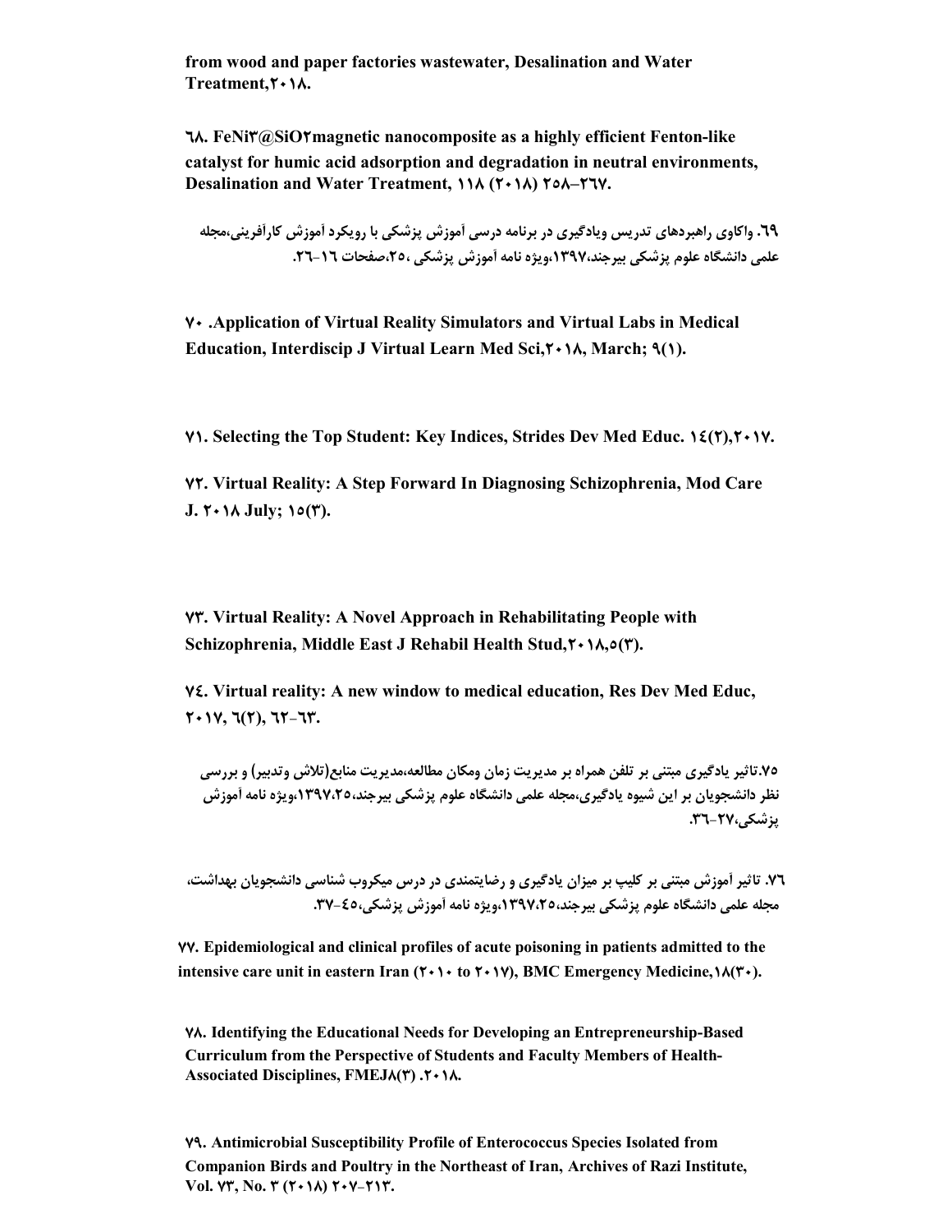**from wood and paper factories wastewater, Desalination and Water Treatment,۲۰۱۸.**

**٦٨. $FeNi_3@SiO_2$ magnetic nanocomposite as a highly efficient Fenton-like catalyst for humic acid adsorption and degradation in neutral environments, Desalination and Water Treatment, ۱۱۸ (۲۰۱۸) ۲۵۸–۲٦۷.**

**٦٩. واکاوی راهبردهای تدریس ویادگیری در برنامه درسی آموزش پزشکی با رویکرد آموزش کارآفرینی،مجله علمی دانشگاه علوم پزشکی بیرجند،۱۳۹۷،ویژه نامه آموزش پزشکی ،۲۵،صفحات ١٦-٢٦.**

**۷۰ .Application of Virtual Reality Simulators and Virtual Labs in Medical Education, Interdiscip J Virtual Learn Med Sci,۲۰۱۸, March; ۹(۱).**

**۷۱. Selecting the Top Student: Key Indices, Strides Dev Med Educ. ١٤(۲),۲۰۱۷.**

**۷۲. Virtual Reality: A Step Forward In Diagnosing Schizophrenia, Mod Care J. ۲۰۱۸ July; ۱٥(۳).**

**۷۳. Virtual Reality: A Novel Approach in Rehabilitating People with Schizophrenia, Middle East J Rehabil Health Stud,۲۰۱۸,٥(۳).**

**۷٤. Virtual reality: A new window to medical education, Res Dev Med Educ, ۲۰۱۷, ٦(۲), ٦۲-٦۳.**

**۷۵.تاثیر یادگیری مبتنی بر تلفن همراه بر مدیریت زمان ومکان مطالعه،مدیریت منابع(تلاش وتدبیر) و بررسی نظر دانشجویان بر این شیوه یادگیری،مجله علمی دانشگاه علوم پزشکی بیرجند،۱۳۹۷،۲۵،ویژه نامه آموزش پزشکی،۲۷-۳٦.**

**۷٦. تاثیر آموزش مبتنی بر کلیپ بر میزان یادگیری و رضایتمندی در درس میکروب شناسی دانشجویان بهداشت، مجله علمی دانشگاه علوم پزشکی بیرجند،۲۵،۱۳۹۷،ویژه نامه آموزش پزشکی،٤٥-۳۷.**

**۷۷. Epidemiological and clinical profiles of acute poisoning in patients admitted to the intensive care unit in eastern Iran (۲۰۱۰ to ۲۰۱۷), BMC Emergency Medicine,۱۸(۳۰).**

**۷۸. Identifying the Educational Needs for Developing an Entrepreneurship-Based Curriculum from the Perspective of Students and Faculty Members of Health-Associated Disciplines, FMEJ۸(۳) .۲۰۱۸.**

**۷۹. Antimicrobial Susceptibility Profile of Enterococcus Species Isolated from Companion Birds and Poultry in the Northeast of Iran, Archives of Razi Institute, Vol. ۷۳, No. ۳ (۲۰۱۸) ۲۰۷-۲۱۳.**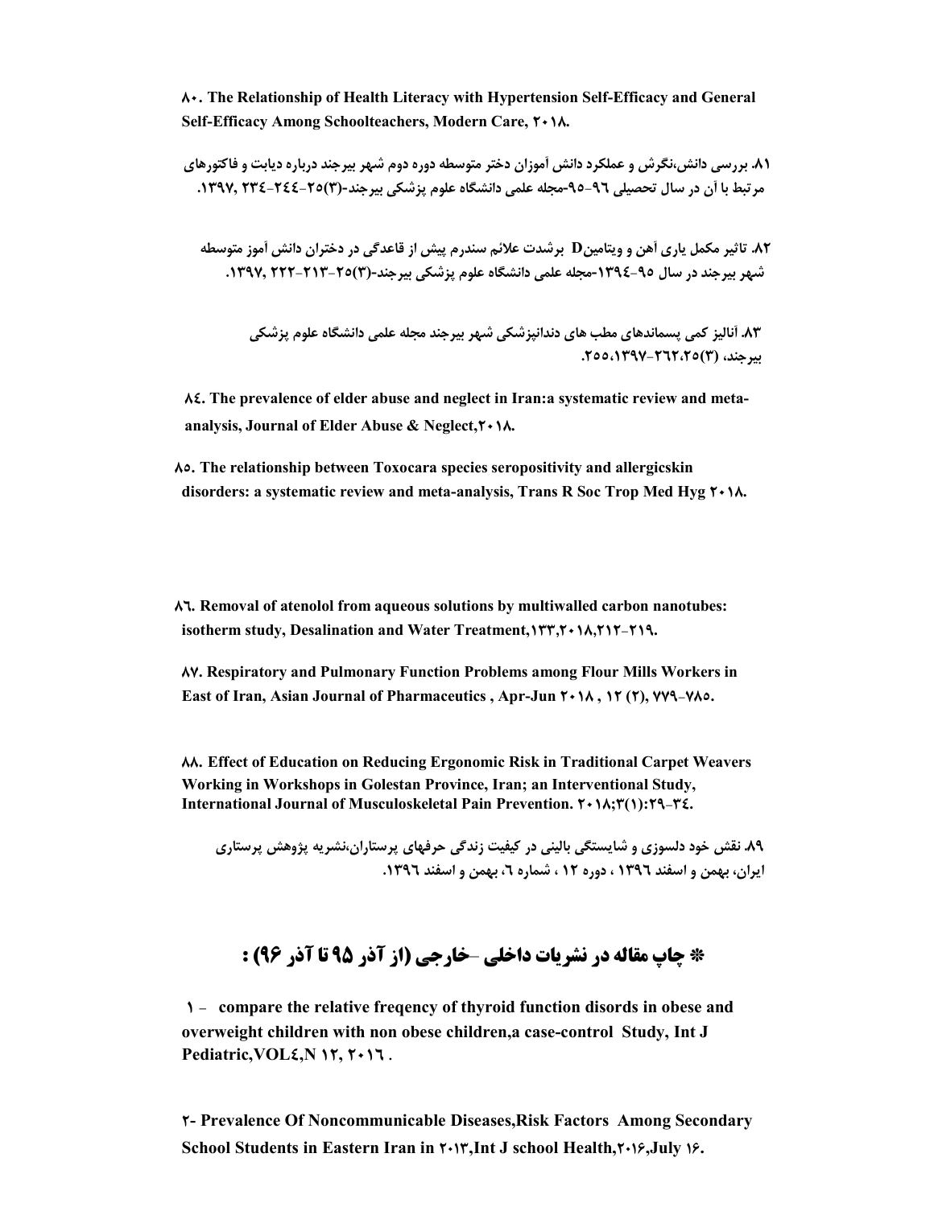۸۰. The Relationship of Health Literacy with Hypertension Self-Efficacy and General Self-Efficacy Among Schoolteachers, Modern Care, ۲۰۱۸.

۸۱. بررسی دانش،نگرش و عملکرد دانش آموزان دختر متوسطه دوره دوم شهر بیرجند درباره دیابت و فاکتورهای مرتبط با آن در سال تحصیلی ۹۶-۹۵-مجله علمی دانشگاه علوم پزشکی بیرجند-(۳)۲۵-۲۴۴-۲۳٤ ,۱۳۹۷.

۸۲. تاثیر مکمل یاری آهن و ویتامینD برشدت علائم سندرم پیش از قاعدگی در دختران دانش آموز متوسطه شهر بیرجند در سال ۹۵-۱۳۹٤-مجله علمی دانشگاه علوم پزشکی بیرجند-(۳)۲۵-۲۱۳-۲۲۲ ,۱۳۹۷.

۸۳. آنالیز کمی پسماندهای مطب های دندانپزشکی شهر بیرجند مجله علمی دانشگاه علوم پزشکی بیرجند، (۳)۲۵،۲٦۲-۱۳۹۷،۲۵۵.

۸٤. The prevalence of elder abuse and neglect in Iran:a systematic review and meta-analysis, Journal of Elder Abuse & Neglect,۲۰۱۸.

۸۵. The relationship between Toxocara species seropositivity and allergicskin disorders: a systematic review and meta-analysis, Trans R Soc Trop Med Hyg ۲۰۱۸.

۸٦. Removal of atenolol from aqueous solutions by multiwalled carbon nanotubes: isotherm study, Desalination and Water Treatment,۱۳۳,۲۰۱۸,۲۱۲-۲۱۹.

۸۷. Respiratory and Pulmonary Function Problems among Flour Mills Workers in East of Iran, Asian Journal of Pharmaceutics , Apr-Jun ۲۰۱۸ , ۱۲ (۲), ۷۷۹-۷۸۵.

۸۸. Effect of Education on Reducing Ergonomic Risk in Traditional Carpet Weavers Working in Workshops in Golestan Province, Iran; an Interventional Study, International Journal of Musculoskeletal Pain Prevention. ۲۰۱۸;۳(۱):۲۹-۳٤.

۸۹. نقش خود دلسوزی و شایستگی بالینی در کیفیت زندگی حرفهای پرستاران،نشریه پژوهش پرستاری ایران، بهمن و اسفند ۱۳۹٦ ، دوره ۱۲ ، شماره ٦، بهمن و اسفند ۱۳۹٦.

## * چاپ مقاله در نشریات داخلی -خارجی (از آذر ۹۵ تا آذر ۹۶) :

۱ - compare the relative freqency of thyroid function disords in obese and overweight children with non obese children,a case-control Study, Int J Pediatric,VOL٤,N ۱۲, ۲۰۱٦ .

۲- Prevalence Of Noncommunicable Diseases,Risk Factors Among Secondary School Students in Eastern Iran in ۲۰۱۳,Int J school Health,۲۰۱۶,July ۱۶.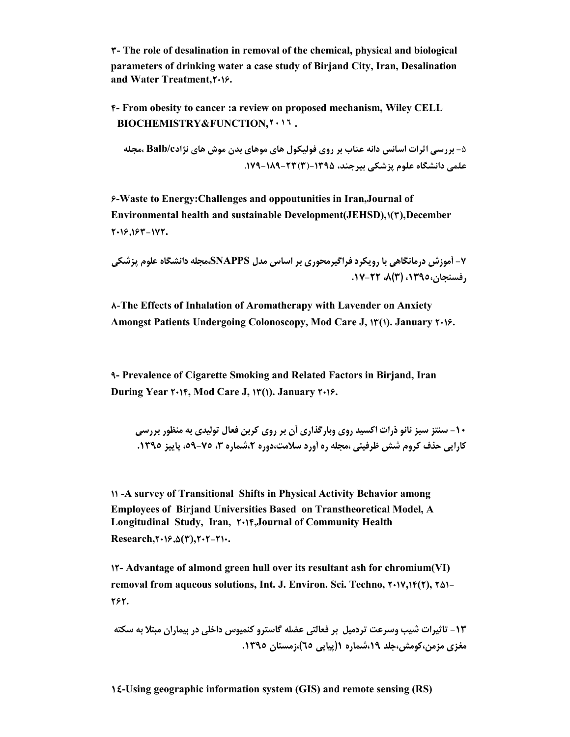۳- The role of desalination in removal of the chemical, physical and biological parameters of drinking water a case study of Birjand City, Iran, Desalination and Water Treatment,۲۰۱۶.

۴- From obesity to cancer :a review on proposed mechanism, Wiley CELL BIOCHEMISTRY&FUNCTION,۲۰۱٦ .

۵- بررسی اثرات اسانس دانه عناب بر روی فولیکول های موهای بدن موش های نژادBalb/c ،مجله علمی دانشگاه علوم پزشکی بیرجند، ۱۳۹۵-(۳)۲۳-۱۸۹-۱۷۹.

۶-Waste to Energy:Challenges and oppoutunities in Iran,Journal of Environmental health and sustainable Development(JEHSD),۱(۳),December ۲۰۱۶,۱۶۳-۱۷۲.

۷- آموزش درمانگاهی با رویکرد فراگیرمحوری بر اساس مدل SNAPPS،مجله دانشگاه علوم پزشکی رفسنجان،۱۳۹۵، (۳)۸، ۲۲-۱۷.

۸-The Effects of Inhalation of Aromatherapy with Lavender on Anxiety Amongst Patients Undergoing Colonoscopy, Mod Care J, ۱۳(۱). January ۲۰۱۶.

۹- Prevalence of Cigarette Smoking and Related Factors in Birjand, Iran During Year ۲۰۱۴, Mod Care J, ۱۳(۱). January ۲۰۱۶.

۱۰- سنتز سبز نانو ذرات اکسید روی وبارگذاری آن بر روی کربن فعال تولیدی به منظور بررسی کارایی حذف کروم شش ظرفیتی ،مجله ره آورد سلامت،دوره ۲،شماره ۳، ۷۵-۵۹، پاییز ۱۳۹۵.

۱۱ -A survey of Transitional Shifts in Physical Activity Behavior among Employees of Birjand Universities Based on Transtheoretical Model, A Longitudinal Study, Iran, ۲۰۱۴,Journal of Community Health Research,۲۰۱۶,۵(۳),۲۰۲-۲۱۰.

۱۲- Advantage of almond green hull over its resultant ash for chromium(VI) removal from aqueous solutions, Int. J. Environ. Sci. Techno, ۲۰۱۷,۱۴(۲), ۲۵۱-۲۶۲.

۱۳- تاثیرات شیب وسرعت تردمیل بر فعالتی عضله گاسترو کنمیوس داخلی در بیماران مبتلا به سکته مغزی مزمن،کومش،جلد ۱۹،شماره ۱(پیاپی ٦٥)،زمستان ۱۳۹۵.

۱٤-Using geographic information system (GIS) and remote sensing (RS)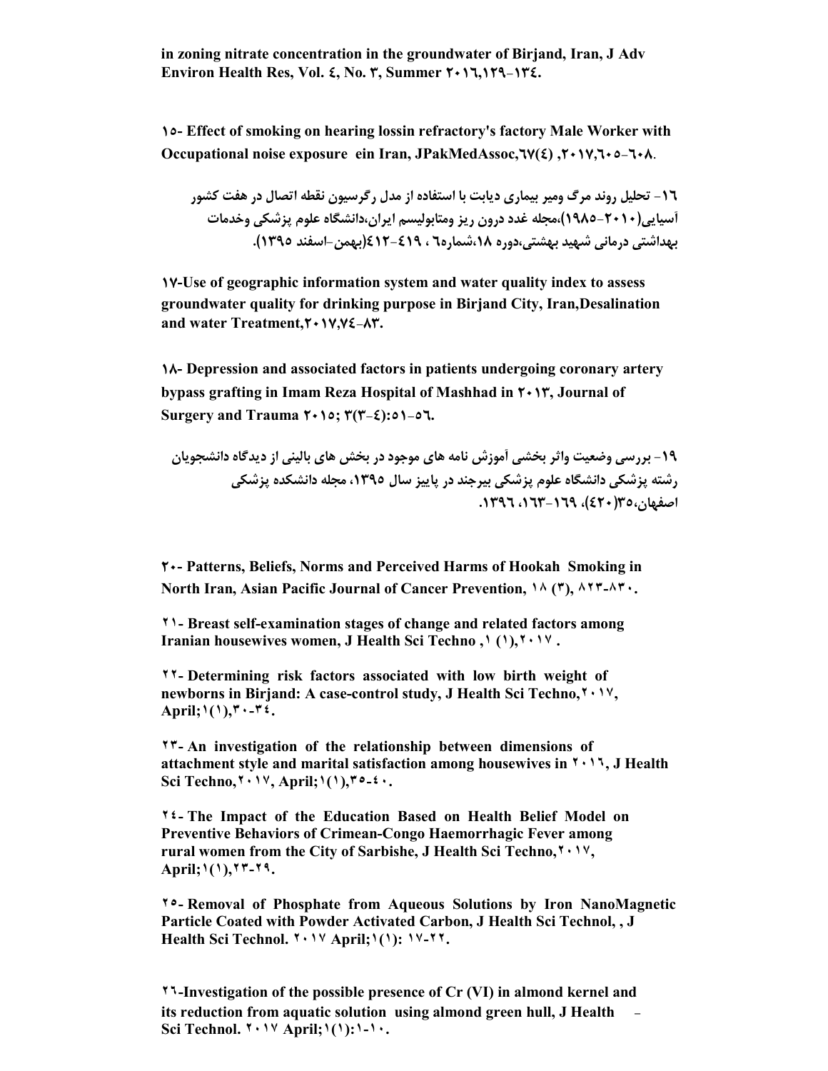**in zoning nitrate concentration in the groundwater of Birjand, Iran, J Adv Environ Health Res, Vol. ٤, No. ٣, Summer ٢٠١٦,١٢٩-١٣٤.**

**١٥- Effect of smoking on hearing lossin refractory's factory Male Worker with Occupational noise exposure ein Iran, JPakMedAssoc,٦٧(٤) ,٢٠١٧,٦٠٥-٦٠٨.**

**١٦- تحلیل روند مرگ ومیر بیماری دیابت با استفاده از مدل رگرسیون نقطه اتصال در هفت کشور آسیایی(٢٠١٠-١٩٨٥)،مجله غدد درون ریز ومتابولیسم ایران،دانشگاه علوم پزشکی وخدمات بهداشتی درمانی شهید بهشتی،دوره ١٨،شماره٦ ، ٤١٩-٤١٢(بهمن-اسفند ١٣٩٥).**

**١٧-Use of geographic information system and water quality index to assess groundwater quality for drinking purpose in Birjand City, Iran,Desalination and water Treatment,٢٠١٧,٧٤-٨٣.**

**١٨- Depression and associated factors in patients undergoing coronary artery bypass grafting in Imam Reza Hospital of Mashhad in ٢٠١٣, Journal of Surgery and Trauma ٢٠١٥; ٣(٣-٤):٥١-٥٦.**

**١٩- بررسی وضعیت واثر بخشی آموزش نامه های موجود در بخش های بالینی از دیدگاه دانشجویان رشته پزشکی دانشگاه علوم پزشکی بیرجند در پاییز سال ١٣٩٥، مجله دانشکده پزشکی اصفهان،٣٥(٤٢٠)، ١٦٩-١٦٣، ١٣٩٦.**

**٢٠- Patterns, Beliefs, Norms and Perceived Harms of Hookah Smoking in North Iran, Asian Pacific Journal of Cancer Prevention, ١٨ (٣), ٨٢٣-٨٣٠.**

**٢١- Breast self-examination stages of change and related factors among Iranian housewives women, J Health Sci Techno ,١ (١),٢٠١٧ .**

**٢٢- Determining risk factors associated with low birth weight of newborns in Birjand: A case-control study, J Health Sci Techno,٢٠١٧, April;١(١),٣٠-٣٤.**

**٢٣- An investigation of the relationship between dimensions of attachment style and marital satisfaction among housewives in ٢٠١٦, J Health Sci Techno,٢٠١٧, April;١(١),٣٥-٤٠.**

**٢٤- The Impact of the Education Based on Health Belief Model on Preventive Behaviors of Crimean-Congo Haemorrhagic Fever among rural women from the City of Sarbishe, J Health Sci Techno,٢٠١٧, April;١(١),٢٣-٢٩.**

**٢٥- Removal of Phosphate from Aqueous Solutions by Iron NanoMagnetic Particle Coated with Powder Activated Carbon, J Health Sci Technol, , J Health Sci Technol. ٢٠١٧ April;١(١): ١٧-٢٢.**

**٢٦-Investigation of the possible presence of Cr (VI) in almond kernel and its reduction from aquatic solution using almond green hull, J Health Sci Technol. ٢٠١٧ April;١(١):١-١٠.**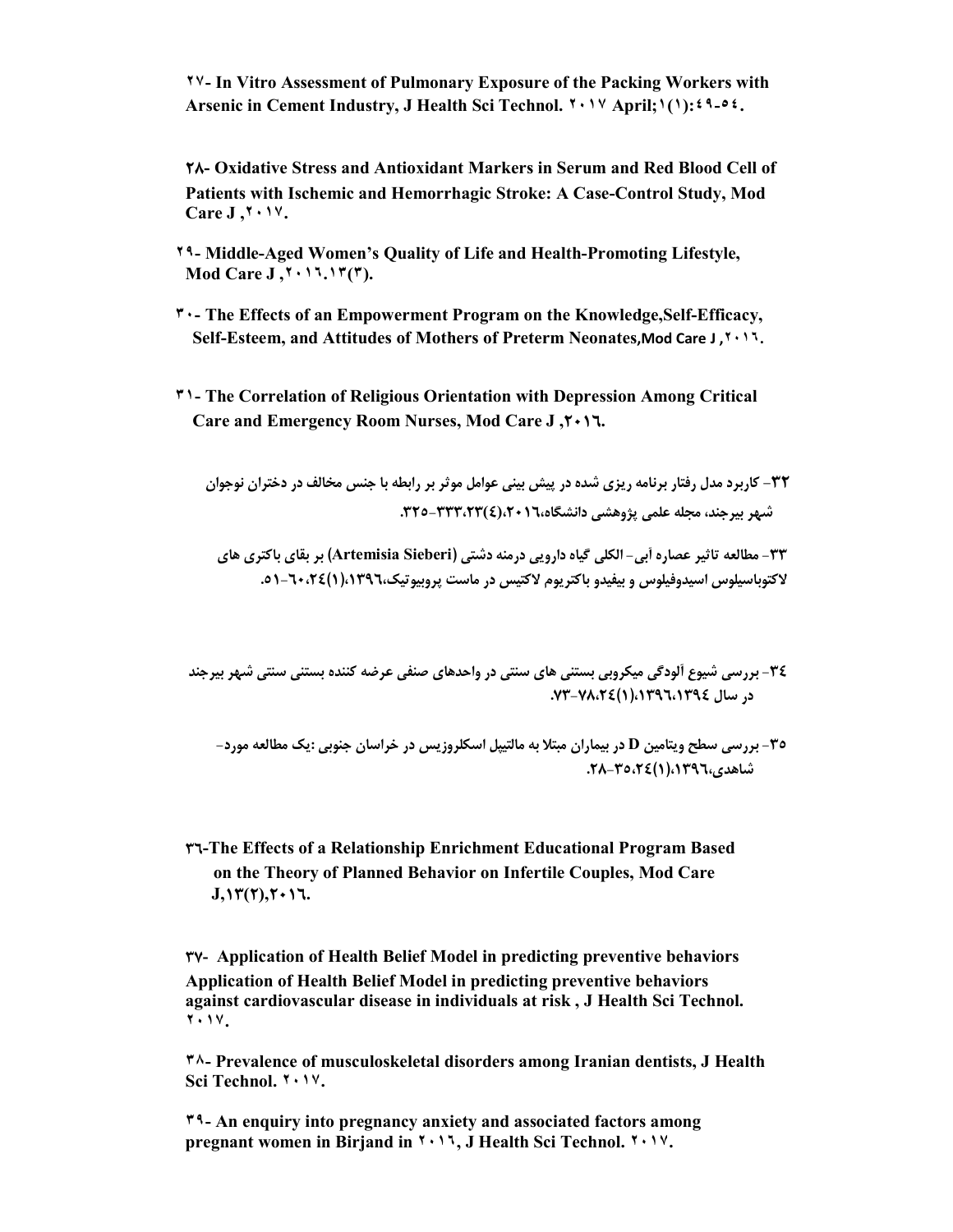**۲۷- In Vitro Assessment of Pulmonary Exposure of the Packing Workers with Arsenic in Cement Industry, J Health Sci Technol. ۲۰۱۷ April;۱(۱):۴۹-۵۴.**

**۲۸- Oxidative Stress and Antioxidant Markers in Serum and Red Blood Cell of Patients with Ischemic and Hemorrhagic Stroke: A Case-Control Study, Mod Care J ,۲۰۱۷.**

**۲۹- Middle-Aged Women's Quality of Life and Health-Promoting Lifestyle, Mod Care J ,۲۰۱۶.۱۳(۳).**

**۳۰- The Effects of an Empowerment Program on the Knowledge,Self-Efficacy, Self-Esteem, and Attitudes of Mothers of Preterm Neonates,Mod Care J ,۲۰۱۶.**

**۳۱- The Correlation of Religious Orientation with Depression Among Critical Care and Emergency Room Nurses, Mod Care J ,۲۰۱۶.**

**۳۲- کاربرد مدل رفتار برنامه ریزی شده در پیش بینی عوامل موثر بر رابطه با جنس مخالف در دختران نوجوان شهر بیرجند، مجله علمی پژوهشی دانشگاه،۲۰۱۶،(۴)۲۳،۳۳۳-۳۲۵.**

**۳۳- مطالعه تاثیر عصاره آبی- الکلی گیاه دارویی درمنه دشتی (Artemisia Sieberi) بر بقای باکتری های لاکتوباسیلوس اسیدوفیلوس و بیفیدو باکتریوم لاکتیس در ماست پروبیوتیک،۱۳۹۶،(۱)۲۴،۶۰-۵۱.**

**۳۴- بررسی شیوع آلودگی میکروبی بستنی های سنتی در واحدهای صنفی عرضه کننده بستنی سنتی شهر بیرجند در سال ۱۳۹۴،۱۳۹۶،(۱)۲۴،۷۸-۷۳.**

**۳۵- بررسی سطح ویتامین D در بیماران مبتلا به مالتیپل اسکلروزیس در خراسان جنوبی :یک مطالعه مورد-شاهدی،۱۳۹۶،(۱)۲۴،۳۵-۲۸.**

**۳۶-The Effects of a Relationship Enrichment Educational Program Based on the Theory of Planned Behavior on Infertile Couples, Mod Care J,۱۳(۲),۲۰۱۶.**

**۳۷- Application of Health Belief Model in predicting preventive behaviors Application of Health Belief Model in predicting preventive behaviors against cardiovascular disease in individuals at risk , J Health Sci Technol. ۲۰۱۷.**

**۳۸- Prevalence of musculoskeletal disorders among Iranian dentists, J Health Sci Technol. ۲۰۱۷.**

**۳۹- An enquiry into pregnancy anxiety and associated factors among pregnant women in Birjand in ۲۰۱۶, J Health Sci Technol. ۲۰۱۷.**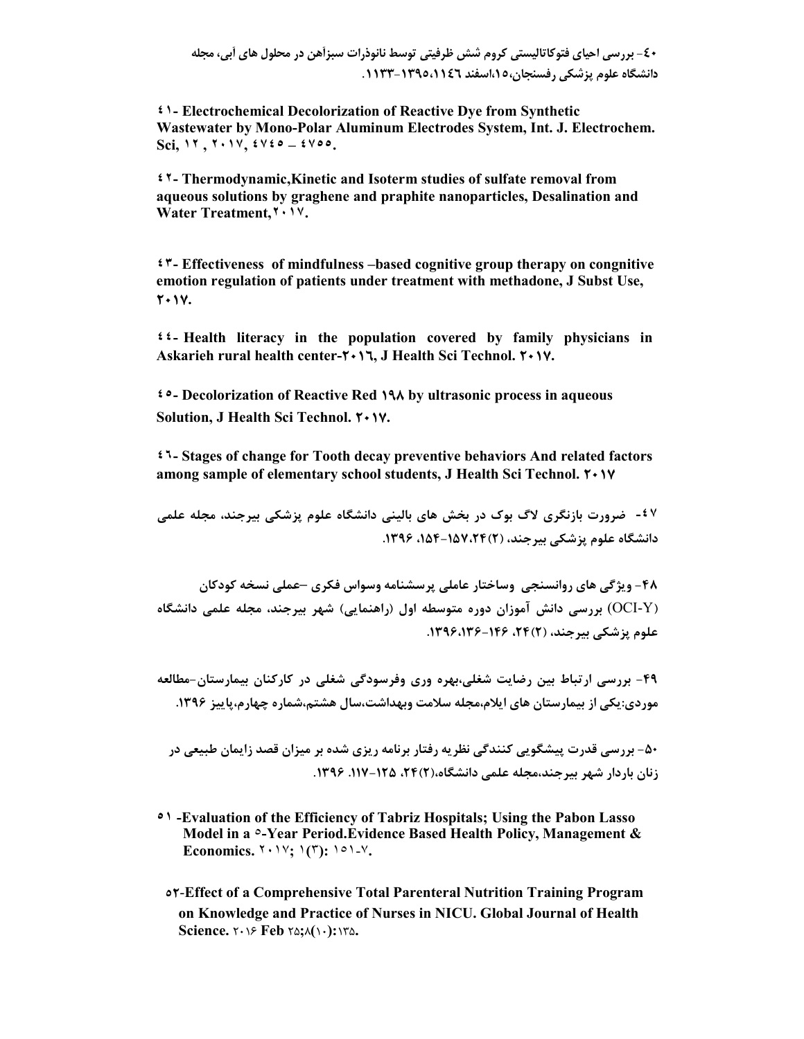**۴۰- بررسی احیای فتوکاتالیستی کروم شش ظرفیتی توسط نانوذرات سبزآهن در محلول های آبی، مجله دانشگاه علوم پزشکی رفسنجان،۱۵،اسفند ۱۳۹۵،۱۱۴۶-۱۱۳۳.**

**۴۱- Electrochemical Decolorization of Reactive Dye from Synthetic Wastewater by Mono-Polar Aluminum Electrodes System, Int. J. Electrochem. Sci, ۱۲ , ۲۰۱۷, ۴۷۴۵ – ۴۷۵۵.**

**۴۲- Thermodynamic,Kinetic and Isoterm studies of sulfate removal from aqueous solutions by graghene and praphite nanoparticles, Desalination and Water Treatment,۲۰۱۷.**

**۴۳- Effectiveness of mindfulness –based cognitive group therapy on congnitive emotion regulation of patients under treatment with methadone, J Subst Use, ۲۰۱۷.**

**۴۴- Health literacy in the population covered by family physicians in Askarieh rural health center-۲۰۱۶, J Health Sci Technol. ۲۰۱۷.**

**۴۵- Decolorization of Reactive Red ۱۹۸ by ultrasonic process in aqueous Solution, J Health Sci Technol. ۲۰۱۷.**

**۴۶- Stages of change for Tooth decay preventive behaviors And related factors among sample of elementary school students, J Health Sci Technol. ۲۰۱۷**

**۴۷- ضرورت بازنگری لاگ بوک در بخش های بالینی دانشگاه علوم پزشکی بیرجند، مجله علمی دانشگاه علوم پزشکی بیرجند، (۲)۲۴،۱۵۷-۱۵۴، ۱۳۹۶.**

**۴۸- ویژگی های روانسنجی وساختار عاملی پرسشنامه وسواس فکری –عملی نسخه کودکان (OCI-Y) بررسی دانش آموزان دوره متوسطه اول (راهنمایی) شهر بیرجند، مجله علمی دانشگاه علوم پزشکی بیرجند، (۲)۲۴، ۱۴۶-۱۳۶،۱۳۹۶.**

**۴۹- بررسی ارتباط بین رضایت شغلی،بهره وری وفرسودگی شغلی در کارکنان بیمارستان-مطالعه موردی:یکی از بیمارستان های ایلام،مجله سلامت وبهداشت،سال هشتم،شماره چهارم،پاییز ۱۳۹۶.**

**۵۰- بررسی قدرت پیشگویی کنندگی نظریه رفتار برنامه ریزی شده بر میزان قصد زایمان طبیعی در زنان باردار شهر بیرجند،مجله علمی دانشگاه،(۲)۲۴، ۱۲۵-۱۱۷. ۱۳۹۶.**

**۵۱ -Evaluation of the Efficiency of Tabriz Hospitals; Using the Pabon Lasso Model in a ۵-Year Period.Evidence Based Health Policy, Management & Economics. ۲۰۱۷; ۱(۳): ۱۵۱-۷.**

**۵۲-Effect of a Comprehensive Total Parenteral Nutrition Training Program on Knowledge and Practice of Nurses in NICU. Global Journal of Health Science. ۲۰۱۶ Feb ۲۵;۸(۱۰):۱۳۵.**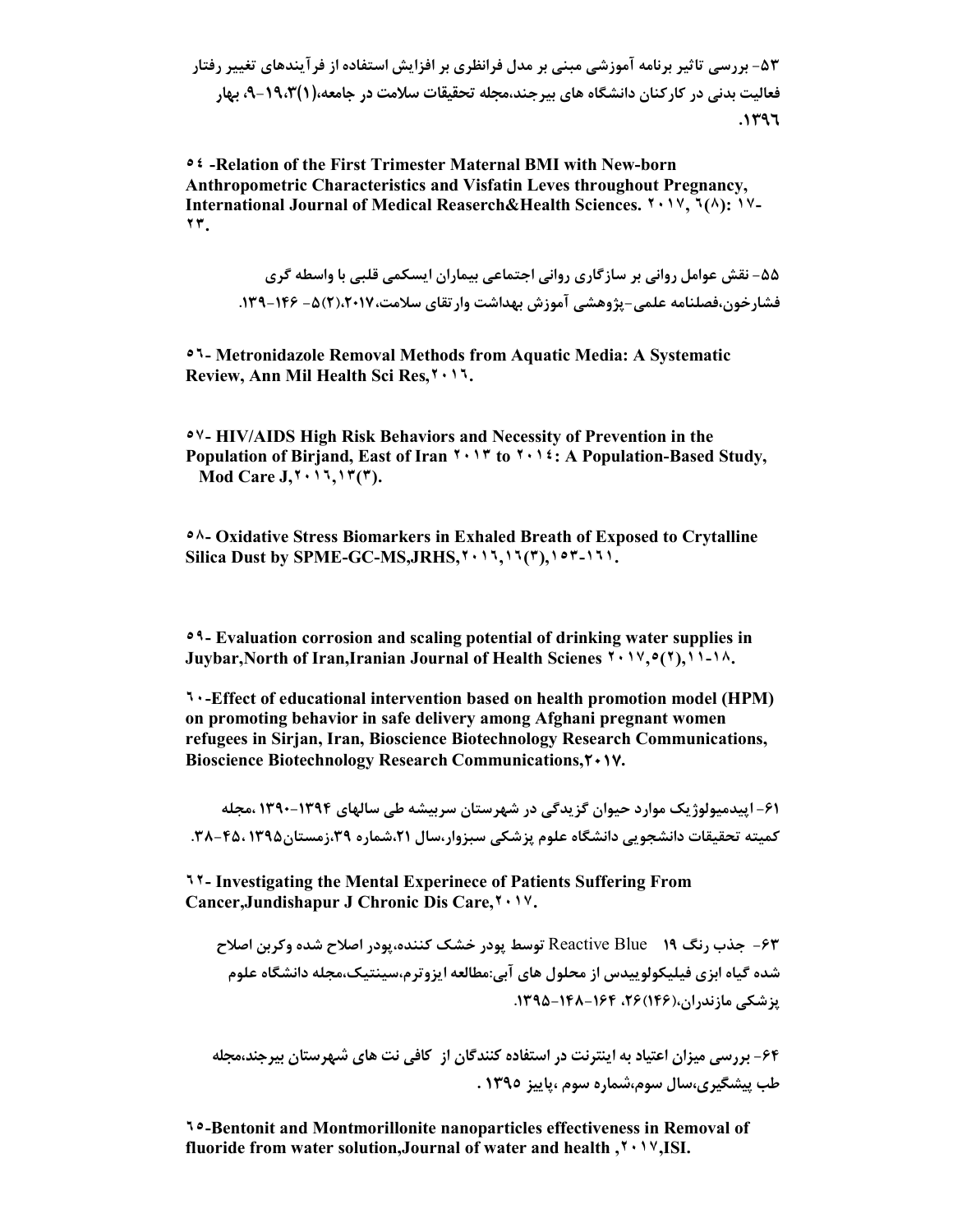۵۳- بررسی تاثیر برنامه آموزشی مبنی بر مدل فرانظری بر افزایش استفاده از فرآیندهای تغییر رفتار فعالیت بدنی در کارکنان دانشگاه های بیرجند،مجله تحقیقات سلامت در جامعه،(۱)۳،۱۹-۹، بهار ۱۳۹٦.

**٥٤ -Relation of the First Trimester Maternal BMI with New-born Anthropometric Characteristics and Visfatin Leves throughout Pregnancy, International Journal of Medical Reaserch&Health Sciences. ٢٠١٧, ٦(٨): ١٧-٢٣.**

۵۵- نقش عوامل روانی بر سازگاری روانی اجتماعی بیماران ایسکمی قلبی با واسطه گری فشارخون،فصلنامه علمی-پژوهشی آموزش بهداشت وارتقای سلامت،۲۰۱۷،(۲)۵- ۱۴۶-۱۳۹.

**٥٦- Metronidazole Removal Methods from Aquatic Media: A Systematic Review, Ann Mil Health Sci Res,٢٠١٦.**

**٥٧- HIV/AIDS High Risk Behaviors and Necessity of Prevention in the Population of Birjand, East of Iran ٢٠١٣ to ٢٠١٤: A Population-Based Study, Mod Care J,٢٠١٦,١٣(٣).**

**٥٨- Oxidative Stress Biomarkers in Exhaled Breath of Exposed to Crytalline Silica Dust by SPME-GC-MS,JRHS,٢٠١٦,١٦(٣),١٥٣-١٦١.**

**٥٩- Evaluation corrosion and scaling potential of drinking water supplies in Juybar,North of Iran,Iranian Journal of Health Scienes ٢٠١٧,٥(٢),١١-١٨.**

**٦٠-Effect of educational intervention based on health promotion model (HPM) on promoting behavior in safe delivery among Afghani pregnant women refugees in Sirjan, Iran, Bioscience Biotechnology Research Communications, Bioscience Biotechnology Research Communications,٢٠١٧.**

۶۱- اپیدمیولوژیک موارد حیوان گزیدگی در شهرستان سربیشه طی سالهای ۱۳۹۴-۱۳۹۰ ،مجله کمیته تحقیقات دانشجویی دانشگاه علوم پزشکی سبزوار،سال ۲۱،شماره ۳۹،زمستان۱۳۹۵،۴۵-۳۸.

**٦٢- Investigating the Mental Experinece of Patients Suffering From Cancer,Jundishapur J Chronic Dis Care,٢٠١٧.**

۶۳- جذب رنگ ۱۹ Reactive Blue توسط پودر خشک کننده،پودر اصلاح شده وکربن اصلاح شده گیاه ابزی فیلیکولوییدس از محلول های آبی:مطالعه ایزوترم،سینتیک،مجله دانشگاه علوم پزشکی مازندران،(۱۴۶)۲۶، ۱۶۴-۱۴۸-۱۳۹۵.

۶۴- بررسی میزان اعتیاد به اینترنت در استفاده کنندگان از کافی نت های شهرستان بیرجند،مجله طب پیشگیری،سال سوم،شماره سوم ،پاییز ۱۳۹۵ .

**٦٥-Bentonit and Montmorillonite nanoparticles effectiveness in Removal of fluoride from water solution,Journal of water and health ,٢٠١٧,ISI.**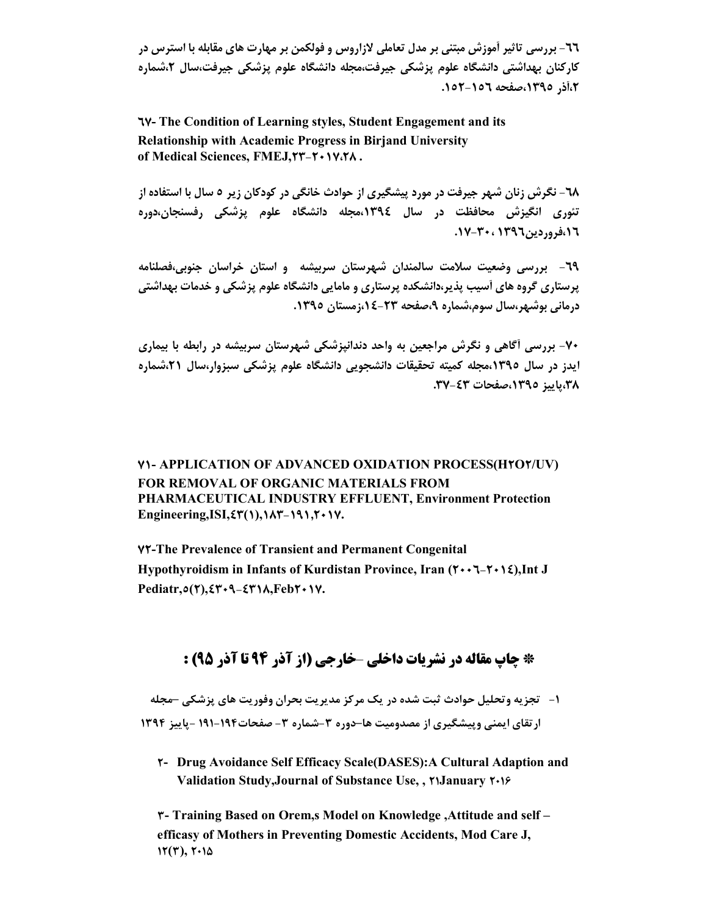٦٦- بررسی تاثیر آموزش مبتنی بر مدل تعاملی لازاروس و فولکمن بر مهارت های مقابله با استرس در کارکنان بهداشتی دانشگاه علوم پزشکی جیرفت،مجله دانشگاه علوم پزشکی جیرفت،سال ۲،شماره ۲،آذر ۱۳۹۵،صفحه ١٥٦-١٥٢.

**٦٧- The Condition of Learning styles, Student Engagement and its Relationship with Academic Progress in Birjand University of Medical Sciences, FMEJ,٢٣-٢٠١٧،٢٨ .**

٦٨- نگرش زنان شهر جیرفت در مورد پیشگیری از حوادث خانگی در کودکان زیر ۵ سال با استفاده از تئوری انگیزش محافظت در سال ١٣٩٤،مجله دانشگاه علوم پزشکی رفسنجان،دوره ١٦،فروردین١٣٩٦ ،٣٠-١٧.

٦٩- بررسی وضعیت سلامت سالمندان شهرستان سربیشه و استان خراسان جنوبی،فصلنامه پرستاری گروه های آسیب پذیر،دانشکده پرستاری و مامایی دانشگاه علوم پزشکی و خدمات بهداشتی درمانی بوشهر،سال سوم،شماره ٩،صفحه ٢٣-١٤،زمستان ١٣٩٥.

٧٠- بررسی آگاهی و نگرش مراجعین به واحد دندانپزشکی شهرستان سربیشه در رابطه با بیماری ایدز در سال ١٣٩٥،مجله کمیته تحقیقات دانشجویی دانشگاه علوم پزشکی سبزوار،سال ٢١،شماره ٣٨،پاییز ١٣٩٥،صفحات ٤٣-٣٧.

**٧١- APPLICATION OF ADVANCED OXIDATION PROCESS(H٢O٢/UV) FOR REMOVAL OF ORGANIC MATERIALS FROM PHARMACEUTICAL INDUSTRY EFFLUENT, Environment Protection Engineering,ISI,٤٣(١),١٨٣-١٩١,٢٠١٧.**

**٧٢-The Prevalence of Transient and Permanent Congenital Hypothyroidism in Infants of Kurdistan Province, Iran (٢٠٠٦-٢٠١٤),Int J Pediatr,٥(٢),٤٣٠٩-٤٣١٨,Feb٢٠١٧.**

## * چاپ مقاله در نشریات داخلی -خارجی (از آذر ۹۴ تا آذر ۹۵) :

۱- تجزیه وتحلیل حوادث ثبت شده در یک مرکز مدیریت بحران وفوریت های پزشکی –مجله ارتقای ایمنی وپیشگیری از مصدومیت ها–دوره ۳–شماره ۳- صفحات۱۹۴-۱۹۱ -پاییز ۱۳۹۴

**۲- Drug Avoidance Self Efficacy Scale(DASES):A Cultural Adaption and Validation Study,Journal of Substance Use, , ۲۱January ۲۰۱۶**

**۳- Training Based on Orem,s Model on Knowledge ,Attitude and self – efficasy of Mothers in Preventing Domestic Accidents, Mod Care J, ۱۲(۳), ۲۰۱۵**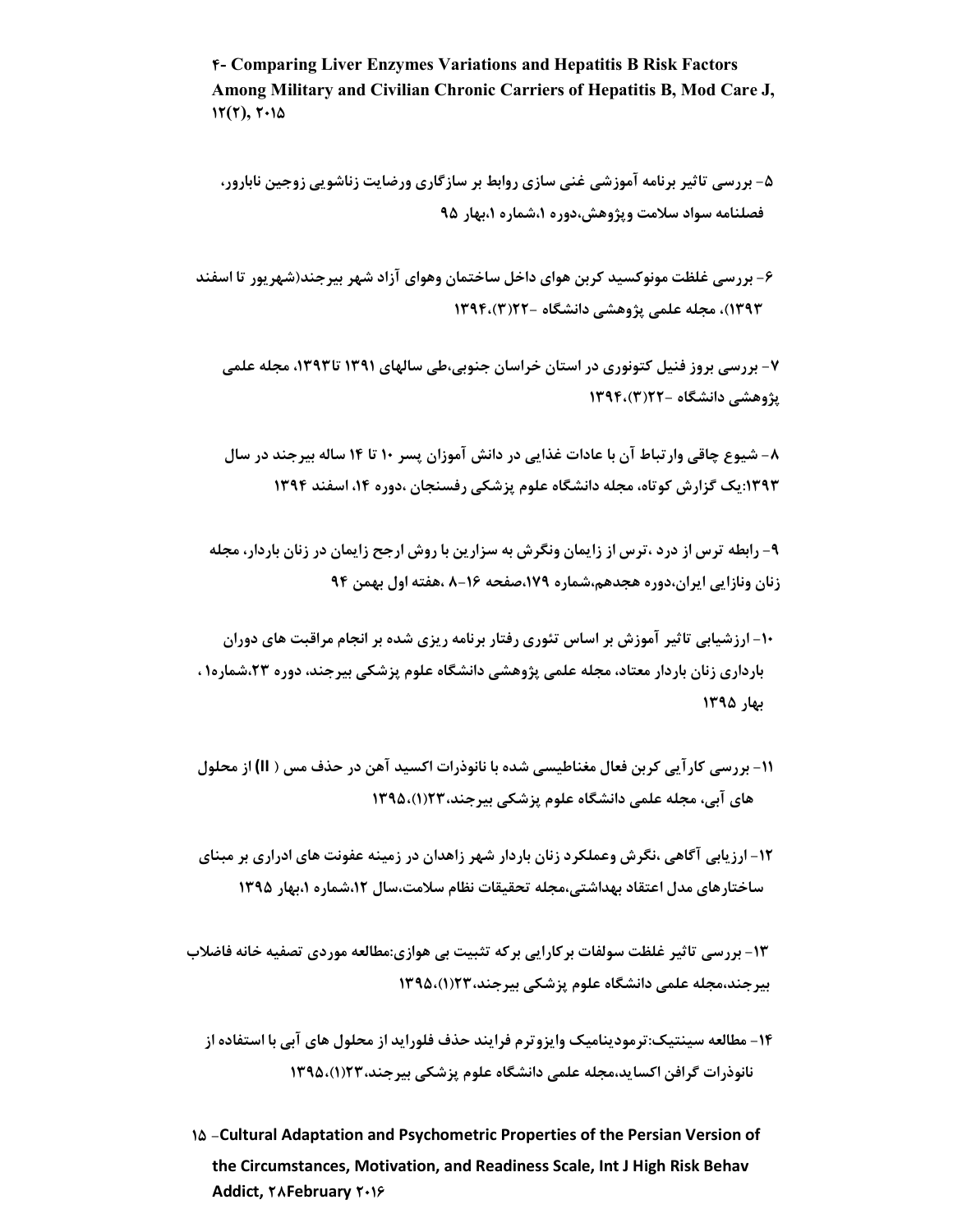**۴- Comparing Liver Enzymes Variations and Hepatitis B Risk Factors Among Military and Civilian Chronic Carriers of Hepatitis B, Mod Care J, ۱۲(۲), ۲۰۱۵**

**۵- بررسی تاثیر برنامه آموزشی غنی سازی روابط بر سازگاری ورضایت زناشویی زوجین نابارور، فصلنامه سواد سلامت وپژوهش،دوره ۱،شماره ۱،بهار ۹۵**

**۶- بررسی غلظت مونوکسید کربن هوای داخل ساختمان وهوای آزاد شهر بیرجند(شهریور تا اسفند ۱۳۹۳)، مجله علمی پژوهشی دانشگاه -۲۲(۳)،۱۳۹۴**

**۷- بررسی بروز فنیل کتونوری در استان خراسان جنوبی،طی سالهای ۱۳۹۱ تا۱۳۹۳، مجله علمی پژوهشی دانشگاه -۲۲(۳)،۱۳۹۴**

**۸- شیوع چاقی وارتباط آن با عادات غذایی در دانش آموزان پسر ۱۰ تا ۱۴ ساله بیرجند در سال ۱۳۹۳:یک گزارش کوتاه، مجله دانشگاه علوم پزشکی رفسنجان ،دوره ۱۴، اسفند ۱۳۹۴**

**۹- رابطه ترس از درد ،ترس از زایمان ونگرش به سزارین با روش ارجح زایمان در زنان باردار، مجله زنان ونازایی ایران،دوره هجدهم،شماره ۱۷۹،صفحه ۱۶-۸ ،هفته اول بهمن ۹۴**

**۱۰- ارزشیابی تاثیر آموزش بر اساس تئوری رفتار برنامه ریزی شده بر انجام مراقبت های دوران بارداری زنان باردار معتاد، مجله علمی پژوهشی دانشگاه علوم پزشکی بیرجند، دوره ۲۳،شماره۱ ، بهار ۱۳۹۵**

**۱۱- بررسی کارآیی کربن فعال مغناطیسی شده با نانوذرات اکسید آهن در حذف مس ( II) از محلول های آبی، مجله علمی دانشگاه علوم پزشکی بیرجند،۲۳(۱)،۱۳۹۵**

**۱۲- ارزیابی آگاهی ،نگرش وعملکرد زنان باردار شهر زاهدان در زمینه عفونت های ادراری بر مبنای ساختارهای مدل اعتقاد بهداشتی،مجله تحقیقات نظام سلامت،سال ۱۲،شماره ۱،بهار ۱۳۹۵**

**۱۳- بررسی تاثیر غلظت سولفات برکارایی برکه تثبیت بی هوازی:مطالعه موردی تصفیه خانه فاضلاب بیرجند،مجله علمی دانشگاه علوم پزشکی بیرجند،۲۳(۱)،۱۳۹۵**

**۱۴- مطالعه سینتیک:ترمودینامیک وایزوترم فرایند حذف فلوراید از محلول های آبی با استفاده از نانوذرات گرافن اکساید،مجله علمی دانشگاه علوم پزشکی بیرجند،۲۳(۱)،۱۳۹۵**

**۱۵ -Cultural Adaptation and Psychometric Properties of the Persian Version of the Circumstances, Motivation, and Readiness Scale, Int J High Risk Behav Addict, ۲۸February ۲۰۱۶**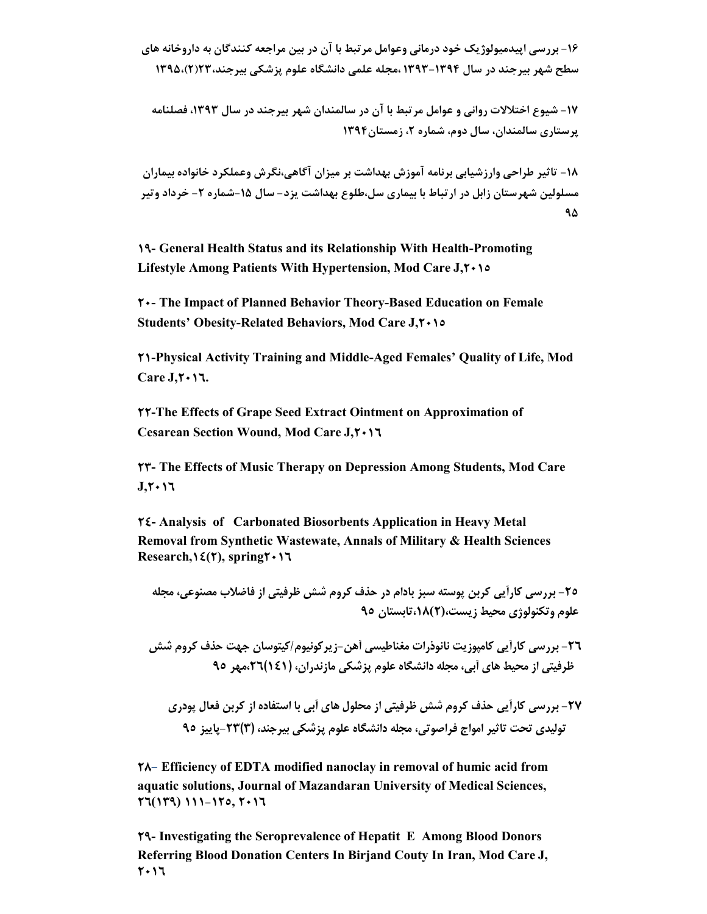۱۶- بررسی اپیدمیولوژیک خود درمانی وعوامل مرتبط با آن در بین مراجعه کنندگان به داروخانه های سطح شهر بیرجند در سال ۱۳۹۴-۱۳۹۳ ،مجله علمی دانشگاه علوم پزشکی بیرجند،۲۳(۲)،۱۳۹۵

۱۷- شیوع اختلالات روانی و عوامل مرتبط با آن در سالمندان شهر بیرجند در سال ۱۳۹۳، فصلنامه پرستاری سالمندان، سال دوم، شماره ۲، زمستان۱۳۹۴

۱۸- تاثیر طراحی وارزشیابی برنامه آموزش بهداشت بر میزان آگاهی،نگرش وعملکرد خانواده بیماران مسلولین شهرستان زابل در ارتباط با بیماری سل،طلوع بهداشت یزد- سال ۱۵-شماره ۲- خرداد وتیر ۹۵

۱۹- General Health Status and its Relationship With Health-Promoting Lifestyle Among Patients With Hypertension, Mod Care J,۲۰۱۵

۲۰- The Impact of Planned Behavior Theory-Based Education on Female Students' Obesity-Related Behaviors, Mod Care J,۲۰۱۵

۲۱-Physical Activity Training and Middle-Aged Females' Quality of Life, Mod Care J,۲۰۱٦.

۲۲-The Effects of Grape Seed Extract Ointment on Approximation of Cesarean Section Wound, Mod Care J,۲۰۱٦

۲۳- The Effects of Music Therapy on Depression Among Students, Mod Care J,۲۰۱٦

۲٤- Analysis of Carbonated Biosorbents Application in Heavy Metal Removal from Synthetic Wastewate, Annals of Military & Health Sciences Research,۱٤(۲), spring۲۰۱٦

۲۵- بررسی کارآیی کربن پوسته سبز بادام در حذف کروم شش ظرفیتی از فاضلاب مصنوعی، مجله علوم وتکنولوژی محیط زیست،(۲)۱۸،تابستان ۹۵

۲٦- بررسی کارآیی کامپوزیت نانوذرات مغناطیسی آهن-زیرکونیوم/کیتوسان جهت حذف کروم شش ظرفیتی از محیط های آبی، مجله دانشگاه علوم پزشکی مازندران، (۱٤۱)۲٦،مهر ۹۵

۲۷- بررسی کارآیی حذف کروم شش ظرفیتی از محلول های آبی با استفاده از کربن فعال پودری تولیدی تحت تاثیر امواج فراصوتی، مجله دانشگاه علوم پزشکی بیرجند، (۳)۲۳-پاییز ۹۵

۲۸– Efficiency of EDTA modified nanoclay in removal of humic acid from aquatic solutions, Journal of Mazandaran University of Medical Sciences, ۲٦(۱۳۹) ۱۱۱-۱۲۵, ۲۰۱٦

۲۹- Investigating the Seroprevalence of Hepatit E Among Blood Donors Referring Blood Donation Centers In Birjand Couty In Iran, Mod Care J, ۲۰۱٦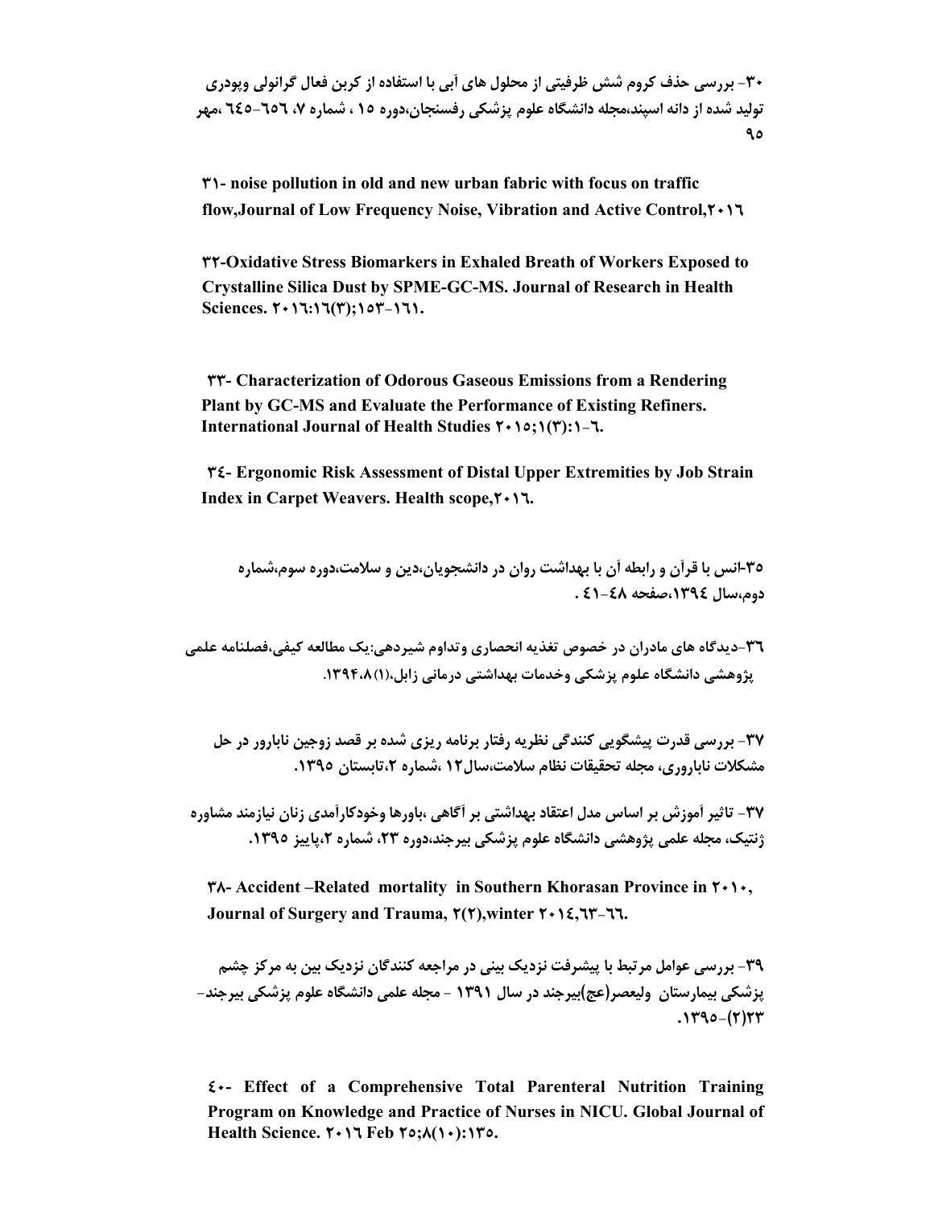۳۰- بررسی حذف کروم شش ظرفیتی از محلول های آبی با استفاده از کربن فعال گرانولی وپودری تولید شده از دانه اسپند،مجله دانشگاه علوم پزشکی رفسنجان،دوره ۱۵ ، شماره ۷، ٦٥٦-٦٤٥ ،مهر ۹۵

۳۱- noise pollution in old and new urban fabric with focus on traffic flow,Journal of Low Frequency Noise, Vibration and Active Control,۲۰۱٦

۳۲-Oxidative Stress Biomarkers in Exhaled Breath of Workers Exposed to Crystalline Silica Dust by SPME-GC-MS. Journal of Research in Health Sciences. ۲۰۱٦:۱٦(۳);۱٥۳-۱٦۱.

۳۳- Characterization of Odorous Gaseous Emissions from a Rendering Plant by GC-MS and Evaluate the Performance of Existing Refiners. International Journal of Health Studies ۲۰۱٥;۱(۳):۱-٦.

۳٤- Ergonomic Risk Assessment of Distal Upper Extremities by Job Strain Index in Carpet Weavers. Health scope,۲۰۱٦.

۳۵-انس با قرآن و رابطه آن با بهداشت روان در دانشجویان،دین و سلامت،دوره سوم،شماره دوم،سال ۱۳۹٤،صفحه ٤۸-٤۱ .

۳٦-دیدگاه های مادران در خصوص تغذیه انحصاری وتداوم شیردهی:یک مطالعه کیفی،فصلنامه علمی پژوهشی دانشگاه علوم پزشکی وخدمات بهداشتی درمانی زابل،(۱)۱۳۹۴،۸.

۳۷- بررسی قدرت پیشگویی کنندگی نظریه رفتار برنامه ریزی شده بر قصد زوجین نابارور در حل مشکلات ناباروری، مجله تحقیقات نظام سلامت،سال۱۲ ،شماره ۲،تابستان ۱۳۹۵.

۳۷- تاثیر آموزش بر اساس مدل اعتقاد بهداشتی بر آگاهی ،باورها وخودکارآمدی زنان نیازمند مشاوره ژنتیک، مجله علمی پژوهشی دانشگاه علوم پزشکی بیرجند،دوره ۲۳، شماره ۲،پاییز ۱۳۹۵.

۳۸- Accident –Related mortality in Southern Khorasan Province in ۲۰۱۰, Journal of Surgery and Trauma, ۲(۲),winter ۲۰۱٤,٦۳-٦٦.

۳۹- بررسی عوامل مرتبط با پیشرفت نزدیک بینی در مراجعه کنندگان نزدیک بین به مرکز چشم پزشکی بیمارستان ولیعصر(عج)بیرجند در سال ۱۳۹۱ - مجله علمی دانشگاه علوم پزشکی بیرجند-۲۳(۲)-۱۳۹۵.

٤۰- Effect of a Comprehensive Total Parenteral Nutrition Training Program on Knowledge and Practice of Nurses in NICU. Global Journal of Health Science. ۲۰۱٦ Feb ۲٥;۸(۱۰):۱۳٥.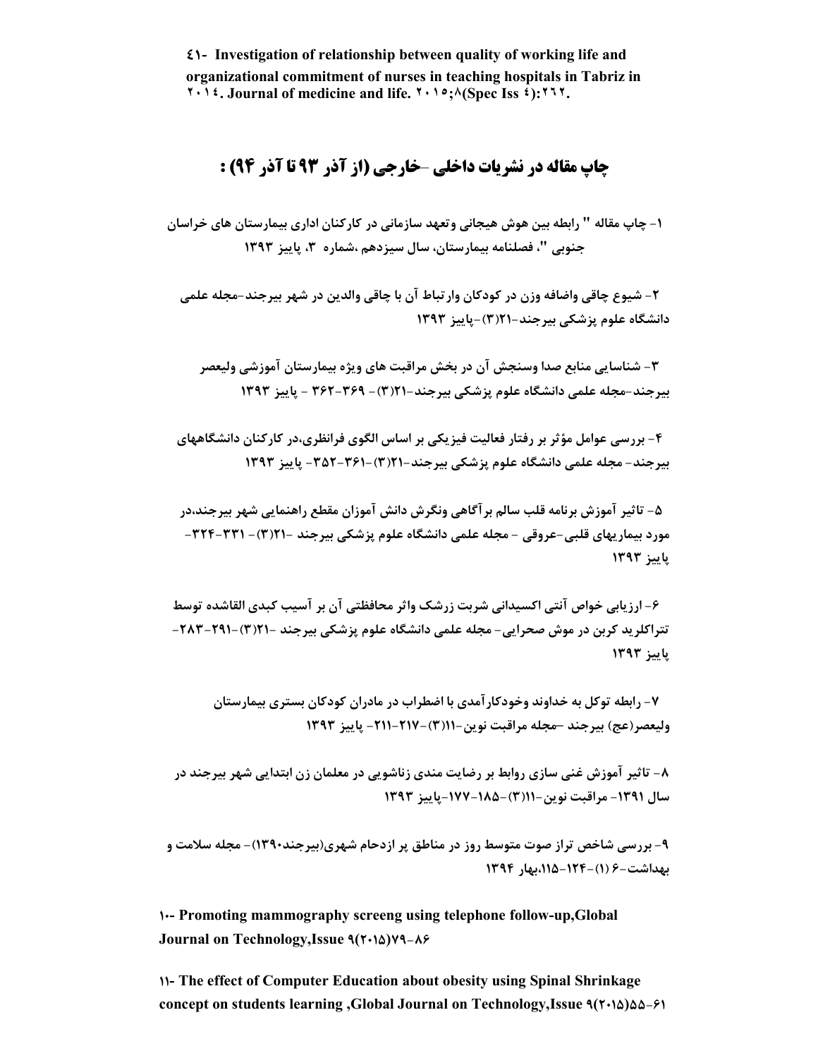٤١- Investigation of relationship between quality of working life and organizational commitment of nurses in teaching hospitals in Tabriz in ٢٠١٤. Journal of medicine and life. ٢٠١٥;٨(Spec Iss ٤):٢٦٢.

## چاپ مقاله در نشریات داخلی -خارجی (از آذر ۹۳ تا آذر ۹۴) :

۱- چاپ مقاله " رابطه بین هوش هیجانی وتعهد سازمانی در کارکنان اداری بیمارستان های خراسان جنوبی "، فصلنامه بیمارستان، سال سیزدهم ،شماره ۳، پاییز ۱۳۹۳

۲- شیوع چاقی واضافه وزن در کودکان وارتباط آن با چاقی والدین در شهر بیرجند-مجله علمی دانشگاه علوم پزشکی بیرجند-۲۱(۳)-پاییز ۱۳۹۳

۳- شناسایی منابع صدا وسنجش آن در بخش مراقبت های ویژه بیمارستان آموزشی ولیعصر بیرجند-مجله علمی دانشگاه علوم پزشکی بیرجند-۲۱(۳)- ۳۶۹-۳۶۲ - پاییز ۱۳۹۳

۴- بررسی عوامل مؤثر بر رفتار فعالیت فیزیکی بر اساس الگوی فرانظری،در کارکنان دانشگاههای بیرجند- مجله علمی دانشگاه علوم پزشکی بیرجند-۲۱(۳)-۳۶۱-۳۵۲- پاییز ۱۳۹۳

۵- تاثیر آموزش برنامه قلب سالم برآگاهی ونگرش دانش آموزان مقطع راهنمایی شهر بیرجند،در مورد بیماریهای قلبی-عروقی - مجله علمی دانشگاه علوم پزشکی بیرجند -۲۱(۳)- ۳۳۱-۳۲۴- پاییز ۱۳۹۳

۶- ارزیابی خواص آنتی اکسیدانی شربت زرشک واثر محافظتی آن بر آسیب کبدی القاشده توسط تتراکلرید کربن در موش صحرایی- مجله علمی دانشگاه علوم پزشکی بیرجند -۲۱(۳)-۲۹۱-۲۸۳- پاییز ۱۳۹۳

۷- رابطه توکل به خداوند وخودکارآمدی با اضطراب در مادران کودکان بستری بیمارستان ولیعصر(عج) بیرجند –مجله مراقبت نوین-۱۱(۳)-۲۱۷-۲۱۱- پاییز ۱۳۹۳

۸- تاثیر آموزش غنی سازی روابط بر رضایت مندی زناشویی در معلمان زن ابتدایی شهر بیرجند در سال ۱۳۹۱- مراقبت نوین-۱۱(۳)-۱۸۵-۱۷۷-پاییز ۱۳۹۳

۹- بررسی شاخص تراز صوت متوسط روز در مناطق پر ازدحام شهری(بیرجند۱۳۹۰)- مجله سلامت و بهداشت-۶ (۱)-۱۲۴-۱۱۵،بهار ۱۳۹۴

۱۰- Promoting mammography screeng using telephone follow-up,Global Journal on Technology,Issue ۹(۲۰۱۵)۷۹-۸۶

۱۱- The effect of Computer Education about obesity using Spinal Shrinkage concept on students learning ,Global Journal on Technology,Issue ۹(۲۰۱۵)۵۵-۶۱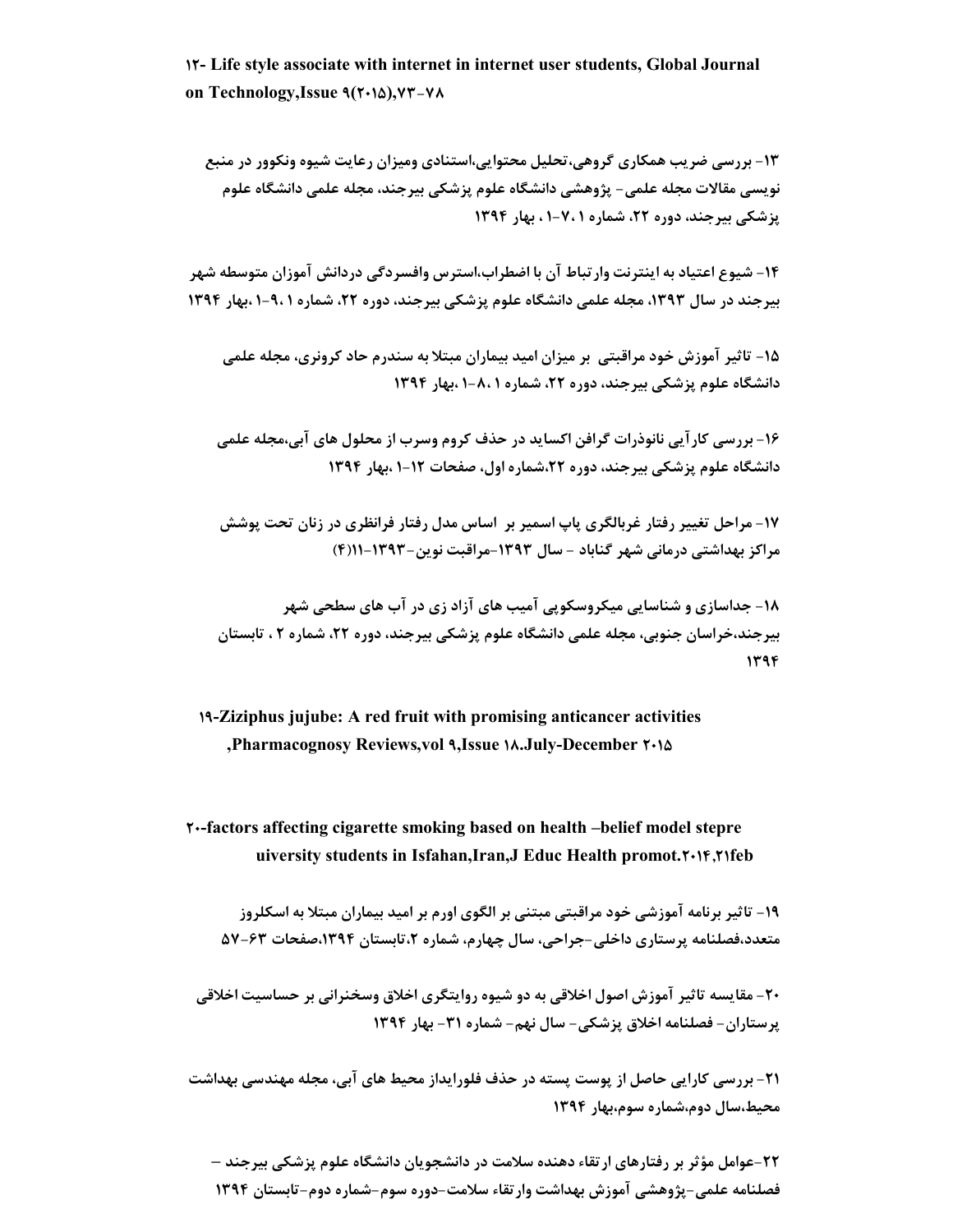**۱۲- Life style associate with internet in internet user students, Global Journal on Technology,Issue ۹(۲۰۱۵),۷۳-۷۸**

**۱۳- بررسی ضریب همکاری گروهی،تحلیل محتوایی،استنادی ومیزان رعایت شیوه ونکوور در منبع نویسی مقالات مجله علمی- پژوهشی دانشگاه علوم پزشکی بیرجند، مجله علمی دانشگاه علوم پزشکی بیرجند، دوره ۲۲، شماره ۱ ،۷-۱ ، بهار ۱۳۹۴**

**۱۴- شیوع اعتیاد به اینترنت وارتباط آن با اضطراب،استرس وافسردگی دردانش آموزان متوسطه شهر بیرجند در سال ۱۳۹۳، مجله علمی دانشگاه علوم پزشکی بیرجند، دوره ۲۲، شماره ۱ ،۹-۱ ،بهار ۱۳۹۴**

**۱۵- تاثیر آموزش خود مراقبتی بر میزان امید بیماران مبتلا به سندرم حاد کرونری، مجله علمی دانشگاه علوم پزشکی بیرجند، دوره ۲۲، شماره ۱ ،۸-۱ ،بهار ۱۳۹۴**

**۱۶- بررسی کارآیی نانوذرات گرافن اکساید در حذف کروم وسرب از محلول های آبی،مجله علمی دانشگاه علوم پزشکی بیرجند، دوره ۲۲،شماره اول، صفحات ۱۲-۱ ،بهار ۱۳۹۴**

**۱۷- مراحل تغییر رفتار غربالگری پاپ اسمیر بر اساس مدل رفتار فرانظری در زنان تحت پوشش مراکز بهداشتی درمانی شهر گناباد - سال ۱۳۹۳-مراقبت نوین-۱۳۹۳-۱۱(۴)**

**۱۸- جداسازی و شناسایی میکروسکوپی آمیب های آزاد زی در آب های سطحی شهر بیرجند،خراسان جنوبی، مجله علمی دانشگاه علوم پزشکی بیرجند، دوره ۲۲، شماره ۲ ، تابستان ۱۳۹۴**

**۱۹-Ziziphus jujube: A red fruit with promising anticancer activities ,Pharmacognosy Reviews,vol ۹,Issue ۱۸.July-December ۲۰۱۵**

**۲۰--factors affecting cigarette smoking based on health –belief model stepre uiversity students in Isfahan,Iran,J Educ Health promot.۲۰۱۴,۲۱feb**

**۱۹- تاثیر برنامه آموزشی خود مراقبتی مبتنی بر الگوی اورم بر امید بیماران مبتلا به اسکلروز متعدد،فصلنامه پرستاری داخلی-جراحی، سال چهارم، شماره ۲،تابستان ۱۳۹۴،صفحات ۶۳-۵۷**

**۲۰- مقایسه تاثیر آموزش اصول اخلاقی به دو شیوه روایتگری اخلاق وسخنرانی بر حساسیت اخلاقی پرستاران- فصلنامه اخلاق پزشکی- سال نهم- شماره ۳۱- بهار ۱۳۹۴**

**۲۱- بررسی کارایی حاصل از پوست پسته در حذف فلورایداز محیط های آبی، مجله مهندسی بهداشت محیط،سال دوم،شماره سوم،بهار ۱۳۹۴**

**۲۲-عوامل مؤثر بر رفتارهای ارتقاء دهنده سلامت در دانشجویان دانشگاه علوم پزشکی بیرجند – فصلنامه علمی-پژوهشی آموزش بهداشت وارتقاء سلامت-دوره سوم-شماره دوم-تابستان ۱۳۹۴**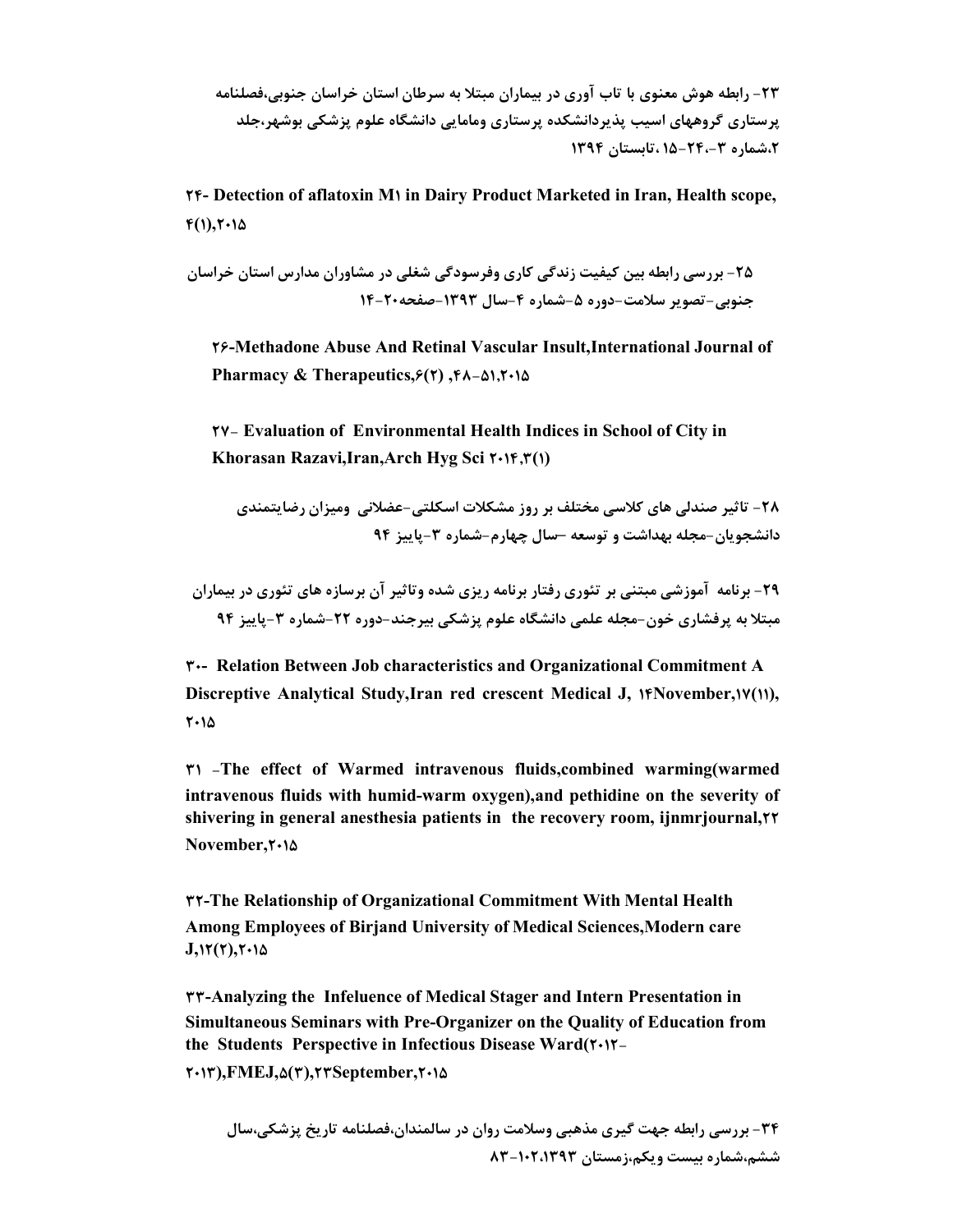**۲۳- رابطه هوش معنوی با تاب آوری در بیماران مبتلا به سرطان استان خراسان جنوبی،فصلنامه پرستاری گروههای اسیب پذیردانشکده پرستاری ومامایی دانشگاه علوم پزشکی بوشهر،جلد ۲،شماره ۳ ،۲۴-۱۵ ،تابستان ۱۳۹۴**

**۲۴- Detection of aflatoxin M۱ in Dairy Product Marketed in Iran, Health scope, ۴(۱),۲۰۱۵**

**۲۵- بررسی رابطه بین کیفیت زندگی کاری وفرسودگی شغلی در مشاوران مدارس استان خراسان جنوبی-تصویر سلامت-دوره ۵-شماره ۴-سال ۱۳۹۳-صفحه۲۰-۱۴**

**۲۶-Methadone Abuse And Retinal Vascular Insult,International Journal of Pharmacy & Therapeutics,۶(۲) ,۴۸-۵۱,۲۰۱۵**

**۲۷- Evaluation of Environmental Health Indices in School of City in Khorasan Razavi,Iran,Arch Hyg Sci ۲۰۱۴,۳(۱)**

**۲۸- تاثیر صندلی های کلاسی مختلف بر روز مشکلات اسکلتی-عضلانی ومیزان رضایتمندی دانشجویان-مجله بهداشت و توسعه –سال چهارم-شماره ۳-پاییز ۹۴**

**۲۹- برنامه آموزشی مبتنی بر تئوری رفتار برنامه ریزی شده وتاثیر آن برسازه های تئوری در بیماران مبتلا به پرفشاری خون-مجله علمی دانشگاه علوم پزشکی بیرجند-دوره ۲۲-شماره ۳-پاییز ۹۴**

**۳۰- Relation Between Job characteristics and Organizational Commitment A Discreptive Analytical Study,Iran red crescent Medical J, ۱۴November,۱۷(۱۱), ۲۰۱۵**

**۳۱ -The effect of Warmed intravenous fluids,combined warming(warmed intravenous fluids with humid-warm oxygen),and pethidine on the severity of shivering in general anesthesia patients in the recovery room, ijnmrjournal,۲۲ November,۲۰۱۵**

**۳۲-The Relationship of Organizational Commitment With Mental Health Among Employees of Birjand University of Medical Sciences,Modern care J,۱۲(۲),۲۰۱۵**

**۳۳-Analyzing the Infeluence of Medical Stager and Intern Presentation in Simultaneous Seminars with Pre-Organizer on the Quality of Education from the Students Perspective in Infectious Disease Ward(۲۰۱۲-۲۰۱۳),FMEJ,۵(۳),۲۳September,۲۰۱۵**

**۳۴- بررسی رابطه جهت گیری مذهبی وسلامت روان در سالمندان،فصلنامه تاریخ پزشکی،سال ششم،شماره بیست ویکم،زمستان ۱۳۹۳،۱۰۲-۸۳**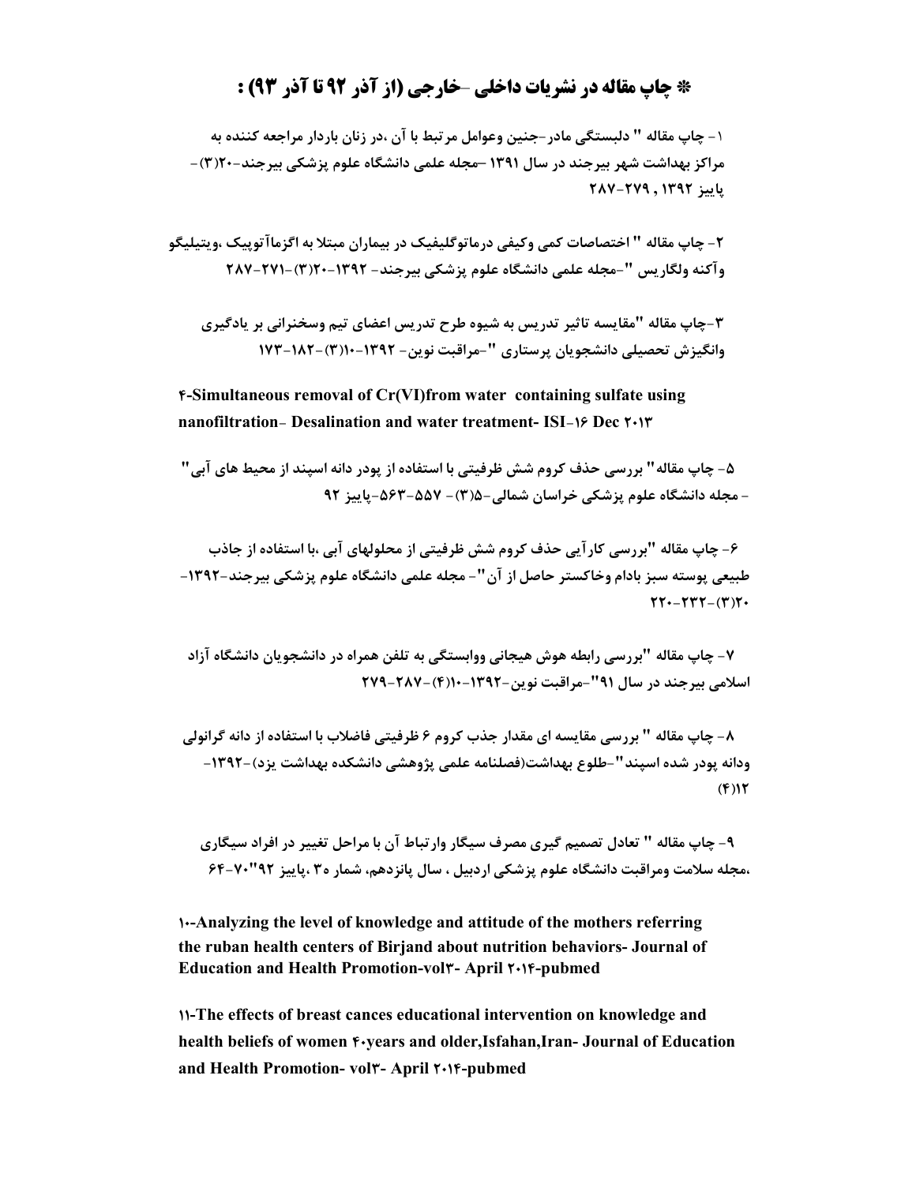# * چاپ مقاله در نشریات داخلی -خارجی (از آذر ۹۲ تا آذر ۹۳) :

۱- چاپ مقاله " دلبستگی مادر-جنین وعوامل مرتبط با آن ،در زنان باردار مراجعه کننده به مراکز بهداشت شهر بیرجند در سال ۱۳۹۱ -مجله علمی دانشگاه علوم پزشکی بیرجند-۲۰(۳)-پاییز ۱۳۹۲ , ۲۷۹-۲۸۷

۲- چاپ مقاله " اختصاصات کمی وکیفی درماتوگلیفیک در بیماران مبتلا به اگزماآتوپیک ،ویتیلیگو وآکنه ولگاریس "-مجله علمی دانشگاه علوم پزشکی بیرجند- ۱۳۹۲-۲۰(۳)-۲۷۱-۲۸۷

۳-چاپ مقاله "مقایسه تاثیر تدریس به شیوه طرح تدریس اعضای تیم وسخنرانی بر یادگیری وانگیزش تحصیلی دانشجویان پرستاری "-مراقبت نوین- ۱۳۹۲-۱۰(۳)-۱۸۲-۱۷۳

**۴-Simultaneous removal of Cr(VI)from water containing sulfate using nanofiltration- Desalination and water treatment- ISI-۱۶ Dec ۲۰۱۳**

۵- چاپ مقاله" بررسی حذف کروم شش ظرفیتی با استفاده از پودر دانه اسپند از محیط های آبی" - مجله دانشگاه علوم پزشکی خراسان شمالی-۵(۳)- ۵۵۷-۵۶۳-پاییز ۹۲

۶- چاپ مقاله "بررسی کارآیی حذف کروم شش ظرفیتی از محلولهای آبی ،با استفاده از جاذب طبیعی پوسته سبز بادام وخاکستر حاصل از آن"- مجله علمی دانشگاه علوم پزشکی بیرجند-۱۳۹۲-۲۰(۳)-۲۳۲-۲۲۰

۷- چاپ مقاله "بررسی رابطه هوش هیجانی ووابستگی به تلفن همراه در دانشجویان دانشگاه آزاد اسلامی بیرجند در سال ۹۱"-مراقبت نوین-۱۳۹۲-۱۰(۴)-۲۸۷-۲۷۹

۸- چاپ مقاله " بررسی مقایسه ای مقدار جذب کروم ۶ ظرفیتی فاضلاب با استفاده از دانه گرانولی ودانه پودر شده اسپند"-طلوع بهداشت(فصلنامه علمی پژوهشی دانشکده بهداشت یزد)-۱۳۹۲-(۴)۱۲

۹- چاپ مقاله " تعادل تصمیم گیری مصرف سیگار وارتباط آن با مراحل تغییر در افراد سیگاری ،مجله سلامت ومراقبت دانشگاه علوم پزشکی اردبیل ، سال پانزدهم، شمار ۳۰ ،پاییز ۹۲"۷۰-۶۴

**۱۰-Analyzing the level of knowledge and attitude of the mothers referring the ruban health centers of Birjand about nutrition behaviors- Journal of Education and Health Promotion-vol۳- April ۲۰۱۴-pubmed**

**۱۱-The effects of breast cances educational intervention on knowledge and health beliefs of women ۴۰years and older,Isfahan,Iran- Journal of Education and Health Promotion- vol۳- April ۲۰۱۴-pubmed**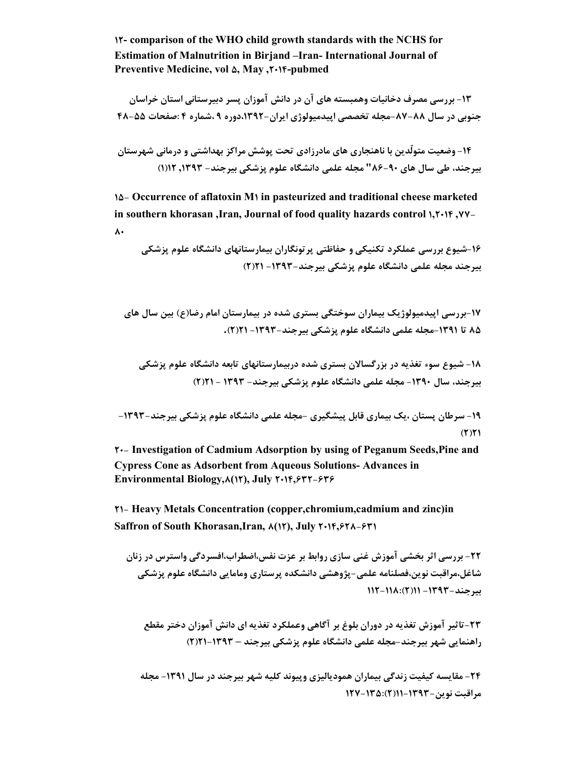**۱۲- comparison of the WHO child growth standards with the NCHS for Estimation of Malnutrition in Birjand –Iran- International Journal of Preventive Medicine, vol ۵, May ,۲۰۱۴-pubmed**

**۱۳- بررسی مصرف دخانیات وهمبسته های آن در دانش آموزان پسر دبیرستانی استان خراسان جنوبی در سال ۸۸-۸۷-مجله تخصصی اپیدمیولوژی ایران-۱۳۹۲،دوره ۹ ،شماره ۴ :صفحات ۵۵-۴۸**

**۱۴- وضعیت متولّدین با ناهنجاری های مادرزادی تحت پوشش مراکز بهداشتی و درمانی شهرستان بیرجند، طی سال های ۹۰-۸۶" مجله علمی دانشگاه علوم پزشکی بیرجند- ۱۳۹۳, ۱۲(۱)**

**۱۵- Occurrence of aflatoxin M۱ in pasteurized and traditional cheese marketed in southern khorasan ,Iran, Journal of food quality hazards control ۱,۲۰۱۴ ,۷۷-۸۰**

**۱۶-شیوع بررسی عملکرد تکنیکی و حفاظتی پرتونگاران بیمارستانهای دانشگاه علوم پزشکی بیرجند مجله علمی دانشگاه علوم پزشکی بیرجند-۱۳۹۳- ۲۱(۲)**

**۱۷-بررسی اپیدمیولوژیک بیماران سوختگی بستری شده در بیمارستان امام رضا(ع) بین سال های ۸۵ تا ۱۳۹۱-مجله علمی دانشگاه علوم پزشکی بیرجند-۱۳۹۳- ۲۱(۲).**

**۱۸- شیوع سوء تغذیه در بزرگسالان بستری شده دربیمارستانهای تابعه دانشگاه علوم پزشکی بیرجند، سال ۱۳۹۰- مجله علمی دانشگاه علوم پزشکی بیرجند- ۱۳۹۳ - ۲۱(۲)**

**۱۹- سرطان پستان ،یک بیماری قابل پیشگیری -مجله علمی دانشگاه علوم پزشکی بیرجند-۱۳۹۳- ۲۱(۲)**

**۲۰- Investigation of Cadmium Adsorption by using of Peganum Seeds,Pine and Cypress Cone as Adsorbent from Aqueous Solutions- Advances in Environmental Biology,۸(۱۲), July ۲۰۱۴,۶۳۲-۶۳۶**

**۲۱- Heavy Metals Concentration (copper,chromium,cadmium and zinc)in Saffron of South Khorasan,Iran, ۸(۱۲), July ۲۰۱۴,۶۲۸-۶۳۱**

**۲۲- بررسی اثر بخشی آموزش غنی سازی روابط بر عزت نفس،اضطراب،افسردگی واسترس در زنان شاغل،مراقبت نوین،فصلنامه علمی-پژوهشی دانشکده پرستاری ومامایی دانشگاه علوم پزشکی بیرجند-۱۳۹۳- ۱۱(۲):۱۱۸-۱۱۲**

**۲۳-تاثیر آموزش تغذیه در دوران بلوغ بر آگاهی وعملکرد تغذیه ای دانش آموزان دختر مقطع راهنمایی شهر بیرجند-مجله علمی دانشگاه علوم پزشکی بیرجند – ۱۳۹۳-۲۱(۲)**

**۲۴- مقایسه کیفیت زندگی بیماران همودیالیزی وپیوند کلیه شهر بیرجند در سال ۱۳۹۱- مجله مراقبت نوین-۱۳۹۳-۱۱(۲):۱۳۵-۱۲۷**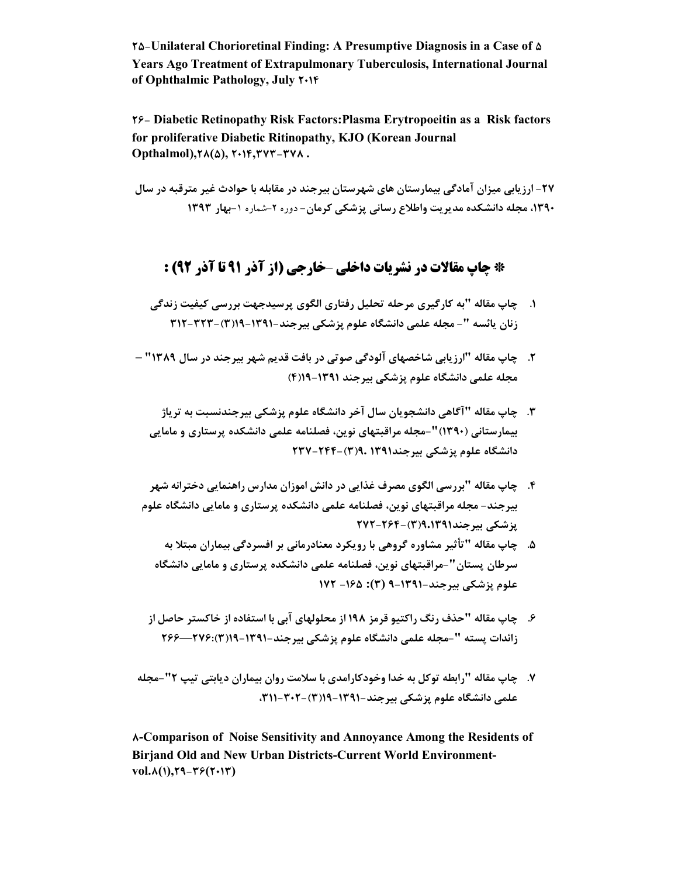**۲۵-Unilateral Chorioretinal Finding: A Presumptive Diagnosis in a Case of ۵ Years Ago Treatment of Extrapulmonary Tuberculosis, International Journal of Ophthalmic Pathology, July ۲۰۱۴**

**۲۶- Diabetic Retinopathy Risk Factors:Plasma Erytropoeitin as a Risk factors for proliferative Diabetic Ritinopathy, KJO (Korean Journal Opthalmol),۲۸(۵), ۲۰۱۴,۳۷۳-۳۷۸ .**

**۲۷- ارزیابی میزان آمادگی بیمارستان های شهرستان بیرجند در مقابله با حوادث غیر مترقبه در سال ۱۳۹۰، مجله دانشکده مدیریت واطلاع رسانی پزشکی کرمان-** دوره ۲-شماره ۱-**بهار ۱۳۹۳**

## * چاپ مقالات در نشریات داخلی -خارجی (از آذر ۹۱ تا آذر ۹۲) :

1. **چاپ مقاله "به کارگیری مرحله تحلیل رفتاری الگوی پرسیدجهت بررسی کیفیت زندگی زنان یائسه "- مجله علمی دانشگاه علوم پزشکی بیرجند-۱۳۹۱-۱۹(۳)-۳۲۳-۳۱۲**

2. **چاپ مقاله "ارزیابی شاخصهای آلودگی صوتی در بافت قدیم شهر بیرجند در سال ۱۳۸۹" – مجله علمی دانشگاه علوم پزشکی بیرجند ۱۳۹۱-۱۹(۴)**

3. **چاپ مقاله "آگاهی دانشجویان سال آخر دانشگاه علوم پزشکی بیرجندنسبت به تریاژ بیمارستانی (۱۳۹۰)"-مجله مراقبتهای نوین، فصلنامه علمی دانشکده پرستاری و مامایی دانشگاه علوم پزشکی بیرجند۱۳۹۱ .۹(۳)-۲۴۴-۲۳۷**

4. **چاپ مقاله "بررسی الگوی مصرف غذایی در دانش اموزان مدارس راهنمایی دخترانه شهر بیرجند- مجله مراقبتهای نوین، فصلنامه علمی دانشکده پرستاری و مامایی دانشگاه علوم پزشکی بیرجند۹.۱۳۹۱(۳)-۲۶۴-۲۷۲**

5. **چاپ مقاله "تأثیر مشاوره گروهی با رویکرد معنادرمانی بر افسردگی بیماران مبتلا به سرطان پستان"-مراقبتهای نوین، فصلنامه علمی دانشکده پرستاری و مامایی دانشگاه علوم پزشکی بیرجند-۱۳۹۱-۹ (۳): ۱۶۵- ۱۷۲**

6. **چاپ مقاله "حذف رنگ راکتیو قرمز ۱۹۸ از محلولهای آبی با استفاده از خاکستر حاصل از زائدات پسته "-مجله علمی دانشگاه علوم پزشکی بیرجند-۱۳۹۱-۱۹(۳):۲۷۶—۲۶۶**

7. **چاپ مقاله "رابطه توکل به خدا وخودکارامدی با سلامت روان بیماران دیابتی تیپ ۲"-مجله علمی دانشگاه علوم پزشکی بیرجند-۱۳۹۱-۱۹(۳)-۳۰۲-۳۱۱.**

**۸-Comparison of Noise Sensitivity and Annoyance Among the Residents of Birjand Old and New Urban Districts-Current World Environment-vol.۸(۱),۲۹-۳۶(۲۰۱۳)**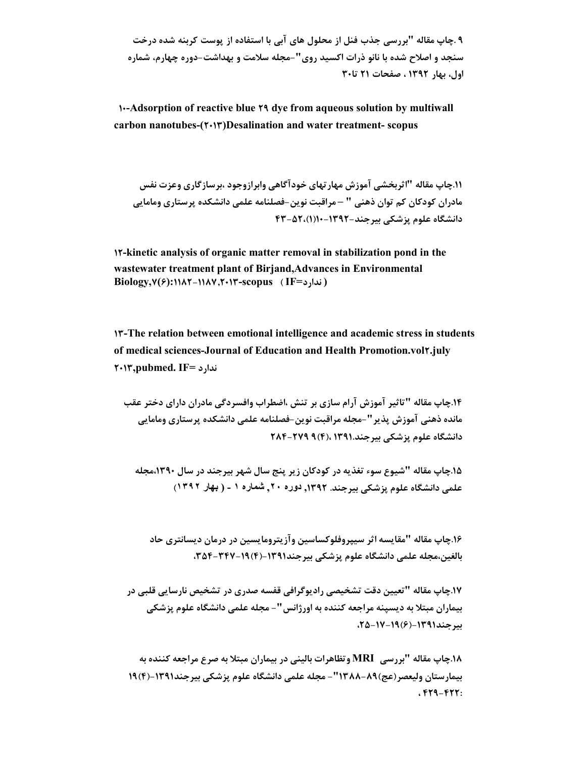۹.چاپ مقاله "بررسی جذب فنل از محلول های آبی با استفاده از پوست کربنه شده درخت سنجد و اصلاح شده با نانو ذرات اکسید روی"-مجله سلامت و بهداشت-دوره چهارم، شماره اول، بهار ۱۳۹۲ ، صفحات ۲۱ تا۳۰

**۱۰-Adsorption of reactive blue ۲۹ dye from aqueous solution by multiwall carbon nanotubes-(۲۰۱۳)Desalination and water treatment- scopus**

۱۱.چاپ مقاله "اثربخشی آموزش مهارتهای خودآگاهی وابرازوجود ،برسازگاری وعزت نفس مادران کودکان کم توان ذهنی " – مراقبت نوین-فصلنامه علمی دانشکده پرستاری ومامایی دانشگاه علوم پزشکی بیرجند-۱۳۹۲-۱۰(۱)،۵۲-۴۳

**۱۲-kinetic analysis of organic matter removal in stabilization pond in the wastewater treatment plant of Birjand,Advances in Environmental Biology,۷(۶):۱۱۸۲-۱۱۸۷,۲۰۱۳-scopus ( IF=ندارد)**

**۱۳-The relation between emotional intelligence and academic stress in students of medical sciences-Journal of Education and Health Promotion.vol۲.july ۲۰۱۳,pubmed. IF= ندارد**

۱۴.چاپ مقاله "تاثیر آموزش آرام سازی بر تنش ،اضطراب وافسردگی مادران دارای دختر عقب مانده ذهنی آموزش پذیر"-مجله مراقبت نوین-فصلنامه علمی دانشکده پرستاری ومامایی دانشگاه علوم پزشکی بیرجند.۱۳۹۱ ،(۴)۹ ۲۷۹-۲۸۴

۱۵.چاپ مقاله "شیوع سوء تغذیه در کودکان زیر پنج سال شهر بیرجند در سال ۱۳۹۰،مجله علمی دانشگاه علوم پزشکی بیرجند. ۱۳۹۲, دوره ۲۰, شماره ۱ - ( بهار ۱۳۹۲)

۱۶.چاپ مقاله "مقایسه اثر سیپروفلوکساسین وآزیترومایسین در درمان دیسانتری حاد بالغین،مجله علمی دانشگاه علوم پزشکی بیرجند۱۳۹۱-(۴)۱۹-۳۴۷-۳۵۴،

۱۷.چاپ مقاله "تعیین دقت تشخیصی رادیوگرافی قفسه صدری در تشخیص نارسایی قلبی در بیماران مبتلا به دیسپنه مراجعه کننده به اورژانس"- مجله علمی دانشگاه علوم پزشکی بیرجند۱۳۹۱-(۶)۱۹-۱۷-۲۵،

۱۸.چاپ مقاله "بررسی MRI وتظاهرات بالینی در بیماران مبتلا به صرع مراجعه کننده به بیمارستان ولیعصر(عج)۸۹-۱۳۸۸"- مجله علمی دانشگاه علوم پزشکی بیرجند۱۳۹۱-(۴)۱۹ :۴۲۲-۴۲۹ ،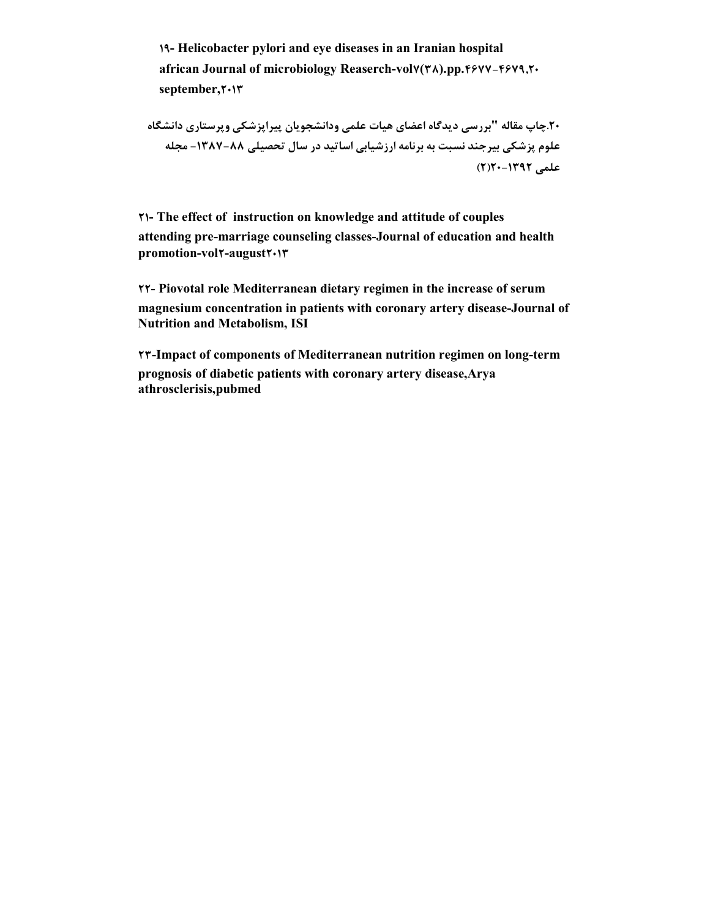**۱۹- Helicobacter pylori and eye diseases in an Iranian hospital african Journal of microbiology Reaserch-vol۷(۳۸).pp.۴۶۷۷-۴۶۷۹,۲۰ september,۲۰۱۳**

**۲۰.چاپ مقاله "بررسی دیدگاه اعضای هیات علمی ودانشجویان پیراپزشکی وپرستاری دانشگاه علوم پزشکی بیرجند نسبت به برنامه ارزشیابی اساتید در سال تحصیلی ۸۸-۱۳۸۷- مجله علمی ۱۳۹۲-۲۰(۲)**

**۲۱- The effect of instruction on knowledge and attitude of couples attending pre-marriage counseling classes-Journal of education and health promotion-vol۲-august۲۰۱۳**

**۲۲- Piovotal role Mediterranean dietary regimen in the increase of serum magnesium concentration in patients with coronary artery disease-Journal of Nutrition and Metabolism, ISI**

**۲۳-Impact of components of Mediterranean nutrition regimen on long-term prognosis of diabetic patients with coronary artery disease,Arya athrosclerisis,pubmed**